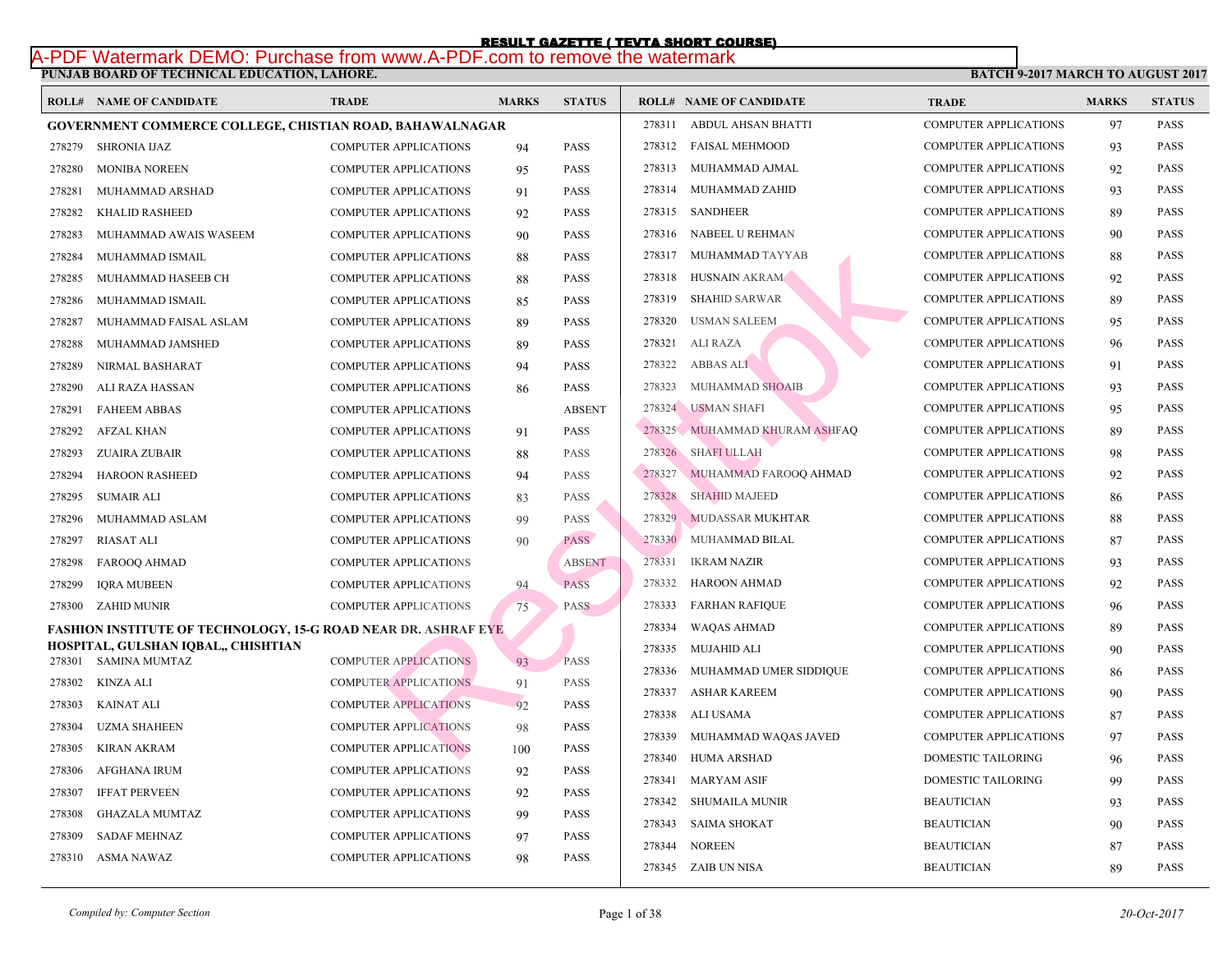# RESULT GAZETTE ( TEVTA SHORT COURSE)

**PUNJAB BOARD OF TECHNICAL EDUCATION, LAHORE.**

**BATCH 9-2017 MARCH TO AUGUST 2017**

| ROLL# | NAME OF CANDIDATE | TRADE | MARKS | STATUS |
|---|---|---|---|---|
| **GOVERNMENT COMMERCE COLLEGE, CHISTIAN ROAD, BAHAWALNAGAR** | | | | |
| 278279 | SHRONIA IJAZ | COMPUTER APPLICATIONS | 94 | PASS |
| 278280 | MONIBA NOREEN | COMPUTER APPLICATIONS | 95 | PASS |
| 278281 | MUHAMMAD ARSHAD | COMPUTER APPLICATIONS | 91 | PASS |
| 278282 | KHALID RASHEED | COMPUTER APPLICATIONS | 92 | PASS |
| 278283 | MUHAMMAD AWAIS WASEEM | COMPUTER APPLICATIONS | 90 | PASS |
| 278284 | MUHAMMAD ISMAIL | COMPUTER APPLICATIONS | 88 | PASS |
| 278285 | MUHAMMAD HASEEB CH | COMPUTER APPLICATIONS | 88 | PASS |
| 278286 | MUHAMMAD ISMAIL | COMPUTER APPLICATIONS | 85 | PASS |
| 278287 | MUHAMMAD FAISAL ASLAM | COMPUTER APPLICATIONS | 89 | PASS |
| 278288 | MUHAMMAD JAMSHED | COMPUTER APPLICATIONS | 89 | PASS |
| 278289 | NIRMAL BASHARAT | COMPUTER APPLICATIONS | 94 | PASS |
| 278290 | ALI RAZA HASSAN | COMPUTER APPLICATIONS | 86 | PASS |
| 278291 | FAHEEM ABBAS | COMPUTER APPLICATIONS | | ABSENT |
| 278292 | AFZAL KHAN | COMPUTER APPLICATIONS | 91 | PASS |
| 278293 | ZUAIRA ZUBAIR | COMPUTER APPLICATIONS | 88 | PASS |
| 278294 | HAROON RASHEED | COMPUTER APPLICATIONS | 94 | PASS |
| 278295 | SUMAIR ALI | COMPUTER APPLICATIONS | 83 | PASS |
| 278296 | MUHAMMAD ASLAM | COMPUTER APPLICATIONS | 99 | PASS |
| 278297 | RIASAT ALI | COMPUTER APPLICATIONS | 90 | PASS |
| 278298 | FAROOQ AHMAD | COMPUTER APPLICATIONS | | ABSENT |
| 278299 | IQRA MUBEEN | COMPUTER APPLICATIONS | 94 | PASS |
| 278300 | ZAHID MUNIR | COMPUTER APPLICATIONS | 75 | PASS |
| **FASHION INSTITUTE OF TECHNOLOGY, 15-G ROAD NEAR DR. ASHRAF EYE HOSPITAL, GULSHAN IQBAL,, CHISHTIAN** | | | | |
| 278301 | SAMINA MUMTAZ | COMPUTER APPLICATIONS | 93 | PASS |
| 278302 | KINZA ALI | COMPUTER APPLICATIONS | 91 | PASS |
| 278303 | KAINAT ALI | COMPUTER APPLICATIONS | 92 | PASS |
| 278304 | UZMA SHAHEEN | COMPUTER APPLICATIONS | 98 | PASS |
| 278305 | KIRAN AKRAM | COMPUTER APPLICATIONS | 100 | PASS |
| 278306 | AFGHANA IRUM | COMPUTER APPLICATIONS | 92 | PASS |
| 278307 | IFFAT PERVEEN | COMPUTER APPLICATIONS | 92 | PASS |
| 278308 | GHAZALA MUMTAZ | COMPUTER APPLICATIONS | 99 | PASS |
| 278309 | SADAF MEHNAZ | COMPUTER APPLICATIONS | 97 | PASS |
| 278310 | ASMA NAWAZ | COMPUTER APPLICATIONS | 98 | PASS |
| 278311 | ABDUL AHSAN BHATTI | COMPUTER APPLICATIONS | 97 | PASS |
| 278312 | FAISAL MEHMOOD | COMPUTER APPLICATIONS | 93 | PASS |
| 278313 | MUHAMMAD AJMAL | COMPUTER APPLICATIONS | 92 | PASS |
| 278314 | MUHAMMAD ZAHID | COMPUTER APPLICATIONS | 93 | PASS |
| 278315 | SANDHEER | COMPUTER APPLICATIONS | 89 | PASS |
| 278316 | NABEEL U REHMAN | COMPUTER APPLICATIONS | 90 | PASS |
| 278317 | MUHAMMAD TAYYAB | COMPUTER APPLICATIONS | 88 | PASS |
| 278318 | HUSNAIN AKRAM | COMPUTER APPLICATIONS | 92 | PASS |
| 278319 | SHAHID SARWAR | COMPUTER APPLICATIONS | 89 | PASS |
| 278320 | USMAN SALEEM | COMPUTER APPLICATIONS | 95 | PASS |
| 278321 | ALI RAZA | COMPUTER APPLICATIONS | 96 | PASS |
| 278322 | ABBAS ALI | COMPUTER APPLICATIONS | 91 | PASS |
| 278323 | MUHAMMAD SHOAIB | COMPUTER APPLICATIONS | 93 | PASS |
| 278324 | USMAN SHAFI | COMPUTER APPLICATIONS | 95 | PASS |
| 278325 | MUHAMMAD KHURAM ASHFAQ | COMPUTER APPLICATIONS | 89 | PASS |
| 278326 | SHAFI ULLAH | COMPUTER APPLICATIONS | 98 | PASS |
| 278327 | MUHAMMAD FAROOQ AHMAD | COMPUTER APPLICATIONS | 92 | PASS |
| 278328 | SHAHID MAJEED | COMPUTER APPLICATIONS | 86 | PASS |
| 278329 | MUDASSAR MUKHTAR | COMPUTER APPLICATIONS | 88 | PASS |
| 278330 | MUHAMMAD BILAL | COMPUTER APPLICATIONS | 87 | PASS |
| 278331 | IKRAM NAZIR | COMPUTER APPLICATIONS | 93 | PASS |
| 278332 | HAROON AHMAD | COMPUTER APPLICATIONS | 92 | PASS |
| 278333 | FARHAN RAFIQUE | COMPUTER APPLICATIONS | 96 | PASS |
| 278334 | WAQAS AHMAD | COMPUTER APPLICATIONS | 89 | PASS |
| 278335 | MUJAHID ALI | COMPUTER APPLICATIONS | 90 | PASS |
| 278336 | MUHAMMAD UMER SIDDIQUE | COMPUTER APPLICATIONS | 86 | PASS |
| 278337 | ASHAR KAREEM | COMPUTER APPLICATIONS | 90 | PASS |
| 278338 | ALI USAMA | COMPUTER APPLICATIONS | 87 | PASS |
| 278339 | MUHAMMAD WAQAS JAVED | COMPUTER APPLICATIONS | 97 | PASS |
| 278340 | HUMA ARSHAD | DOMESTIC TAILORING | 96 | PASS |
| 278341 | MARYAM ASIF | DOMESTIC TAILORING | 99 | PASS |
| 278342 | SHUMAILA MUNIR | BEAUTICIAN | 93 | PASS |
| 278343 | SAIMA SHOKAT | BEAUTICIAN | 90 | PASS |
| 278344 | NOREEN | BEAUTICIAN | 87 | PASS |
| 278345 | ZAIB UN NISA | BEAUTICIAN | 89 | PASS |

*Compiled by: Computer Section*

*20-Oct-2017*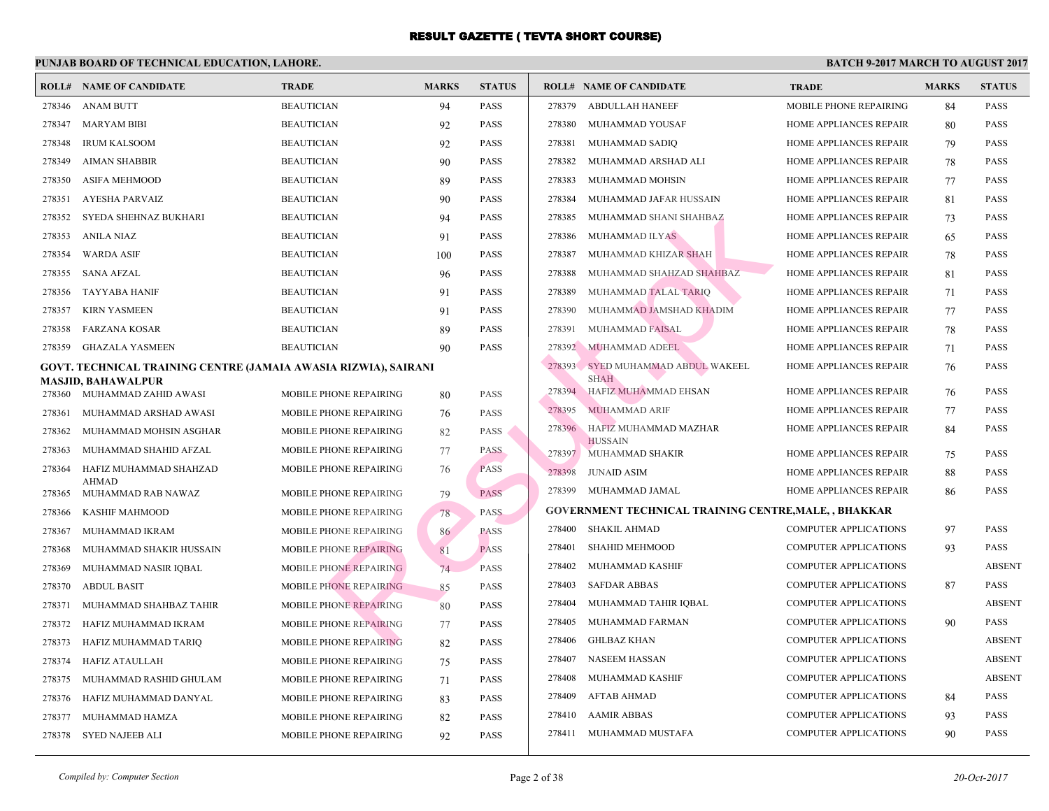# RESULT GAZETTE ( TEVTA SHORT COURSE)

**PUNJAB BOARD OF TECHNICAL EDUCATION, LAHORE.** **BATCH 9-2017 MARCH TO AUGUST 2017**

| ROLL# | NAME OF CANDIDATE | TRADE | MARKS | STATUS |
|---|---|---|---|---|
| 278346 | ANAM BUTT | BEAUTICIAN | 94 | PASS |
| 278347 | MARYAM BIBI | BEAUTICIAN | 92 | PASS |
| 278348 | IRUM KALSOOM | BEAUTICIAN | 92 | PASS |
| 278349 | AIMAN SHABBIR | BEAUTICIAN | 90 | PASS |
| 278350 | ASIFA MEHMOOD | BEAUTICIAN | 89 | PASS |
| 278351 | AYESHA PARVAIZ | BEAUTICIAN | 90 | PASS |
| 278352 | SYEDA SHEHNAZ BUKHARI | BEAUTICIAN | 94 | PASS |
| 278353 | ANILA NIAZ | BEAUTICIAN | 91 | PASS |
| 278354 | WARDA ASIF | BEAUTICIAN | 100 | PASS |
| 278355 | SANA AFZAL | BEAUTICIAN | 96 | PASS |
| 278356 | TAYYABA HANIF | BEAUTICIAN | 91 | PASS |
| 278357 | KIRN YASMEEN | BEAUTICIAN | 91 | PASS |
| 278358 | FARZANA KOSAR | BEAUTICIAN | 89 | PASS |
| 278359 | GHAZALA YASMEEN | BEAUTICIAN | 90 | PASS |

**GOVT. TECHNICAL TRAINING CENTRE (JAMAIA AWASIA RIZWIA), SAIRANI MASJID, BAHAWALPUR**

| ROLL# | NAME OF CANDIDATE | TRADE | MARKS | STATUS |
|---|---|---|---|---|
| 278360 | MUHAMMAD ZAHID AWASI | MOBILE PHONE REPAIRING | 80 | PASS |
| 278361 | MUHAMMAD ARSHAD AWASI | MOBILE PHONE REPAIRING | 76 | PASS |
| 278362 | MUHAMMAD MOHSIN ASGHAR | MOBILE PHONE REPAIRING | 82 | PASS |
| 278363 | MUHAMMAD SHAHID AFZAL | MOBILE PHONE REPAIRING | 77 | PASS |
| 278364 | HAFIZ MUHAMMAD SHAHZAD AHMAD | MOBILE PHONE REPAIRING | 76 | PASS |
| 278365 | MUHAMMAD RAB NAWAZ | MOBILE PHONE REPAIRING | 79 | PASS |
| 278366 | KASHIF MAHMOOD | MOBILE PHONE REPAIRING | 78 | PASS |
| 278367 | MUHAMMAD IKRAM | MOBILE PHONE REPAIRING | 86 | PASS |
| 278368 | MUHAMMAD SHAKIR HUSSAIN | MOBILE PHONE REPAIRING | 81 | PASS |
| 278369 | MUHAMMAD NASIR IQBAL | MOBILE PHONE REPAIRING | 74 | PASS |
| 278370 | ABDUL BASIT | MOBILE PHONE REPAIRING | 85 | PASS |
| 278371 | MUHAMMAD SHAHBAZ TAHIR | MOBILE PHONE REPAIRING | 80 | PASS |
| 278372 | HAFIZ MUHAMMAD IKRAM | MOBILE PHONE REPAIRING | 77 | PASS |
| 278373 | HAFIZ MUHAMMAD TARIQ | MOBILE PHONE REPAIRING | 82 | PASS |
| 278374 | HAFIZ ATAULLAH | MOBILE PHONE REPAIRING | 75 | PASS |
| 278375 | MUHAMMAD RASHID GHULAM | MOBILE PHONE REPAIRING | 71 | PASS |
| 278376 | HAFIZ MUHAMMAD DANYAL | MOBILE PHONE REPAIRING | 83 | PASS |
| 278377 | MUHAMMAD HAMZA | MOBILE PHONE REPAIRING | 82 | PASS |
| 278378 | SYED NAJEEB ALI | MOBILE PHONE REPAIRING | 92 | PASS |
| 278379 | ABDULLAH HANEEF | MOBILE PHONE REPAIRING | 84 | PASS |
| 278380 | MUHAMMAD YOUSAF | HOME APPLIANCES REPAIR | 80 | PASS |
| 278381 | MUHAMMAD SADIQ | HOME APPLIANCES REPAIR | 79 | PASS |
| 278382 | MUHAMMAD ARSHAD ALI | HOME APPLIANCES REPAIR | 78 | PASS |
| 278383 | MUHAMMAD MOHSIN | HOME APPLIANCES REPAIR | 77 | PASS |
| 278384 | MUHAMMAD JAFAR HUSSAIN | HOME APPLIANCES REPAIR | 81 | PASS |
| 278385 | MUHAMMAD SHANI SHAHBAZ | HOME APPLIANCES REPAIR | 73 | PASS |
| 278386 | MUHAMMAD ILYAS | HOME APPLIANCES REPAIR | 65 | PASS |
| 278387 | MUHAMMAD KHIZAR SHAH | HOME APPLIANCES REPAIR | 78 | PASS |
| 278388 | MUHAMMAD SHAHZAD SHAHBAZ | HOME APPLIANCES REPAIR | 81 | PASS |
| 278389 | MUHAMMAD TALAL TARIQ | HOME APPLIANCES REPAIR | 71 | PASS |
| 278390 | MUHAMMAD JAMSHAD KHADIM | HOME APPLIANCES REPAIR | 77 | PASS |
| 278391 | MUHAMMAD FAISAL | HOME APPLIANCES REPAIR | 78 | PASS |
| 278392 | MUHAMMAD ADEEL | HOME APPLIANCES REPAIR | 71 | PASS |
| 278393 | SYED MUHAMMAD ABDUL WAKEEL SHAH | HOME APPLIANCES REPAIR | 76 | PASS |
| 278394 | HAFIZ MUHAMMAD EHSAN | HOME APPLIANCES REPAIR | 76 | PASS |
| 278395 | MUHAMMAD ARIF | HOME APPLIANCES REPAIR | 77 | PASS |
| 278396 | HAFIZ MUHAMMAD MAZHAR HUSSAIN | HOME APPLIANCES REPAIR | 84 | PASS |
| 278397 | MUHAMMAD SHAKIR | HOME APPLIANCES REPAIR | 75 | PASS |
| 278398 | JUNAID ASIM | HOME APPLIANCES REPAIR | 88 | PASS |
| 278399 | MUHAMMAD JAMAL | HOME APPLIANCES REPAIR | 86 | PASS |

**GOVERNMENT TECHNICAL TRAINING CENTRE,MALE, , BHAKKAR**

| ROLL# | NAME OF CANDIDATE | TRADE | MARKS | STATUS |
|---|---|---|---|---|
| 278400 | SHAKIL AHMAD | COMPUTER APPLICATIONS | 97 | PASS |
| 278401 | SHAHID MEHMOOD | COMPUTER APPLICATIONS | 93 | PASS |
| 278402 | MUHAMMAD KASHIF | COMPUTER APPLICATIONS | | ABSENT |
| 278403 | SAFDAR ABBAS | COMPUTER APPLICATIONS | 87 | PASS |
| 278404 | MUHAMMAD TAHIR IQBAL | COMPUTER APPLICATIONS | | ABSENT |
| 278405 | MUHAMMAD FARMAN | COMPUTER APPLICATIONS | 90 | PASS |
| 278406 | GHLBAZ KHAN | COMPUTER APPLICATIONS | | ABSENT |
| 278407 | NASEEM HASSAN | COMPUTER APPLICATIONS | | ABSENT |
| 278408 | MUHAMMAD KASHIF | COMPUTER APPLICATIONS | | ABSENT |
| 278409 | AFTAB AHMAD | COMPUTER APPLICATIONS | 84 | PASS |
| 278410 | AAMIR ABBAS | COMPUTER APPLICATIONS | 93 | PASS |
| 278411 | MUHAMMAD MUSTAFA | COMPUTER APPLICATIONS | 90 | PASS |

*Compiled by: Computer Section* *20-Oct-2017*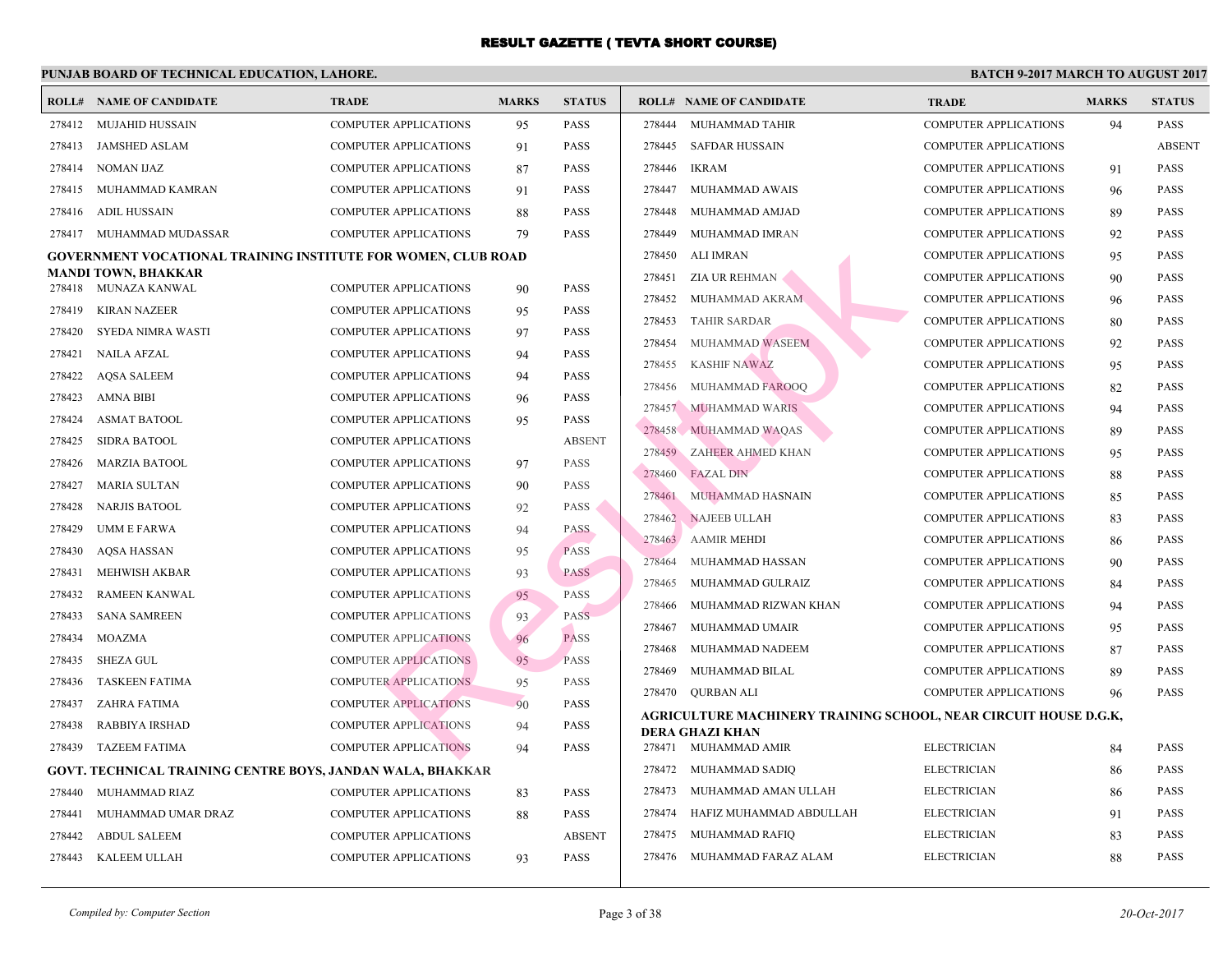# RESULT GAZETTE ( TEVTA SHORT COURSE)

**PUNJAB BOARD OF TECHNICAL EDUCATION, LAHORE.** **BATCH 9-2017 MARCH TO AUGUST 2017**

| ROLL# | NAME OF CANDIDATE | TRADE | MARKS | STATUS |
|---|---|---|---|---|
| 278412 | MUJAHID HUSSAIN | COMPUTER APPLICATIONS | 95 | PASS |
| 278413 | JAMSHED ASLAM | COMPUTER APPLICATIONS | 91 | PASS |
| 278414 | NOMAN IJAZ | COMPUTER APPLICATIONS | 87 | PASS |
| 278415 | MUHAMMAD KAMRAN | COMPUTER APPLICATIONS | 91 | PASS |
| 278416 | ADIL HUSSAIN | COMPUTER APPLICATIONS | 88 | PASS |
| 278417 | MUHAMMAD MUDASSAR | COMPUTER APPLICATIONS | 79 | PASS |

**GOVERNMENT VOCATIONAL TRAINING INSTITUTE FOR WOMEN, CLUB ROAD MANDI TOWN, BHAKKAR**

| ROLL# | NAME OF CANDIDATE | TRADE | MARKS | STATUS |
|---|---|---|---|---|
| 278418 | MUNAZA KANWAL | COMPUTER APPLICATIONS | 90 | PASS |
| 278419 | KIRAN NAZEER | COMPUTER APPLICATIONS | 95 | PASS |
| 278420 | SYEDA NIMRA WASTI | COMPUTER APPLICATIONS | 97 | PASS |
| 278421 | NAILA AFZAL | COMPUTER APPLICATIONS | 94 | PASS |
| 278422 | AQSA SALEEM | COMPUTER APPLICATIONS | 94 | PASS |
| 278423 | AMNA BIBI | COMPUTER APPLICATIONS | 96 | PASS |
| 278424 | ASMAT BATOOL | COMPUTER APPLICATIONS | 95 | PASS |
| 278425 | SIDRA BATOOL | COMPUTER APPLICATIONS | | ABSENT |
| 278426 | MARZIA BATOOL | COMPUTER APPLICATIONS | 97 | PASS |
| 278427 | MARIA SULTAN | COMPUTER APPLICATIONS | 90 | PASS |
| 278428 | NARJIS BATOOL | COMPUTER APPLICATIONS | 92 | PASS |
| 278429 | UMM E FARWA | COMPUTER APPLICATIONS | 94 | PASS |
| 278430 | AQSA HASSAN | COMPUTER APPLICATIONS | 95 | PASS |
| 278431 | MEHWISH AKBAR | COMPUTER APPLICATIONS | 93 | PASS |
| 278432 | RAMEEN KANWAL | COMPUTER APPLICATIONS | 95 | PASS |
| 278433 | SANA SAMREEN | COMPUTER APPLICATIONS | 93 | PASS |
| 278434 | MOAZMA | COMPUTER APPLICATIONS | 96 | PASS |
| 278435 | SHEZA GUL | COMPUTER APPLICATIONS | 95 | PASS |
| 278436 | TASKEEN FATIMA | COMPUTER APPLICATIONS | 95 | PASS |
| 278437 | ZAHRA FATIMA | COMPUTER APPLICATIONS | 90 | PASS |
| 278438 | RABBIYA IRSHAD | COMPUTER APPLICATIONS | 94 | PASS |
| 278439 | TAZEEM FATIMA | COMPUTER APPLICATIONS | 94 | PASS |

**GOVT. TECHNICAL TRAINING CENTRE BOYS, JANDAN WALA, BHAKKAR**

| ROLL# | NAME OF CANDIDATE | TRADE | MARKS | STATUS |
|---|---|---|---|---|
| 278440 | MUHAMMAD RIAZ | COMPUTER APPLICATIONS | 83 | PASS |
| 278441 | MUHAMMAD UMAR DRAZ | COMPUTER APPLICATIONS | 88 | PASS |
| 278442 | ABDUL SALEEM | COMPUTER APPLICATIONS | | ABSENT |
| 278443 | KALEEM ULLAH | COMPUTER APPLICATIONS | 93 | PASS |
| 278444 | MUHAMMAD TAHIR | COMPUTER APPLICATIONS | 94 | PASS |
| 278445 | SAFDAR HUSSAIN | COMPUTER APPLICATIONS | | ABSENT |
| 278446 | IKRAM | COMPUTER APPLICATIONS | 91 | PASS |
| 278447 | MUHAMMAD AWAIS | COMPUTER APPLICATIONS | 96 | PASS |
| 278448 | MUHAMMAD AMJAD | COMPUTER APPLICATIONS | 89 | PASS |
| 278449 | MUHAMMAD IMRAN | COMPUTER APPLICATIONS | 92 | PASS |
| 278450 | ALI IMRAN | COMPUTER APPLICATIONS | 95 | PASS |
| 278451 | ZIA UR REHMAN | COMPUTER APPLICATIONS | 90 | PASS |
| 278452 | MUHAMMAD AKRAM | COMPUTER APPLICATIONS | 96 | PASS |
| 278453 | TAHIR SARDAR | COMPUTER APPLICATIONS | 80 | PASS |
| 278454 | MUHAMMAD WASEEM | COMPUTER APPLICATIONS | 92 | PASS |
| 278455 | KASHIF NAWAZ | COMPUTER APPLICATIONS | 95 | PASS |
| 278456 | MUHAMMAD FAROOQ | COMPUTER APPLICATIONS | 82 | PASS |
| 278457 | MUHAMMAD WARIS | COMPUTER APPLICATIONS | 94 | PASS |
| 278458 | MUHAMMAD WAQAS | COMPUTER APPLICATIONS | 89 | PASS |
| 278459 | ZAHEER AHMED KHAN | COMPUTER APPLICATIONS | 95 | PASS |
| 278460 | FAZAL DIN | COMPUTER APPLICATIONS | 88 | PASS |
| 278461 | MUHAMMAD HASNAIN | COMPUTER APPLICATIONS | 85 | PASS |
| 278462 | NAJEEB ULLAH | COMPUTER APPLICATIONS | 83 | PASS |
| 278463 | AAMIR MEHDI | COMPUTER APPLICATIONS | 86 | PASS |
| 278464 | MUHAMMAD HASSAN | COMPUTER APPLICATIONS | 90 | PASS |
| 278465 | MUHAMMAD GULRAIZ | COMPUTER APPLICATIONS | 84 | PASS |
| 278466 | MUHAMMAD RIZWAN KHAN | COMPUTER APPLICATIONS | 94 | PASS |
| 278467 | MUHAMMAD UMAIR | COMPUTER APPLICATIONS | 95 | PASS |
| 278468 | MUHAMMAD NADEEM | COMPUTER APPLICATIONS | 87 | PASS |
| 278469 | MUHAMMAD BILAL | COMPUTER APPLICATIONS | 89 | PASS |
| 278470 | QURBAN ALI | COMPUTER APPLICATIONS | 96 | PASS |

**AGRICULTURE MACHINERY TRAINING SCHOOL, NEAR CIRCUIT HOUSE D.G.K, DERA GHAZI KHAN**

| ROLL# | NAME OF CANDIDATE | TRADE | MARKS | STATUS |
|---|---|---|---|---|
| 278471 | MUHAMMAD AMIR | ELECTRICIAN | 84 | PASS |
| 278472 | MUHAMMAD SADIQ | ELECTRICIAN | 86 | PASS |
| 278473 | MUHAMMAD AMAN ULLAH | ELECTRICIAN | 86 | PASS |
| 278474 | HAFIZ MUHAMMAD ABDULLAH | ELECTRICIAN | 91 | PASS |
| 278475 | MUHAMMAD RAFIQ | ELECTRICIAN | 83 | PASS |
| 278476 | MUHAMMAD FARAZ ALAM | ELECTRICIAN | 88 | PASS |

*Compiled by: Computer Section* *20-Oct-2017*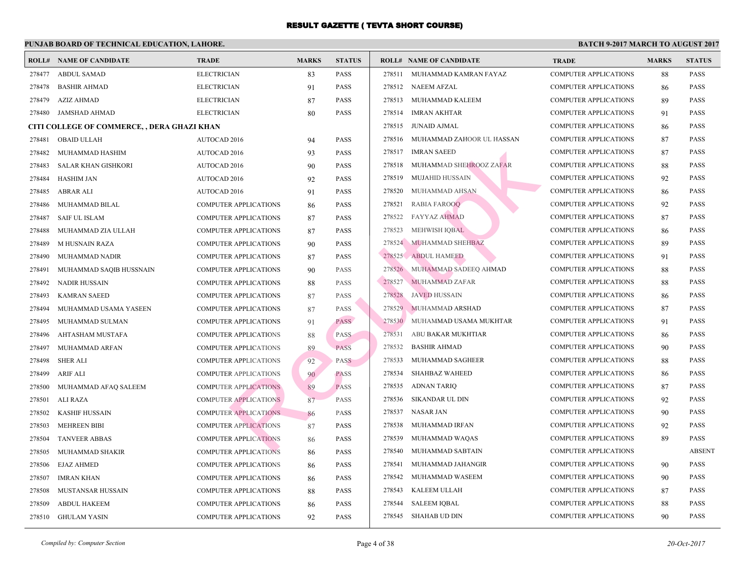# RESULT GAZETTE ( TEVTA SHORT COURSE)

**PUNJAB BOARD OF TECHNICAL EDUCATION, LAHORE.** — **BATCH 9-2017 MARCH TO AUGUST 2017**

| ROLL# | NAME OF CANDIDATE | TRADE | MARKS | STATUS |
|---|---|---|---|---|
| 278477 | ABDUL SAMAD | ELECTRICIAN | 83 | PASS |
| 278478 | BASHIR AHMAD | ELECTRICIAN | 91 | PASS |
| 278479 | AZIZ AHMAD | ELECTRICIAN | 87 | PASS |
| 278480 | JAMSHAD AHMAD | ELECTRICIAN | 80 | PASS |

**CITI COLLEGE OF COMMERCE, , DERA GHAZI KHAN**

| ROLL# | NAME OF CANDIDATE | TRADE | MARKS | STATUS |
|---|---|---|---|---|
| 278481 | OBAID ULLAH | AUTOCAD 2016 | 94 | PASS |
| 278482 | MUHAMMAD HASHIM | AUTOCAD 2016 | 93 | PASS |
| 278483 | SALAR KHAN GISHKORI | AUTOCAD 2016 | 90 | PASS |
| 278484 | HASHIM JAN | AUTOCAD 2016 | 92 | PASS |
| 278485 | ABRAR ALI | AUTOCAD 2016 | 91 | PASS |
| 278486 | MUHAMMAD BILAL | COMPUTER APPLICATIONS | 86 | PASS |
| 278487 | SAIF UL ISLAM | COMPUTER APPLICATIONS | 87 | PASS |
| 278488 | MUHAMMAD ZIA ULLAH | COMPUTER APPLICATIONS | 87 | PASS |
| 278489 | M HUSNAIN RAZA | COMPUTER APPLICATIONS | 90 | PASS |
| 278490 | MUHAMMAD NADIR | COMPUTER APPLICATIONS | 87 | PASS |
| 278491 | MUHAMMAD SAQIB HUSSNAIN | COMPUTER APPLICATIONS | 90 | PASS |
| 278492 | NADIR HUSSAIN | COMPUTER APPLICATIONS | 88 | PASS |
| 278493 | KAMRAN SAEED | COMPUTER APPLICATIONS | 87 | PASS |
| 278494 | MUHAMMAD USAMA YASEEN | COMPUTER APPLICATIONS | 87 | PASS |
| 278495 | MUHAMMAD SULMAN | COMPUTER APPLICATIONS | 91 | PASS |
| 278496 | AHTASHAM MUSTAFA | COMPUTER APPLICATIONS | 88 | PASS |
| 278497 | MUHAMMAD ARFAN | COMPUTER APPLICATIONS | 89 | PASS |
| 278498 | SHER ALI | COMPUTER APPLICATIONS | 92 | PASS |
| 278499 | ARIF ALI | COMPUTER APPLICATIONS | 90 | PASS |
| 278500 | MUHAMMAD AFAQ SALEEM | COMPUTER APPLICATIONS | 89 | PASS |
| 278501 | ALI RAZA | COMPUTER APPLICATIONS | 87 | PASS |
| 278502 | KASHIF HUSSAIN | COMPUTER APPLICATIONS | 86 | PASS |
| 278503 | MEHREEN BIBI | COMPUTER APPLICATIONS | 87 | PASS |
| 278504 | TANVEER ABBAS | COMPUTER APPLICATIONS | 86 | PASS |
| 278505 | MUHAMMAD SHAKIR | COMPUTER APPLICATIONS | 86 | PASS |
| 278506 | EJAZ AHMED | COMPUTER APPLICATIONS | 86 | PASS |
| 278507 | IMRAN KHAN | COMPUTER APPLICATIONS | 86 | PASS |
| 278508 | MUSTANSAR HUSSAIN | COMPUTER APPLICATIONS | 88 | PASS |
| 278509 | ABDUL HAKEEM | COMPUTER APPLICATIONS | 86 | PASS |
| 278510 | GHULAM YASIN | COMPUTER APPLICATIONS | 92 | PASS |
| 278511 | MUHAMMAD KAMRAN FAYAZ | COMPUTER APPLICATIONS | 88 | PASS |
| 278512 | NAEEM AFZAL | COMPUTER APPLICATIONS | 86 | PASS |
| 278513 | MUHAMMAD KALEEM | COMPUTER APPLICATIONS | 89 | PASS |
| 278514 | IMRAN AKHTAR | COMPUTER APPLICATIONS | 91 | PASS |
| 278515 | JUNAID AJMAL | COMPUTER APPLICATIONS | 86 | PASS |
| 278516 | MUHAMMAD ZAHOOR UL HASSAN | COMPUTER APPLICATIONS | 87 | PASS |
| 278517 | IMRAN SAEED | COMPUTER APPLICATIONS | 87 | PASS |
| 278518 | MUHAMMAD SHEHROOZ ZAFAR | COMPUTER APPLICATIONS | 88 | PASS |
| 278519 | MUJAHID HUSSAIN | COMPUTER APPLICATIONS | 92 | PASS |
| 278520 | MUHAMMAD AHSAN | COMPUTER APPLICATIONS | 86 | PASS |
| 278521 | RABIA FAROOQ | COMPUTER APPLICATIONS | 92 | PASS |
| 278522 | FAYYAZ AHMAD | COMPUTER APPLICATIONS | 87 | PASS |
| 278523 | MEHWISH IQBAL | COMPUTER APPLICATIONS | 86 | PASS |
| 278524 | MUHAMMAD SHEHBAZ | COMPUTER APPLICATIONS | 89 | PASS |
| 278525 | ABDUL HAMEED | COMPUTER APPLICATIONS | 91 | PASS |
| 278526 | MUHAMMAD SADEEQ AHMAD | COMPUTER APPLICATIONS | 88 | PASS |
| 278527 | MUHAMMAD ZAFAR | COMPUTER APPLICATIONS | 88 | PASS |
| 278528 | JAVED HUSSAIN | COMPUTER APPLICATIONS | 86 | PASS |
| 278529 | MUHAMMAD ARSHAD | COMPUTER APPLICATIONS | 87 | PASS |
| 278530 | MUHAMMAD USAMA MUKHTAR | COMPUTER APPLICATIONS | 91 | PASS |
| 278531 | ABU BAKAR MUKHTIAR | COMPUTER APPLICATIONS | 86 | PASS |
| 278532 | BASHIR AHMAD | COMPUTER APPLICATIONS | 90 | PASS |
| 278533 | MUHAMMAD SAGHEER | COMPUTER APPLICATIONS | 88 | PASS |
| 278534 | SHAHBAZ WAHEED | COMPUTER APPLICATIONS | 86 | PASS |
| 278535 | ADNAN TARIQ | COMPUTER APPLICATIONS | 87 | PASS |
| 278536 | SIKANDAR UL DIN | COMPUTER APPLICATIONS | 92 | PASS |
| 278537 | NASAR JAN | COMPUTER APPLICATIONS | 90 | PASS |
| 278538 | MUHAMMAD IRFAN | COMPUTER APPLICATIONS | 92 | PASS |
| 278539 | MUHAMMAD WAQAS | COMPUTER APPLICATIONS | 89 | PASS |
| 278540 | MUHAMMAD SABTAIN | COMPUTER APPLICATIONS | | ABSENT |
| 278541 | MUHAMMAD JAHANGIR | COMPUTER APPLICATIONS | 90 | PASS |
| 278542 | MUHAMMAD WASEEM | COMPUTER APPLICATIONS | 90 | PASS |
| 278543 | KALEEM ULLAH | COMPUTER APPLICATIONS | 87 | PASS |
| 278544 | SALEEM IQBAL | COMPUTER APPLICATIONS | 88 | PASS |
| 278545 | SHAHAB UD DIN | COMPUTER APPLICATIONS | 90 | PASS |

*Compiled by: Computer Section* — *20-Oct-2017*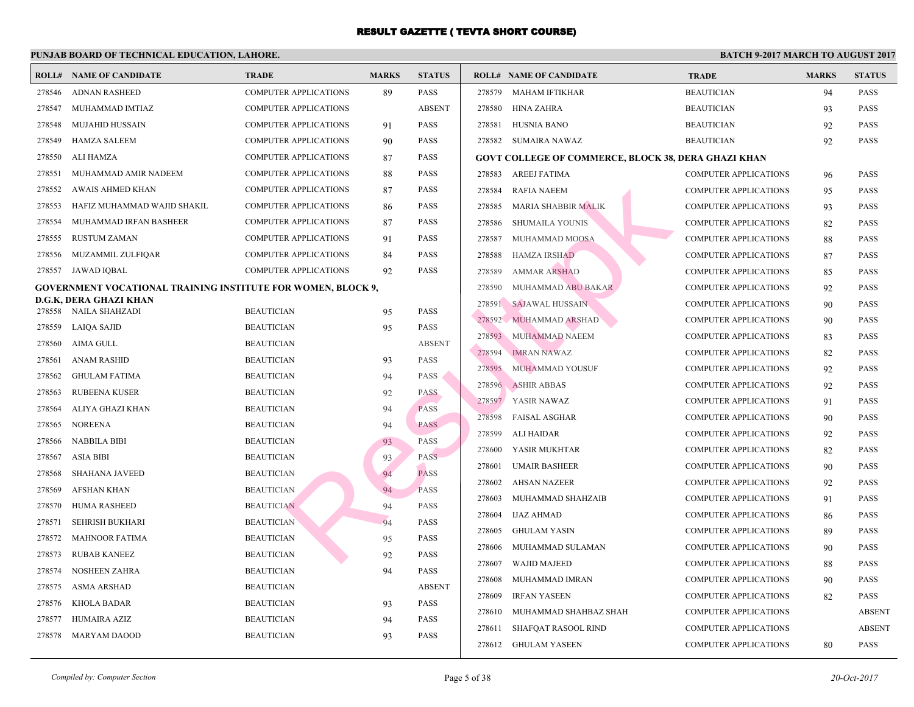# RESULT GAZETTE ( TEVTA SHORT COURSE)

**PUNJAB BOARD OF TECHNICAL EDUCATION, LAHORE.**

**BATCH 9-2017 MARCH TO AUGUST 2017**

| ROLL# | NAME OF CANDIDATE | TRADE | MARKS | STATUS |
|---|---|---|---|---|
| 278546 | ADNAN RASHEED | COMPUTER APPLICATIONS | 89 | PASS |
| 278547 | MUHAMMAD IMTIAZ | COMPUTER APPLICATIONS | | ABSENT |
| 278548 | MUJAHID HUSSAIN | COMPUTER APPLICATIONS | 91 | PASS |
| 278549 | HAMZA SALEEM | COMPUTER APPLICATIONS | 90 | PASS |
| 278550 | ALI HAMZA | COMPUTER APPLICATIONS | 87 | PASS |
| 278551 | MUHAMMAD AMIR NADEEM | COMPUTER APPLICATIONS | 88 | PASS |
| 278552 | AWAIS AHMED KHAN | COMPUTER APPLICATIONS | 87 | PASS |
| 278553 | HAFIZ MUHAMMAD WAJID SHAKIL | COMPUTER APPLICATIONS | 86 | PASS |
| 278554 | MUHAMMAD IRFAN BASHEER | COMPUTER APPLICATIONS | 87 | PASS |
| 278555 | RUSTUM ZAMAN | COMPUTER APPLICATIONS | 91 | PASS |
| 278556 | MUZAMMIL ZULFIQAR | COMPUTER APPLICATIONS | 84 | PASS |
| 278557 | JAWAD IQBAL | COMPUTER APPLICATIONS | 92 | PASS |

**GOVERNMENT VOCATIONAL TRAINING INSTITUTE FOR WOMEN, BLOCK 9, D.G.K, DERA GHAZI KHAN**

| ROLL# | NAME OF CANDIDATE | TRADE | MARKS | STATUS |
|---|---|---|---|---|
| 278558 | NAILA SHAHZADI | BEAUTICIAN | 95 | PASS |
| 278559 | LAIQA SAJID | BEAUTICIAN | 95 | PASS |
| 278560 | AIMA GULL | BEAUTICIAN | | ABSENT |
| 278561 | ANAM RASHID | BEAUTICIAN | 93 | PASS |
| 278562 | GHULAM FATIMA | BEAUTICIAN | 94 | PASS |
| 278563 | RUBEENA KUSER | BEAUTICIAN | 92 | PASS |
| 278564 | ALIYA GHAZI KHAN | BEAUTICIAN | 94 | PASS |
| 278565 | NOREENA | BEAUTICIAN | 94 | PASS |
| 278566 | NABBILA BIBI | BEAUTICIAN | 93 | PASS |
| 278567 | ASIA BIBI | BEAUTICIAN | 93 | PASS |
| 278568 | SHAHANA JAVEED | BEAUTICIAN | 94 | PASS |
| 278569 | AFSHAN KHAN | BEAUTICIAN | 94 | PASS |
| 278570 | HUMA RASHEED | BEAUTICIAN | 94 | PASS |
| 278571 | SEHRISH BUKHARI | BEAUTICIAN | 94 | PASS |
| 278572 | MAHNOOR FATIMA | BEAUTICIAN | 95 | PASS |
| 278573 | RUBAB KANEEZ | BEAUTICIAN | 92 | PASS |
| 278574 | NOSHEEN ZAHRA | BEAUTICIAN | 94 | PASS |
| 278575 | ASMA ARSHAD | BEAUTICIAN | | ABSENT |
| 278576 | KHOLA BADAR | BEAUTICIAN | 93 | PASS |
| 278577 | HUMAIRA AZIZ | BEAUTICIAN | 94 | PASS |
| 278578 | MARYAM DAOOD | BEAUTICIAN | 93 | PASS |
| 278579 | MAHAM IFTIKHAR | BEAUTICIAN | 94 | PASS |
| 278580 | HINA ZAHRA | BEAUTICIAN | 93 | PASS |
| 278581 | HUSNIA BANO | BEAUTICIAN | 92 | PASS |
| 278582 | SUMAIRA NAWAZ | BEAUTICIAN | 92 | PASS |

**GOVT COLLEGE OF COMMERCE, BLOCK 38, DERA GHAZI KHAN**

| ROLL# | NAME OF CANDIDATE | TRADE | MARKS | STATUS |
|---|---|---|---|---|
| 278583 | AREEJ FATIMA | COMPUTER APPLICATIONS | 96 | PASS |
| 278584 | RAFIA NAEEM | COMPUTER APPLICATIONS | 95 | PASS |
| 278585 | MARIA SHABBIR MALIK | COMPUTER APPLICATIONS | 93 | PASS |
| 278586 | SHUMAILA YOUNIS | COMPUTER APPLICATIONS | 82 | PASS |
| 278587 | MUHAMMAD MOOSA | COMPUTER APPLICATIONS | 88 | PASS |
| 278588 | HAMZA IRSHAD | COMPUTER APPLICATIONS | 87 | PASS |
| 278589 | AMMAR ARSHAD | COMPUTER APPLICATIONS | 85 | PASS |
| 278590 | MUHAMMAD ABU BAKAR | COMPUTER APPLICATIONS | 92 | PASS |
| 278591 | SAJAWAL HUSSAIN | COMPUTER APPLICATIONS | 90 | PASS |
| 278592 | MUHAMMAD ARSHAD | COMPUTER APPLICATIONS | 90 | PASS |
| 278593 | MUHAMMAD NAEEM | COMPUTER APPLICATIONS | 83 | PASS |
| 278594 | IMRAN NAWAZ | COMPUTER APPLICATIONS | 82 | PASS |
| 278595 | MUHAMMAD YOUSUF | COMPUTER APPLICATIONS | 92 | PASS |
| 278596 | ASHIR ABBAS | COMPUTER APPLICATIONS | 92 | PASS |
| 278597 | YASIR NAWAZ | COMPUTER APPLICATIONS | 91 | PASS |
| 278598 | FAISAL ASGHAR | COMPUTER APPLICATIONS | 90 | PASS |
| 278599 | ALI HAIDAR | COMPUTER APPLICATIONS | 92 | PASS |
| 278600 | YASIR MUKHTAR | COMPUTER APPLICATIONS | 82 | PASS |
| 278601 | UMAIR BASHEER | COMPUTER APPLICATIONS | 90 | PASS |
| 278602 | AHSAN NAZEER | COMPUTER APPLICATIONS | 92 | PASS |
| 278603 | MUHAMMAD SHAHZAIB | COMPUTER APPLICATIONS | 91 | PASS |
| 278604 | IJAZ AHMAD | COMPUTER APPLICATIONS | 86 | PASS |
| 278605 | GHULAM YASIN | COMPUTER APPLICATIONS | 89 | PASS |
| 278606 | MUHAMMAD SULAMAN | COMPUTER APPLICATIONS | 90 | PASS |
| 278607 | WAJID MAJEED | COMPUTER APPLICATIONS | 88 | PASS |
| 278608 | MUHAMMAD IMRAN | COMPUTER APPLICATIONS | 90 | PASS |
| 278609 | IRFAN YASEEN | COMPUTER APPLICATIONS | 82 | PASS |
| 278610 | MUHAMMAD SHAHBAZ SHAH | COMPUTER APPLICATIONS | | ABSENT |
| 278611 | SHAFQAT RASOOL RIND | COMPUTER APPLICATIONS | | ABSENT |
| 278612 | GHULAM YASEEN | COMPUTER APPLICATIONS | 80 | PASS |

*Compiled by: Computer Section*

*20-Oct-2017*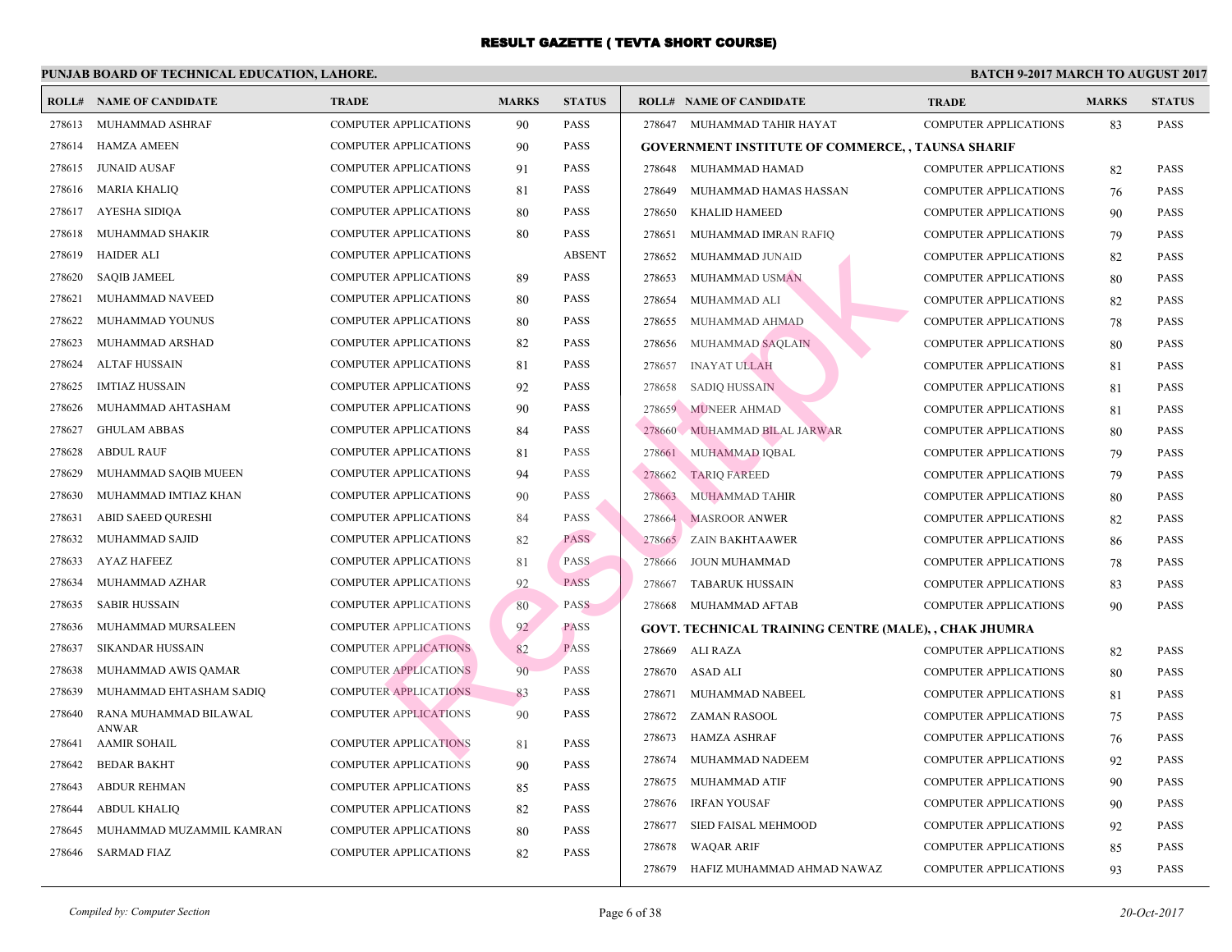# RESULT GAZETTE ( TEVTA SHORT COURSE)

**PUNJAB BOARD OF TECHNICAL EDUCATION, LAHORE.** **BATCH 9-2017 MARCH TO AUGUST 2017**

| ROLL# | NAME OF CANDIDATE | TRADE | MARKS | STATUS |
|---|---|---|---|---|
| 278613 | MUHAMMAD ASHRAF | COMPUTER APPLICATIONS | 90 | PASS |
| 278614 | HAMZA AMEEN | COMPUTER APPLICATIONS | 90 | PASS |
| 278615 | JUNAID AUSAF | COMPUTER APPLICATIONS | 91 | PASS |
| 278616 | MARIA KHALIQ | COMPUTER APPLICATIONS | 81 | PASS |
| 278617 | AYESHA SIDIQA | COMPUTER APPLICATIONS | 80 | PASS |
| 278618 | MUHAMMAD SHAKIR | COMPUTER APPLICATIONS | 80 | PASS |
| 278619 | HAIDER ALI | COMPUTER APPLICATIONS | | ABSENT |
| 278620 | SAQIB JAMEEL | COMPUTER APPLICATIONS | 89 | PASS |
| 278621 | MUHAMMAD NAVEED | COMPUTER APPLICATIONS | 80 | PASS |
| 278622 | MUHAMMAD YOUNUS | COMPUTER APPLICATIONS | 80 | PASS |
| 278623 | MUHAMMAD ARSHAD | COMPUTER APPLICATIONS | 82 | PASS |
| 278624 | ALTAF HUSSAIN | COMPUTER APPLICATIONS | 81 | PASS |
| 278625 | IMTIAZ HUSSAIN | COMPUTER APPLICATIONS | 92 | PASS |
| 278626 | MUHAMMAD AHTASHAM | COMPUTER APPLICATIONS | 90 | PASS |
| 278627 | GHULAM ABBAS | COMPUTER APPLICATIONS | 84 | PASS |
| 278628 | ABDUL RAUF | COMPUTER APPLICATIONS | 81 | PASS |
| 278629 | MUHAMMAD SAQIB MUEEN | COMPUTER APPLICATIONS | 94 | PASS |
| 278630 | MUHAMMAD IMTIAZ KHAN | COMPUTER APPLICATIONS | 90 | PASS |
| 278631 | ABID SAEED QURESHI | COMPUTER APPLICATIONS | 84 | PASS |
| 278632 | MUHAMMAD SAJID | COMPUTER APPLICATIONS | 82 | PASS |
| 278633 | AYAZ HAFEEZ | COMPUTER APPLICATIONS | 81 | PASS |
| 278634 | MUHAMMAD AZHAR | COMPUTER APPLICATIONS | 92 | PASS |
| 278635 | SABIR HUSSAIN | COMPUTER APPLICATIONS | 80 | PASS |
| 278636 | MUHAMMAD MURSALEEN | COMPUTER APPLICATIONS | 92 | PASS |
| 278637 | SIKANDAR HUSSAIN | COMPUTER APPLICATIONS | 82 | PASS |
| 278638 | MUHAMMAD AWIS QAMAR | COMPUTER APPLICATIONS | 90 | PASS |
| 278639 | MUHAMMAD EHTASHAM SADIQ | COMPUTER APPLICATIONS | 83 | PASS |
| 278640 | RANA MUHAMMAD BILAWAL ANWAR | COMPUTER APPLICATIONS | 90 | PASS |
| 278641 | AAMIR SOHAIL | COMPUTER APPLICATIONS | 81 | PASS |
| 278642 | BEDAR BAKHT | COMPUTER APPLICATIONS | 90 | PASS |
| 278643 | ABDUR REHMAN | COMPUTER APPLICATIONS | 85 | PASS |
| 278644 | ABDUL KHALIQ | COMPUTER APPLICATIONS | 82 | PASS |
| 278645 | MUHAMMAD MUZAMMIL KAMRAN | COMPUTER APPLICATIONS | 80 | PASS |
| 278646 | SARMAD FIAZ | COMPUTER APPLICATIONS | 82 | PASS |
| 278647 | MUHAMMAD TAHIR HAYAT | COMPUTER APPLICATIONS | 83 | PASS |

**GOVERNMENT INSTITUTE OF COMMERCE, , TAUNSA SHARIF**

| ROLL# | NAME OF CANDIDATE | TRADE | MARKS | STATUS |
|---|---|---|---|---|
| 278648 | MUHAMMAD HAMAD | COMPUTER APPLICATIONS | 82 | PASS |
| 278649 | MUHAMMAD HAMAS HASSAN | COMPUTER APPLICATIONS | 76 | PASS |
| 278650 | KHALID HAMEED | COMPUTER APPLICATIONS | 90 | PASS |
| 278651 | MUHAMMAD IMRAN RAFIQ | COMPUTER APPLICATIONS | 79 | PASS |
| 278652 | MUHAMMAD JUNAID | COMPUTER APPLICATIONS | 82 | PASS |
| 278653 | MUHAMMAD USMAN | COMPUTER APPLICATIONS | 80 | PASS |
| 278654 | MUHAMMAD ALI | COMPUTER APPLICATIONS | 82 | PASS |
| 278655 | MUHAMMAD AHMAD | COMPUTER APPLICATIONS | 78 | PASS |
| 278656 | MUHAMMAD SAQLAIN | COMPUTER APPLICATIONS | 80 | PASS |
| 278657 | INAYAT ULLAH | COMPUTER APPLICATIONS | 81 | PASS |
| 278658 | SADIQ HUSSAIN | COMPUTER APPLICATIONS | 81 | PASS |
| 278659 | MUNEER AHMAD | COMPUTER APPLICATIONS | 81 | PASS |
| 278660 | MUHAMMAD BILAL JARWAR | COMPUTER APPLICATIONS | 80 | PASS |
| 278661 | MUHAMMAD IQBAL | COMPUTER APPLICATIONS | 79 | PASS |
| 278662 | TARIQ FAREED | COMPUTER APPLICATIONS | 79 | PASS |
| 278663 | MUHAMMAD TAHIR | COMPUTER APPLICATIONS | 80 | PASS |
| 278664 | MASROOR ANWER | COMPUTER APPLICATIONS | 82 | PASS |
| 278665 | ZAIN BAKHTAAWER | COMPUTER APPLICATIONS | 86 | PASS |
| 278666 | JOUN MUHAMMAD | COMPUTER APPLICATIONS | 78 | PASS |
| 278667 | TABARUK HUSSAIN | COMPUTER APPLICATIONS | 83 | PASS |
| 278668 | MUHAMMAD AFTAB | COMPUTER APPLICATIONS | 90 | PASS |

**GOVT. TECHNICAL TRAINING CENTRE (MALE), , CHAK JHUMRA**

| ROLL# | NAME OF CANDIDATE | TRADE | MARKS | STATUS |
|---|---|---|---|---|
| 278669 | ALI RAZA | COMPUTER APPLICATIONS | 82 | PASS |
| 278670 | ASAD ALI | COMPUTER APPLICATIONS | 80 | PASS |
| 278671 | MUHAMMAD NABEEL | COMPUTER APPLICATIONS | 81 | PASS |
| 278672 | ZAMAN RASOOL | COMPUTER APPLICATIONS | 75 | PASS |
| 278673 | HAMZA ASHRAF | COMPUTER APPLICATIONS | 76 | PASS |
| 278674 | MUHAMMAD NADEEM | COMPUTER APPLICATIONS | 92 | PASS |
| 278675 | MUHAMMAD ATIF | COMPUTER APPLICATIONS | 90 | PASS |
| 278676 | IRFAN YOUSAF | COMPUTER APPLICATIONS | 90 | PASS |
| 278677 | SIED FAISAL MEHMOOD | COMPUTER APPLICATIONS | 92 | PASS |
| 278678 | WAQAR ARIF | COMPUTER APPLICATIONS | 85 | PASS |
| 278679 | HAFIZ MUHAMMAD AHMAD NAWAZ | COMPUTER APPLICATIONS | 93 | PASS |

*Compiled by: Computer Section* *20-Oct-2017*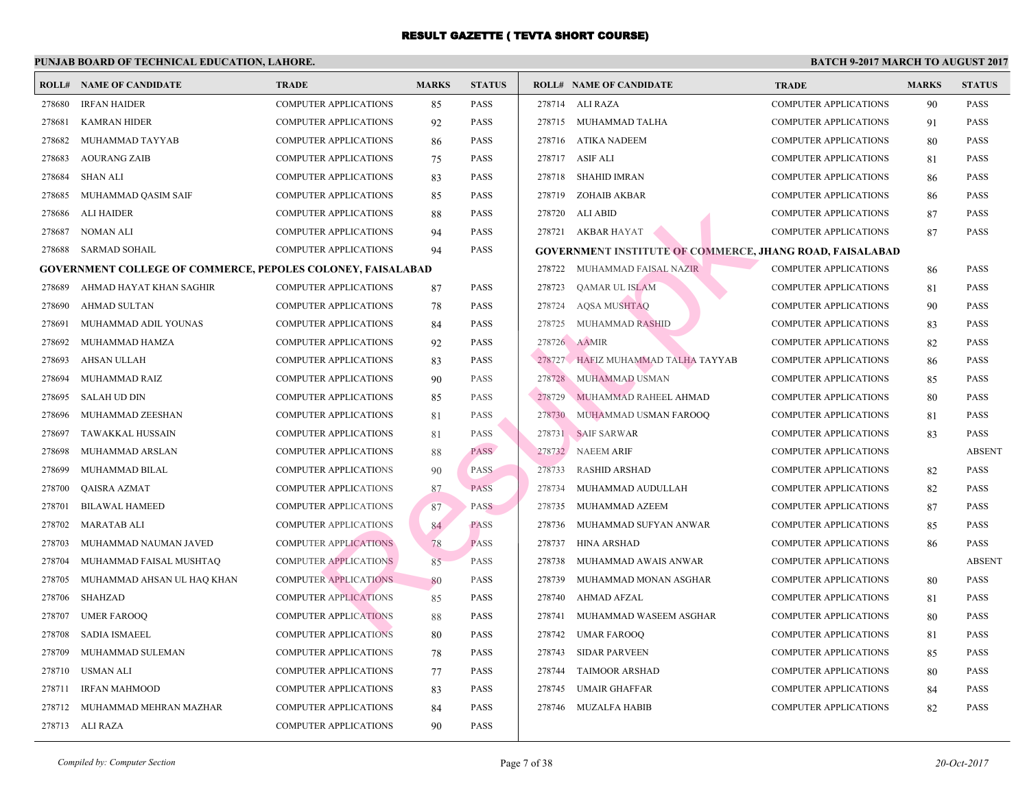# RESULT GAZETTE ( TEVTA SHORT COURSE)

**PUNJAB BOARD OF TECHNICAL EDUCATION, LAHORE.** **BATCH 9-2017 MARCH TO AUGUST 2017**

| ROLL# | NAME OF CANDIDATE | TRADE | MARKS | STATUS |
|---|---|---|---|---|
| 278680 | IRFAN HAIDER | COMPUTER APPLICATIONS | 85 | PASS |
| 278681 | KAMRAN HIDER | COMPUTER APPLICATIONS | 92 | PASS |
| 278682 | MUHAMMAD TAYYAB | COMPUTER APPLICATIONS | 86 | PASS |
| 278683 | AOURANG ZAIB | COMPUTER APPLICATIONS | 75 | PASS |
| 278684 | SHAN ALI | COMPUTER APPLICATIONS | 83 | PASS |
| 278685 | MUHAMMAD QASIM SAIF | COMPUTER APPLICATIONS | 85 | PASS |
| 278686 | ALI HAIDER | COMPUTER APPLICATIONS | 88 | PASS |
| 278687 | NOMAN ALI | COMPUTER APPLICATIONS | 94 | PASS |
| 278688 | SARMAD SOHAIL | COMPUTER APPLICATIONS | 94 | PASS |

**GOVERNMENT COLLEGE OF COMMERCE, PEPOLES COLONEY, FAISALABAD**

| ROLL# | NAME OF CANDIDATE | TRADE | MARKS | STATUS |
|---|---|---|---|---|
| 278689 | AHMAD HAYAT KHAN SAGHIR | COMPUTER APPLICATIONS | 87 | PASS |
| 278690 | AHMAD SULTAN | COMPUTER APPLICATIONS | 78 | PASS |
| 278691 | MUHAMMAD ADIL YOUNAS | COMPUTER APPLICATIONS | 84 | PASS |
| 278692 | MUHAMMAD HAMZA | COMPUTER APPLICATIONS | 92 | PASS |
| 278693 | AHSAN ULLAH | COMPUTER APPLICATIONS | 83 | PASS |
| 278694 | MUHAMMAD RAIZ | COMPUTER APPLICATIONS | 90 | PASS |
| 278695 | SALAH UD DIN | COMPUTER APPLICATIONS | 85 | PASS |
| 278696 | MUHAMMAD ZEESHAN | COMPUTER APPLICATIONS | 81 | PASS |
| 278697 | TAWAKKAL HUSSAIN | COMPUTER APPLICATIONS | 81 | PASS |
| 278698 | MUHAMMAD ARSLAN | COMPUTER APPLICATIONS | 88 | PASS |
| 278699 | MUHAMMAD BILAL | COMPUTER APPLICATIONS | 90 | PASS |
| 278700 | QAISRA AZMAT | COMPUTER APPLICATIONS | 87 | PASS |
| 278701 | BILAWAL HAMEED | COMPUTER APPLICATIONS | 87 | PASS |
| 278702 | MARATAB ALI | COMPUTER APPLICATIONS | 84 | PASS |
| 278703 | MUHAMMAD NAUMAN JAVED | COMPUTER APPLICATIONS | 78 | PASS |
| 278704 | MUHAMMAD FAISAL MUSHTAQ | COMPUTER APPLICATIONS | 85 | PASS |
| 278705 | MUHAMMAD AHSAN UL HAQ KHAN | COMPUTER APPLICATIONS | 80 | PASS |
| 278706 | SHAHZAD | COMPUTER APPLICATIONS | 85 | PASS |
| 278707 | UMER FAROOQ | COMPUTER APPLICATIONS | 88 | PASS |
| 278708 | SADIA ISMAEEL | COMPUTER APPLICATIONS | 80 | PASS |
| 278709 | MUHAMMAD SULEMAN | COMPUTER APPLICATIONS | 78 | PASS |
| 278710 | USMAN ALI | COMPUTER APPLICATIONS | 77 | PASS |
| 278711 | IRFAN MAHMOOD | COMPUTER APPLICATIONS | 83 | PASS |
| 278712 | MUHAMMAD MEHRAN MAZHAR | COMPUTER APPLICATIONS | 84 | PASS |
| 278713 | ALI RAZA | COMPUTER APPLICATIONS | 90 | PASS |
| 278714 | ALI RAZA | COMPUTER APPLICATIONS | 90 | PASS |
| 278715 | MUHAMMAD TALHA | COMPUTER APPLICATIONS | 91 | PASS |
| 278716 | ATIKA NADEEM | COMPUTER APPLICATIONS | 80 | PASS |
| 278717 | ASIF ALI | COMPUTER APPLICATIONS | 81 | PASS |
| 278718 | SHAHID IMRAN | COMPUTER APPLICATIONS | 86 | PASS |
| 278719 | ZOHAIB AKBAR | COMPUTER APPLICATIONS | 86 | PASS |
| 278720 | ALI ABID | COMPUTER APPLICATIONS | 87 | PASS |
| 278721 | AKBAR HAYAT | COMPUTER APPLICATIONS | 87 | PASS |

**GOVERNMENT INSTITUTE OF COMMERCE, JHANG ROAD, FAISALABAD**

| ROLL# | NAME OF CANDIDATE | TRADE | MARKS | STATUS |
|---|---|---|---|---|
| 278722 | MUHAMMAD FAISAL NAZIR | COMPUTER APPLICATIONS | 86 | PASS |
| 278723 | QAMAR UL ISLAM | COMPUTER APPLICATIONS | 81 | PASS |
| 278724 | AQSA MUSHTAQ | COMPUTER APPLICATIONS | 90 | PASS |
| 278725 | MUHAMMAD RASHID | COMPUTER APPLICATIONS | 83 | PASS |
| 278726 | AAMIR | COMPUTER APPLICATIONS | 82 | PASS |
| 278727 | HAFIZ MUHAMMAD TALHA TAYYAB | COMPUTER APPLICATIONS | 86 | PASS |
| 278728 | MUHAMMAD USMAN | COMPUTER APPLICATIONS | 85 | PASS |
| 278729 | MUHAMMAD RAHEEL AHMAD | COMPUTER APPLICATIONS | 80 | PASS |
| 278730 | MUHAMMAD USMAN FAROOQ | COMPUTER APPLICATIONS | 81 | PASS |
| 278731 | SAIF SARWAR | COMPUTER APPLICATIONS | 83 | PASS |
| 278732 | NAEEM ARIF | COMPUTER APPLICATIONS | | ABSENT |
| 278733 | RASHID ARSHAD | COMPUTER APPLICATIONS | 82 | PASS |
| 278734 | MUHAMMAD AUDULLAH | COMPUTER APPLICATIONS | 82 | PASS |
| 278735 | MUHAMMAD AZEEM | COMPUTER APPLICATIONS | 87 | PASS |
| 278736 | MUHAMMAD SUFYAN ANWAR | COMPUTER APPLICATIONS | 85 | PASS |
| 278737 | HINA ARSHAD | COMPUTER APPLICATIONS | 86 | PASS |
| 278738 | MUHAMMAD AWAIS ANWAR | COMPUTER APPLICATIONS | | ABSENT |
| 278739 | MUHAMMAD MONAN ASGHAR | COMPUTER APPLICATIONS | 80 | PASS |
| 278740 | AHMAD AFZAL | COMPUTER APPLICATIONS | 81 | PASS |
| 278741 | MUHAMMAD WASEEM ASGHAR | COMPUTER APPLICATIONS | 80 | PASS |
| 278742 | UMAR FAROOQ | COMPUTER APPLICATIONS | 81 | PASS |
| 278743 | SIDAR PARVEEN | COMPUTER APPLICATIONS | 85 | PASS |
| 278744 | TAIMOOR ARSHAD | COMPUTER APPLICATIONS | 80 | PASS |
| 278745 | UMAIR GHAFFAR | COMPUTER APPLICATIONS | 84 | PASS |
| 278746 | MUZALFA HABIB | COMPUTER APPLICATIONS | 82 | PASS |

*Compiled by: Computer Section* *20-Oct-2017*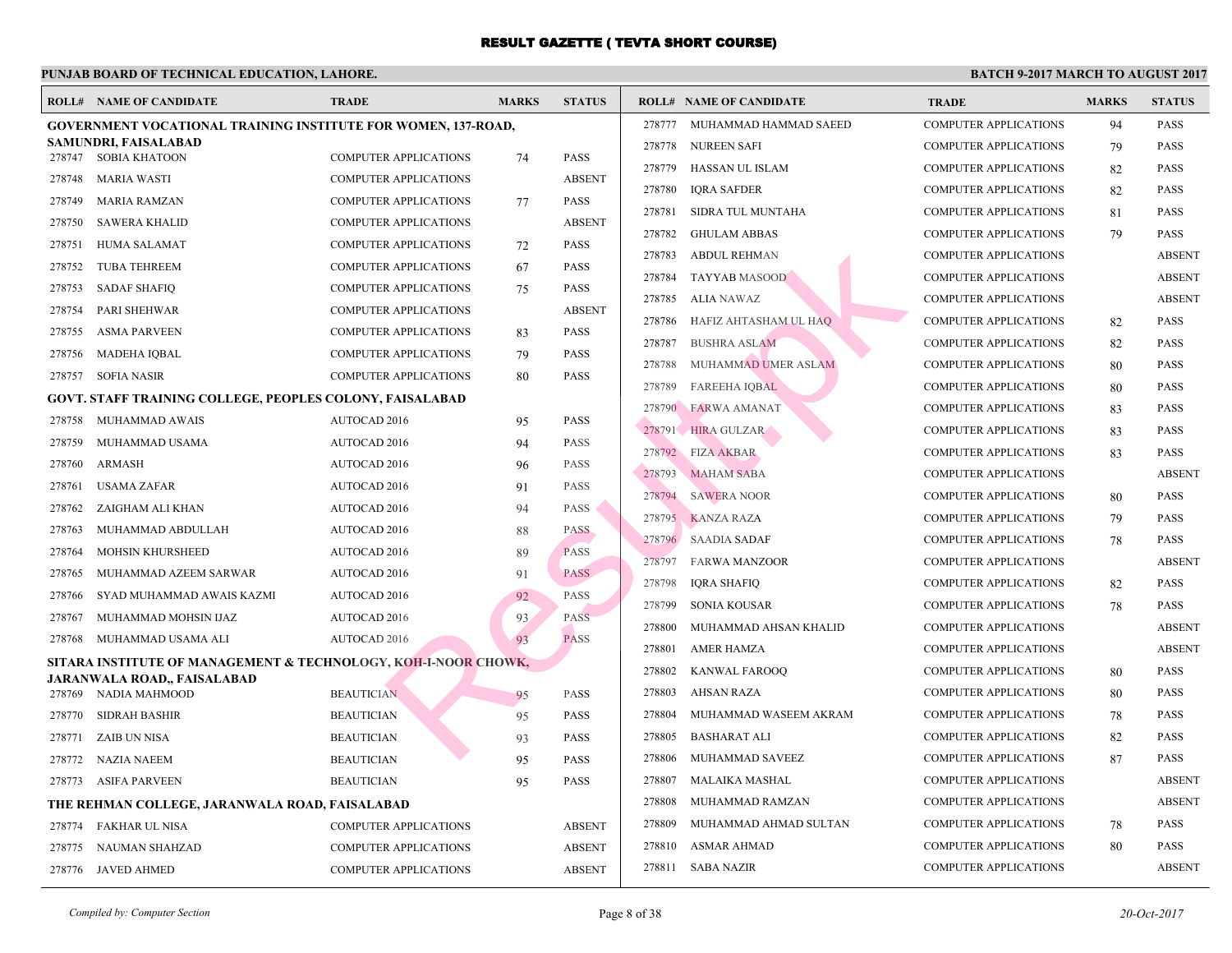# RESULT GAZETTE ( TEVTA SHORT COURSE)

**PUNJAB BOARD OF TECHNICAL EDUCATION, LAHORE.**

**BATCH 9-2017 MARCH TO AUGUST 2017**

**GOVERNMENT VOCATIONAL TRAINING INSTITUTE FOR WOMEN, 137-ROAD, SAMUNDRI, FAISALABAD**

| ROLL# | NAME OF CANDIDATE | TRADE | MARKS | STATUS |
|---|---|---|---|---|
| 278747 | SOBIA KHATOON | COMPUTER APPLICATIONS | 74 | PASS |
| 278748 | MARIA WASTI | COMPUTER APPLICATIONS | | ABSENT |
| 278749 | MARIA RAMZAN | COMPUTER APPLICATIONS | 77 | PASS |
| 278750 | SAWERA KHALID | COMPUTER APPLICATIONS | | ABSENT |
| 278751 | HUMA SALAMAT | COMPUTER APPLICATIONS | 72 | PASS |
| 278752 | TUBA TEHREEM | COMPUTER APPLICATIONS | 67 | PASS |
| 278753 | SADAF SHAFIQ | COMPUTER APPLICATIONS | 75 | PASS |
| 278754 | PARI SHEHWAR | COMPUTER APPLICATIONS | | ABSENT |
| 278755 | ASMA PARVEEN | COMPUTER APPLICATIONS | 83 | PASS |
| 278756 | MADEHA IQBAL | COMPUTER APPLICATIONS | 79 | PASS |
| 278757 | SOFIA NASIR | COMPUTER APPLICATIONS | 80 | PASS |

**GOVT. STAFF TRAINING COLLEGE, PEOPLES COLONY, FAISALABAD**

| ROLL# | NAME OF CANDIDATE | TRADE | MARKS | STATUS |
|---|---|---|---|---|
| 278758 | MUHAMMAD AWAIS | AUTOCAD 2016 | 95 | PASS |
| 278759 | MUHAMMAD USAMA | AUTOCAD 2016 | 94 | PASS |
| 278760 | ARMASH | AUTOCAD 2016 | 96 | PASS |
| 278761 | USAMA ZAFAR | AUTOCAD 2016 | 91 | PASS |
| 278762 | ZAIGHAM ALI KHAN | AUTOCAD 2016 | 94 | PASS |
| 278763 | MUHAMMAD ABDULLAH | AUTOCAD 2016 | 88 | PASS |
| 278764 | MOHSIN KHURSHEED | AUTOCAD 2016 | 89 | PASS |
| 278765 | MUHAMMAD AZEEM SARWAR | AUTOCAD 2016 | 91 | PASS |
| 278766 | SYAD MUHAMMAD AWAIS KAZMI | AUTOCAD 2016 | 92 | PASS |
| 278767 | MUHAMMAD MOHSIN IJAZ | AUTOCAD 2016 | 93 | PASS |
| 278768 | MUHAMMAD USAMA ALI | AUTOCAD 2016 | 93 | PASS |

**SITARA INSTITUTE OF MANAGEMENT & TECHNOLOGY, KOH-I-NOOR CHOWK, JARANWALA ROAD,, FAISALABAD**

| ROLL# | NAME OF CANDIDATE | TRADE | MARKS | STATUS |
|---|---|---|---|---|
| 278769 | NADIA MAHMOOD | BEAUTICIAN | 95 | PASS |
| 278770 | SIDRAH BASHIR | BEAUTICIAN | 95 | PASS |
| 278771 | ZAIB UN NISA | BEAUTICIAN | 93 | PASS |
| 278772 | NAZIA NAEEM | BEAUTICIAN | 95 | PASS |
| 278773 | ASIFA PARVEEN | BEAUTICIAN | 95 | PASS |

**THE REHMAN COLLEGE, JARANWALA ROAD, FAISALABAD**

| ROLL# | NAME OF CANDIDATE | TRADE | MARKS | STATUS |
|---|---|---|---|---|
| 278774 | FAKHAR UL NISA | COMPUTER APPLICATIONS | | ABSENT |
| 278775 | NAUMAN SHAHZAD | COMPUTER APPLICATIONS | | ABSENT |
| 278776 | JAVED AHMED | COMPUTER APPLICATIONS | | ABSENT |
| 278777 | MUHAMMAD HAMMAD SAEED | COMPUTER APPLICATIONS | 94 | PASS |
| 278778 | NUREEN SAFI | COMPUTER APPLICATIONS | 79 | PASS |
| 278779 | HASSAN UL ISLAM | COMPUTER APPLICATIONS | 82 | PASS |
| 278780 | IQRA SAFDER | COMPUTER APPLICATIONS | 82 | PASS |
| 278781 | SIDRA TUL MUNTAHA | COMPUTER APPLICATIONS | 81 | PASS |
| 278782 | GHULAM ABBAS | COMPUTER APPLICATIONS | 79 | PASS |
| 278783 | ABDUL REHMAN | COMPUTER APPLICATIONS | | ABSENT |
| 278784 | TAYYAB MASOOD | COMPUTER APPLICATIONS | | ABSENT |
| 278785 | ALIA NAWAZ | COMPUTER APPLICATIONS | | ABSENT |
| 278786 | HAFIZ AHTASHAM UL HAQ | COMPUTER APPLICATIONS | 82 | PASS |
| 278787 | BUSHRA ASLAM | COMPUTER APPLICATIONS | 82 | PASS |
| 278788 | MUHAMMAD UMER ASLAM | COMPUTER APPLICATIONS | 80 | PASS |
| 278789 | FAREEHA IQBAL | COMPUTER APPLICATIONS | 80 | PASS |
| 278790 | FARWA AMANAT | COMPUTER APPLICATIONS | 83 | PASS |
| 278791 | HIRA GULZAR | COMPUTER APPLICATIONS | 83 | PASS |
| 278792 | FIZA AKBAR | COMPUTER APPLICATIONS | 83 | PASS |
| 278793 | MAHAM SABA | COMPUTER APPLICATIONS | | ABSENT |
| 278794 | SAWERA NOOR | COMPUTER APPLICATIONS | 80 | PASS |
| 278795 | KANZA RAZA | COMPUTER APPLICATIONS | 79 | PASS |
| 278796 | SAADIA SADAF | COMPUTER APPLICATIONS | 78 | PASS |
| 278797 | FARWA MANZOOR | COMPUTER APPLICATIONS | | ABSENT |
| 278798 | IQRA SHAFIQ | COMPUTER APPLICATIONS | 82 | PASS |
| 278799 | SONIA KOUSAR | COMPUTER APPLICATIONS | 78 | PASS |
| 278800 | MUHAMMAD AHSAN KHALID | COMPUTER APPLICATIONS | | ABSENT |
| 278801 | AMER HAMZA | COMPUTER APPLICATIONS | | ABSENT |
| 278802 | KANWAL FAROOQ | COMPUTER APPLICATIONS | 80 | PASS |
| 278803 | AHSAN RAZA | COMPUTER APPLICATIONS | 80 | PASS |
| 278804 | MUHAMMAD WASEEM AKRAM | COMPUTER APPLICATIONS | 78 | PASS |
| 278805 | BASHARAT ALI | COMPUTER APPLICATIONS | 82 | PASS |
| 278806 | MUHAMMAD SAVEEZ | COMPUTER APPLICATIONS | 87 | PASS |
| 278807 | MALAIKA MASHAL | COMPUTER APPLICATIONS | | ABSENT |
| 278808 | MUHAMMAD RAMZAN | COMPUTER APPLICATIONS | | ABSENT |
| 278809 | MUHAMMAD AHMAD SULTAN | COMPUTER APPLICATIONS | 78 | PASS |
| 278810 | ASMAR AHMAD | COMPUTER APPLICATIONS | 80 | PASS |
| 278811 | SABA NAZIR | COMPUTER APPLICATIONS | | ABSENT |

*Compiled by: Computer Section* *20-Oct-2017*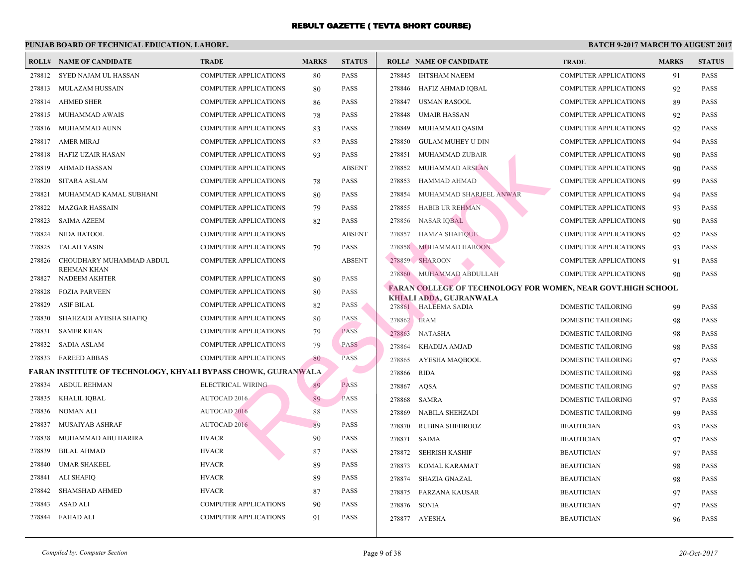# RESULT GAZETTE ( TEVTA SHORT COURSE)

**PUNJAB BOARD OF TECHNICAL EDUCATION, LAHORE.** **BATCH 9-2017 MARCH TO AUGUST 2017**

| ROLL# | NAME OF CANDIDATE | TRADE | MARKS | STATUS |
|---|---|---|---|---|
| 278812 | SYED NAJAM UL HASSAN | COMPUTER APPLICATIONS | 80 | PASS |
| 278813 | MULAZAM HUSSAIN | COMPUTER APPLICATIONS | 80 | PASS |
| 278814 | AHMED SHER | COMPUTER APPLICATIONS | 86 | PASS |
| 278815 | MUHAMMAD AWAIS | COMPUTER APPLICATIONS | 78 | PASS |
| 278816 | MUHAMMAD AUNN | COMPUTER APPLICATIONS | 83 | PASS |
| 278817 | AMER MIRAJ | COMPUTER APPLICATIONS | 82 | PASS |
| 278818 | HAFIZ UZAIR HASAN | COMPUTER APPLICATIONS | 93 | PASS |
| 278819 | AHMAD HASSAN | COMPUTER APPLICATIONS | | ABSENT |
| 278820 | SITARA ASLAM | COMPUTER APPLICATIONS | 78 | PASS |
| 278821 | MUHAMMAD KAMAL SUBHANI | COMPUTER APPLICATIONS | 80 | PASS |
| 278822 | MAZGAR HASSAIN | COMPUTER APPLICATIONS | 79 | PASS |
| 278823 | SAIMA AZEEM | COMPUTER APPLICATIONS | 82 | PASS |
| 278824 | NIDA BATOOL | COMPUTER APPLICATIONS | | ABSENT |
| 278825 | TALAH YASIN | COMPUTER APPLICATIONS | 79 | PASS |
| 278826 | CHOUDHARY MUHAMMAD ABDUL REHMAN KHAN | COMPUTER APPLICATIONS | | ABSENT |
| 278827 | NADEEM AKHTER | COMPUTER APPLICATIONS | 80 | PASS |
| 278828 | FOZIA PARVEEN | COMPUTER APPLICATIONS | 80 | PASS |
| 278829 | ASIF BILAL | COMPUTER APPLICATIONS | 82 | PASS |
| 278830 | SHAHZADI AYESHA SHAFIQ | COMPUTER APPLICATIONS | 80 | PASS |
| 278831 | SAMER KHAN | COMPUTER APPLICATIONS | 79 | PASS |
| 278832 | SADIA ASLAM | COMPUTER APPLICATIONS | 79 | PASS |
| 278833 | FAREED ABBAS | COMPUTER APPLICATIONS | 80 | PASS |

**FARAN INSTITUTE OF TECHNOLOGY, KHYALI BYPASS CHOWK, GUJRANWALA**

| ROLL# | NAME OF CANDIDATE | TRADE | MARKS | STATUS |
|---|---|---|---|---|
| 278834 | ABDUL REHMAN | ELECTRICAL WIRING | 89 | PASS |
| 278835 | KHALIL IQBAL | AUTOCAD 2016 | 89 | PASS |
| 278836 | NOMAN ALI | AUTOCAD 2016 | 88 | PASS |
| 278837 | MUSAIYAB ASHRAF | AUTOCAD 2016 | 89 | PASS |
| 278838 | MUHAMMAD ABU HARIRA | HVACR | 90 | PASS |
| 278839 | BILAL AHMAD | HVACR | 87 | PASS |
| 278840 | UMAR SHAKEEL | HVACR | 89 | PASS |
| 278841 | ALI SHAFIQ | HVACR | 89 | PASS |
| 278842 | SHAMSHAD AHMED | HVACR | 87 | PASS |
| 278843 | ASAD ALI | COMPUTER APPLICATIONS | 90 | PASS |
| 278844 | FAHAD ALI | COMPUTER APPLICATIONS | 91 | PASS |
| 278845 | IHTSHAM NAEEM | COMPUTER APPLICATIONS | 91 | PASS |
| 278846 | HAFIZ AHMAD IQBAL | COMPUTER APPLICATIONS | 92 | PASS |
| 278847 | USMAN RASOOL | COMPUTER APPLICATIONS | 89 | PASS |
| 278848 | UMAIR HASSAN | COMPUTER APPLICATIONS | 92 | PASS |
| 278849 | MUHAMMAD QASIM | COMPUTER APPLICATIONS | 92 | PASS |
| 278850 | GULAM MUHEY U DIN | COMPUTER APPLICATIONS | 94 | PASS |
| 278851 | MUHAMMAD ZUBAIR | COMPUTER APPLICATIONS | 90 | PASS |
| 278852 | MUHAMMAD ARSLAN | COMPUTER APPLICATIONS | 90 | PASS |
| 278853 | HAMMAD AHMAD | COMPUTER APPLICATIONS | 99 | PASS |
| 278854 | MUHAMMAD SHARJEEL ANWAR | COMPUTER APPLICATIONS | 94 | PASS |
| 278855 | HABIB UR REHMAN | COMPUTER APPLICATIONS | 93 | PASS |
| 278856 | NASAR IQBAL | COMPUTER APPLICATIONS | 90 | PASS |
| 278857 | HAMZA SHAFIQUE | COMPUTER APPLICATIONS | 92 | PASS |
| 278858 | MUHAMMAD HAROON | COMPUTER APPLICATIONS | 93 | PASS |
| 278859 | SHAROON | COMPUTER APPLICATIONS | 91 | PASS |
| 278860 | MUHAMMAD ABDULLAH | COMPUTER APPLICATIONS | 90 | PASS |

**FARAN COLLEGE OF TECHNOLOGY FOR WOMEN, NEAR GOVT.HIGH SCHOOL KHIALI ADDA, GUJRANWALA**

| ROLL# | NAME OF CANDIDATE | TRADE | MARKS | STATUS |
|---|---|---|---|---|
| 278861 | HALEEMA SADIA | DOMESTIC TAILORING | 99 | PASS |
| 278862 | IRAM | DOMESTIC TAILORING | 98 | PASS |
| 278863 | NATASHA | DOMESTIC TAILORING | 98 | PASS |
| 278864 | KHADIJA AMJAD | DOMESTIC TAILORING | 98 | PASS |
| 278865 | AYESHA MAQBOOL | DOMESTIC TAILORING | 97 | PASS |
| 278866 | RIDA | DOMESTIC TAILORING | 98 | PASS |
| 278867 | AQSA | DOMESTIC TAILORING | 97 | PASS |
| 278868 | SAMRA | DOMESTIC TAILORING | 97 | PASS |
| 278869 | NABILA SHEHZADI | DOMESTIC TAILORING | 99 | PASS |
| 278870 | RUBINA SHEHROOZ | BEAUTICIAN | 93 | PASS |
| 278871 | SAIMA | BEAUTICIAN | 97 | PASS |
| 278872 | SEHRISH KASHIF | BEAUTICIAN | 97 | PASS |
| 278873 | KOMAL KARAMAT | BEAUTICIAN | 98 | PASS |
| 278874 | SHAZIA GNAZAL | BEAUTICIAN | 98 | PASS |
| 278875 | FARZANA KAUSAR | BEAUTICIAN | 97 | PASS |
| 278876 | SONIA | BEAUTICIAN | 97 | PASS |
| 278877 | AYESHA | BEAUTICIAN | 96 | PASS |

*Compiled by: Computer Section* *20-Oct-2017*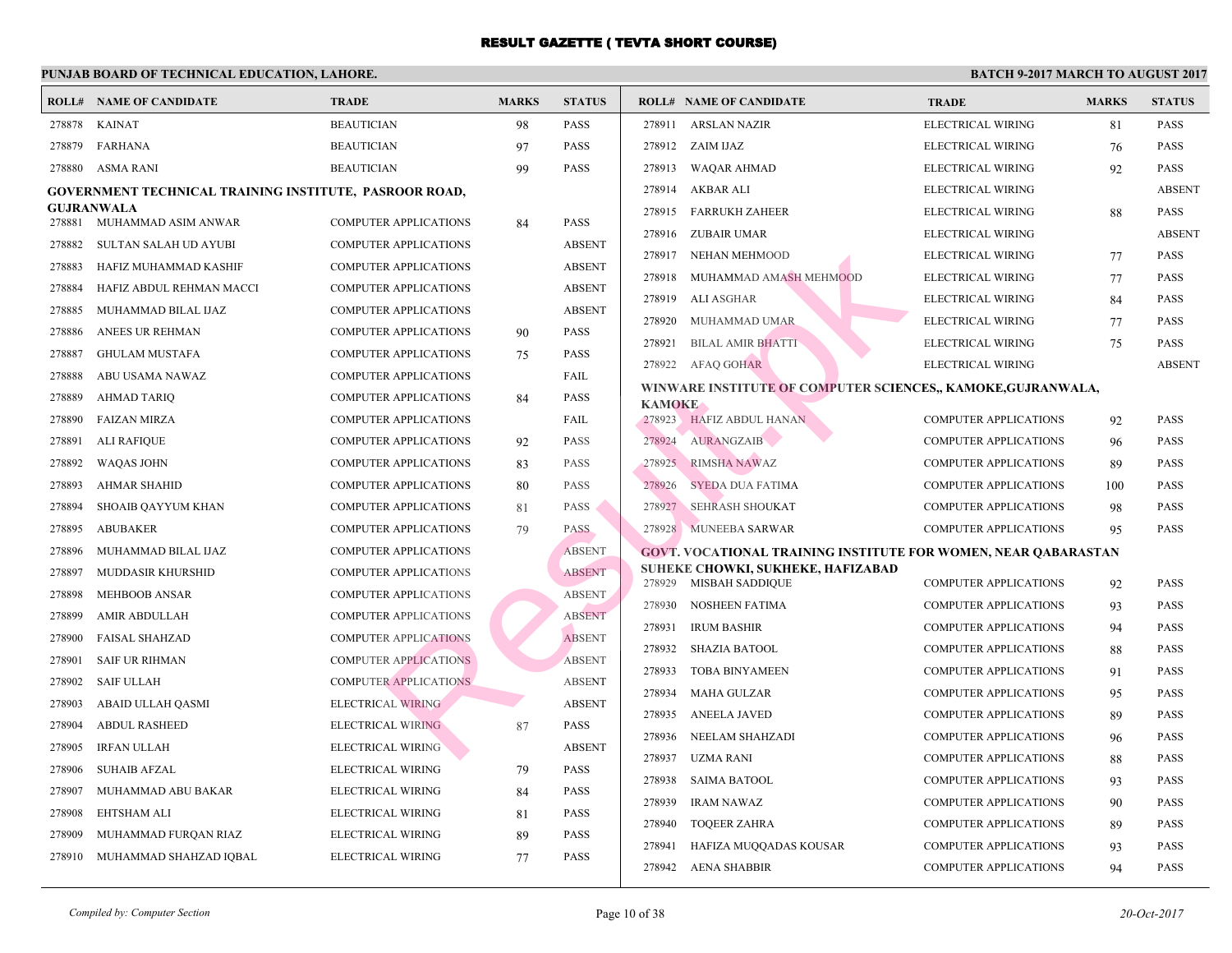# RESULT GAZETTE ( TEVTA SHORT COURSE)

**PUNJAB BOARD OF TECHNICAL EDUCATION, LAHORE.** **BATCH 9-2017 MARCH TO AUGUST 2017**

| ROLL# | NAME OF CANDIDATE | TRADE | MARKS | STATUS |
|---|---|---|---|---|
| 278878 | KAINAT | BEAUTICIAN | 98 | PASS |
| 278879 | FARHANA | BEAUTICIAN | 97 | PASS |
| 278880 | ASMA RANI | BEAUTICIAN | 99 | PASS |

**GOVERNMENT TECHNICAL TRAINING INSTITUTE, PASROOR ROAD, GUJRANWALA**

| ROLL# | NAME OF CANDIDATE | TRADE | MARKS | STATUS |
|---|---|---|---|---|
| 278881 | MUHAMMAD ASIM ANWAR | COMPUTER APPLICATIONS | 84 | PASS |
| 278882 | SULTAN SALAH UD AYUBI | COMPUTER APPLICATIONS | | ABSENT |
| 278883 | HAFIZ MUHAMMAD KASHIF | COMPUTER APPLICATIONS | | ABSENT |
| 278884 | HAFIZ ABDUL REHMAN MACCI | COMPUTER APPLICATIONS | | ABSENT |
| 278885 | MUHAMMAD BILAL IJAZ | COMPUTER APPLICATIONS | | ABSENT |
| 278886 | ANEES UR REHMAN | COMPUTER APPLICATIONS | 90 | PASS |
| 278887 | GHULAM MUSTAFA | COMPUTER APPLICATIONS | 75 | PASS |
| 278888 | ABU USAMA NAWAZ | COMPUTER APPLICATIONS | | FAIL |
| 278889 | AHMAD TARIQ | COMPUTER APPLICATIONS | 84 | PASS |
| 278890 | FAIZAN MIRZA | COMPUTER APPLICATIONS | | FAIL |
| 278891 | ALI RAFIQUE | COMPUTER APPLICATIONS | 92 | PASS |
| 278892 | WAQAS JOHN | COMPUTER APPLICATIONS | 83 | PASS |
| 278893 | AHMAR SHAHID | COMPUTER APPLICATIONS | 80 | PASS |
| 278894 | SHOAIB QAYYUM KHAN | COMPUTER APPLICATIONS | 81 | PASS |
| 278895 | ABUBAKER | COMPUTER APPLICATIONS | 79 | PASS |
| 278896 | MUHAMMAD BILAL IJAZ | COMPUTER APPLICATIONS | | ABSENT |
| 278897 | MUDDASIR KHURSHID | COMPUTER APPLICATIONS | | ABSENT |
| 278898 | MEHBOOB ANSAR | COMPUTER APPLICATIONS | | ABSENT |
| 278899 | AMIR ABDULLAH | COMPUTER APPLICATIONS | | ABSENT |
| 278900 | FAISAL SHAHZAD | COMPUTER APPLICATIONS | | ABSENT |
| 278901 | SAIF UR RIHMAN | COMPUTER APPLICATIONS | | ABSENT |
| 278902 | SAIF ULLAH | COMPUTER APPLICATIONS | | ABSENT |
| 278903 | ABAID ULLAH QASMI | ELECTRICAL WIRING | | ABSENT |
| 278904 | ABDUL RASHEED | ELECTRICAL WIRING | 87 | PASS |
| 278905 | IRFAN ULLAH | ELECTRICAL WIRING | | ABSENT |
| 278906 | SUHAIB AFZAL | ELECTRICAL WIRING | 79 | PASS |
| 278907 | MUHAMMAD ABU BAKAR | ELECTRICAL WIRING | 84 | PASS |
| 278908 | EHTSHAM ALI | ELECTRICAL WIRING | 81 | PASS |
| 278909 | MUHAMMAD FURQAN RIAZ | ELECTRICAL WIRING | 89 | PASS |
| 278910 | MUHAMMAD SHAHZAD IQBAL | ELECTRICAL WIRING | 77 | PASS |
| 278911 | ARSLAN NAZIR | ELECTRICAL WIRING | 81 | PASS |
| 278912 | ZAIM IJAZ | ELECTRICAL WIRING | 76 | PASS |
| 278913 | WAQAR AHMAD | ELECTRICAL WIRING | 92 | PASS |
| 278914 | AKBAR ALI | ELECTRICAL WIRING | | ABSENT |
| 278915 | FARRUKH ZAHEER | ELECTRICAL WIRING | 88 | PASS |
| 278916 | ZUBAIR UMAR | ELECTRICAL WIRING | | ABSENT |
| 278917 | NEHAN MEHMOOD | ELECTRICAL WIRING | 77 | PASS |
| 278918 | MUHAMMAD AMASH MEHMOOD | ELECTRICAL WIRING | 77 | PASS |
| 278919 | ALI ASGHAR | ELECTRICAL WIRING | 84 | PASS |
| 278920 | MUHAMMAD UMAR | ELECTRICAL WIRING | 77 | PASS |
| 278921 | BILAL AMIR BHATTI | ELECTRICAL WIRING | 75 | PASS |
| 278922 | AFAQ GOHAR | ELECTRICAL WIRING | | ABSENT |

**WINWARE INSTITUTE OF COMPUTER SCIENCES,, KAMOKE,GUJRANWALA, KAMOKE**

| ROLL# | NAME OF CANDIDATE | TRADE | MARKS | STATUS |
|---|---|---|---|---|
| 278923 | HAFIZ ABDUL HANAN | COMPUTER APPLICATIONS | 92 | PASS |
| 278924 | AURANGZAIB | COMPUTER APPLICATIONS | 96 | PASS |
| 278925 | RIMSHA NAWAZ | COMPUTER APPLICATIONS | 89 | PASS |
| 278926 | SYEDA DUA FATIMA | COMPUTER APPLICATIONS | 100 | PASS |
| 278927 | SEHRASH SHOUKAT | COMPUTER APPLICATIONS | 98 | PASS |
| 278928 | MUNEEBA SARWAR | COMPUTER APPLICATIONS | 95 | PASS |

**GOVT. VOCATIONAL TRAINING INSTITUTE FOR WOMEN, NEAR QABARASTAN SUHEKE CHOWKI, SUKHEKE, HAFIZABAD**

| ROLL# | NAME OF CANDIDATE | TRADE | MARKS | STATUS |
|---|---|---|---|---|
| 278929 | MISBAH SADDIQUE | COMPUTER APPLICATIONS | 92 | PASS |
| 278930 | NOSHEEN FATIMA | COMPUTER APPLICATIONS | 93 | PASS |
| 278931 | IRUM BASHIR | COMPUTER APPLICATIONS | 94 | PASS |
| 278932 | SHAZIA BATOOL | COMPUTER APPLICATIONS | 88 | PASS |
| 278933 | TOBA BINYAMEEN | COMPUTER APPLICATIONS | 91 | PASS |
| 278934 | MAHA GULZAR | COMPUTER APPLICATIONS | 95 | PASS |
| 278935 | ANEELA JAVED | COMPUTER APPLICATIONS | 89 | PASS |
| 278936 | NEELAM SHAHZADI | COMPUTER APPLICATIONS | 96 | PASS |
| 278937 | UZMA RANI | COMPUTER APPLICATIONS | 88 | PASS |
| 278938 | SAIMA BATOOL | COMPUTER APPLICATIONS | 93 | PASS |
| 278939 | IRAM NAWAZ | COMPUTER APPLICATIONS | 90 | PASS |
| 278940 | TOQEER ZAHRA | COMPUTER APPLICATIONS | 89 | PASS |
| 278941 | HAFIZA MUQQADAS KOUSAR | COMPUTER APPLICATIONS | 93 | PASS |
| 278942 | AENA SHABBIR | COMPUTER APPLICATIONS | 94 | PASS |

*Compiled by: Computer Section* *20-Oct-2017*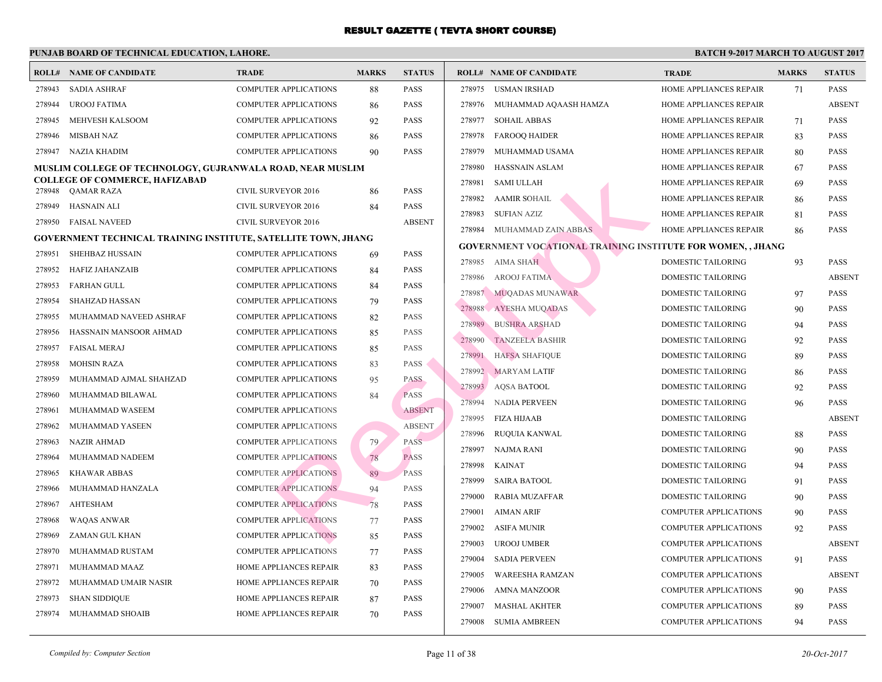# RESULT GAZETTE ( TEVTA SHORT COURSE)

**PUNJAB BOARD OF TECHNICAL EDUCATION, LAHORE.** **BATCH 9-2017 MARCH TO AUGUST 2017**

| ROLL# | NAME OF CANDIDATE | TRADE | MARKS | STATUS |
|---|---|---|---|---|
| 278943 | SADIA ASHRAF | COMPUTER APPLICATIONS | 88 | PASS |
| 278944 | UROOJ FATIMA | COMPUTER APPLICATIONS | 86 | PASS |
| 278945 | MEHVESH KALSOOM | COMPUTER APPLICATIONS | 92 | PASS |
| 278946 | MISBAH NAZ | COMPUTER APPLICATIONS | 86 | PASS |
| 278947 | NAZIA KHADIM | COMPUTER APPLICATIONS | 90 | PASS |

**MUSLIM COLLEGE OF TECHNOLOGY, GUJRANWALA ROAD, NEAR MUSLIM COLLEGE OF COMMERCE, HAFIZABAD**

| ROLL# | NAME OF CANDIDATE | TRADE | MARKS | STATUS |
|---|---|---|---|---|
| 278948 | QAMAR RAZA | CIVIL SURVEYOR 2016 | 86 | PASS |
| 278949 | HASNAIN ALI | CIVIL SURVEYOR 2016 | 84 | PASS |
| 278950 | FAISAL NAVEED | CIVIL SURVEYOR 2016 | | ABSENT |

**GOVERNMENT TECHNICAL TRAINING INSTITUTE, SATELLITE TOWN, JHANG**

| ROLL# | NAME OF CANDIDATE | TRADE | MARKS | STATUS |
|---|---|---|---|---|
| 278951 | SHEHBAZ HUSSAIN | COMPUTER APPLICATIONS | 69 | PASS |
| 278952 | HAFIZ JAHANZAIB | COMPUTER APPLICATIONS | 84 | PASS |
| 278953 | FARHAN GULL | COMPUTER APPLICATIONS | 84 | PASS |
| 278954 | SHAHZAD HASSAN | COMPUTER APPLICATIONS | 79 | PASS |
| 278955 | MUHAMMAD NAVEED ASHRAF | COMPUTER APPLICATIONS | 82 | PASS |
| 278956 | HASSNAIN MANSOOR AHMAD | COMPUTER APPLICATIONS | 85 | PASS |
| 278957 | FAISAL MERAJ | COMPUTER APPLICATIONS | 85 | PASS |
| 278958 | MOHSIN RAZA | COMPUTER APPLICATIONS | 83 | PASS |
| 278959 | MUHAMMAD AJMAL SHAHZAD | COMPUTER APPLICATIONS | 95 | PASS |
| 278960 | MUHAMMAD BILAWAL | COMPUTER APPLICATIONS | 84 | PASS |
| 278961 | MUHAMMAD WASEEM | COMPUTER APPLICATIONS | | ABSENT |
| 278962 | MUHAMMAD YASEEN | COMPUTER APPLICATIONS | | ABSENT |
| 278963 | NAZIR AHMAD | COMPUTER APPLICATIONS | 79 | PASS |
| 278964 | MUHAMMAD NADEEM | COMPUTER APPLICATIONS | 78 | PASS |
| 278965 | KHAWAR ABBAS | COMPUTER APPLICATIONS | 89 | PASS |
| 278966 | MUHAMMAD HANZALA | COMPUTER APPLICATIONS | 94 | PASS |
| 278967 | AHTESHAM | COMPUTER APPLICATIONS | 78 | PASS |
| 278968 | WAQAS ANWAR | COMPUTER APPLICATIONS | 77 | PASS |
| 278969 | ZAMAN GUL KHAN | COMPUTER APPLICATIONS | 85 | PASS |
| 278970 | MUHAMMAD RUSTAM | COMPUTER APPLICATIONS | 77 | PASS |
| 278971 | MUHAMMAD MAAZ | HOME APPLIANCES REPAIR | 83 | PASS |
| 278972 | MUHAMMAD UMAIR NASIR | HOME APPLIANCES REPAIR | 70 | PASS |
| 278973 | SHAN SIDDIQUE | HOME APPLIANCES REPAIR | 87 | PASS |
| 278974 | MUHAMMAD SHOAIB | HOME APPLIANCES REPAIR | 70 | PASS |
| 278975 | USMAN IRSHAD | HOME APPLIANCES REPAIR | 71 | PASS |
| 278976 | MUHAMMAD AQAASH HAMZA | HOME APPLIANCES REPAIR | | ABSENT |
| 278977 | SOHAIL ABBAS | HOME APPLIANCES REPAIR | 71 | PASS |
| 278978 | FAROOQ HAIDER | HOME APPLIANCES REPAIR | 83 | PASS |
| 278979 | MUHAMMAD USAMA | HOME APPLIANCES REPAIR | 80 | PASS |
| 278980 | HASSNAIN ASLAM | HOME APPLIANCES REPAIR | 67 | PASS |
| 278981 | SAMI ULLAH | HOME APPLIANCES REPAIR | 69 | PASS |
| 278982 | AAMIR SOHAIL | HOME APPLIANCES REPAIR | 86 | PASS |
| 278983 | SUFIAN AZIZ | HOME APPLIANCES REPAIR | 81 | PASS |
| 278984 | MUHAMMAD ZAIN ABBAS | HOME APPLIANCES REPAIR | 86 | PASS |

**GOVERNMENT VOCATIONAL TRAINING INSTITUTE FOR WOMEN, , JHANG**

| ROLL# | NAME OF CANDIDATE | TRADE | MARKS | STATUS |
|---|---|---|---|---|
| 278985 | AIMA SHAH | DOMESTIC TAILORING | 93 | PASS |
| 278986 | AROOJ FATIMA | DOMESTIC TAILORING | | ABSENT |
| 278987 | MUQADAS MUNAWAR | DOMESTIC TAILORING | 97 | PASS |
| 278988 | AYESHA MUQADAS | DOMESTIC TAILORING | 90 | PASS |
| 278989 | BUSHRA ARSHAD | DOMESTIC TAILORING | 94 | PASS |
| 278990 | TANZEELA BASHIR | DOMESTIC TAILORING | 92 | PASS |
| 278991 | HAFSA SHAFIQUE | DOMESTIC TAILORING | 89 | PASS |
| 278992 | MARYAM LATIF | DOMESTIC TAILORING | 86 | PASS |
| 278993 | AQSA BATOOL | DOMESTIC TAILORING | 92 | PASS |
| 278994 | NADIA PERVEEN | DOMESTIC TAILORING | 96 | PASS |
| 278995 | FIZA HIJAAB | DOMESTIC TAILORING | | ABSENT |
| 278996 | RUQUIA KANWAL | DOMESTIC TAILORING | 88 | PASS |
| 278997 | NAJMA RANI | DOMESTIC TAILORING | 90 | PASS |
| 278998 | KAINAT | DOMESTIC TAILORING | 94 | PASS |
| 278999 | SAIRA BATOOL | DOMESTIC TAILORING | 91 | PASS |
| 279000 | RABIA MUZAFFAR | DOMESTIC TAILORING | 90 | PASS |
| 279001 | AIMAN ARIF | COMPUTER APPLICATIONS | 90 | PASS |
| 279002 | ASIFA MUNIR | COMPUTER APPLICATIONS | 92 | PASS |
| 279003 | UROOJ UMBER | COMPUTER APPLICATIONS | | ABSENT |
| 279004 | SADIA PERVEEN | COMPUTER APPLICATIONS | 91 | PASS |
| 279005 | WAREESHA RAMZAN | COMPUTER APPLICATIONS | | ABSENT |
| 279006 | AMNA MANZOOR | COMPUTER APPLICATIONS | 90 | PASS |
| 279007 | MASHAL AKHTER | COMPUTER APPLICATIONS | 89 | PASS |
| 279008 | SUMIA AMBREEN | COMPUTER APPLICATIONS | 94 | PASS |

*Compiled by: Computer Section* *20-Oct-2017*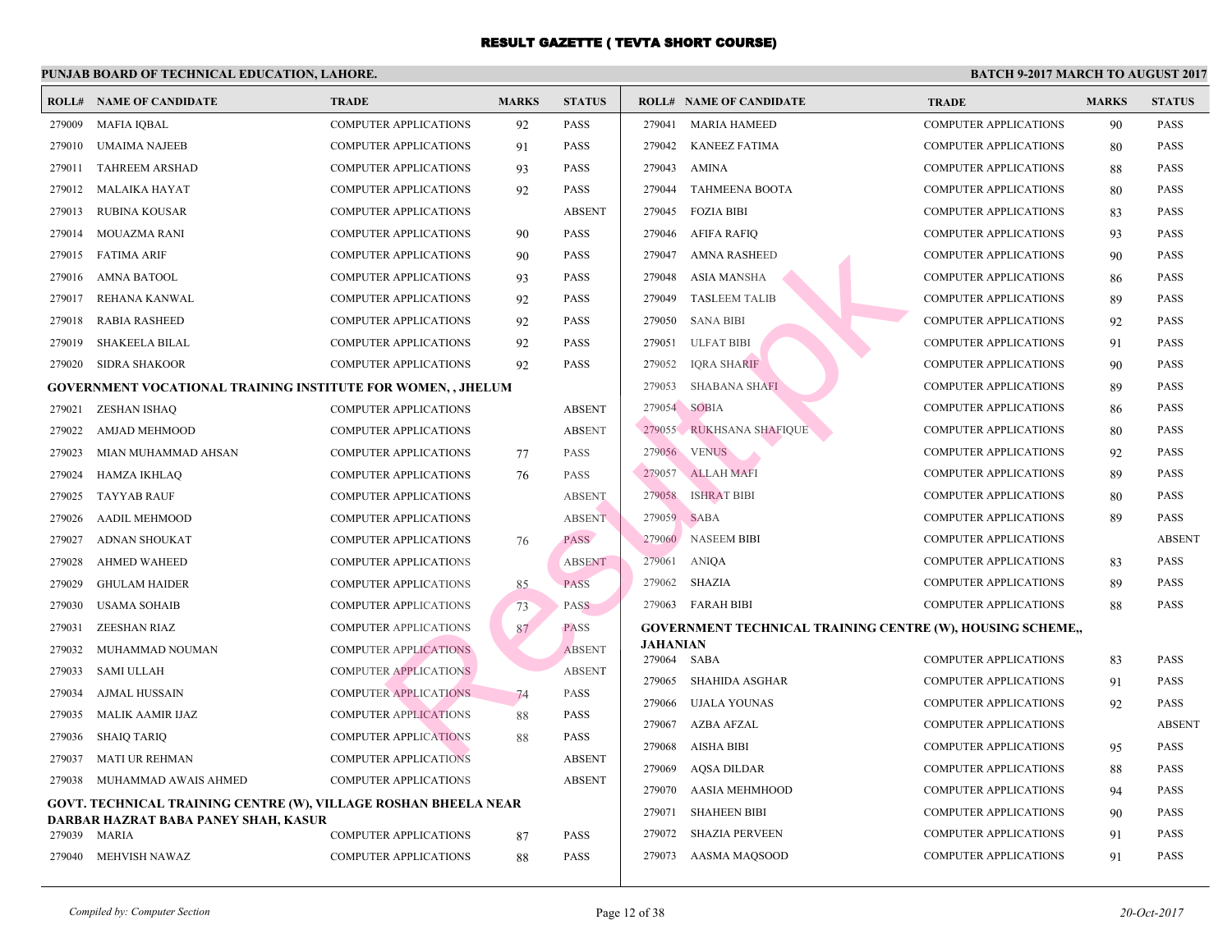# RESULT GAZETTE ( TEVTA SHORT COURSE)

**PUNJAB BOARD OF TECHNICAL EDUCATION, LAHORE.** **BATCH 9-2017 MARCH TO AUGUST 2017**

| ROLL# | NAME OF CANDIDATE | TRADE | MARKS | STATUS |
|---|---|---|---|---|
| 279009 | MAFIA IQBAL | COMPUTER APPLICATIONS | 92 | PASS |
| 279010 | UMAIMA NAJEEB | COMPUTER APPLICATIONS | 91 | PASS |
| 279011 | TAHREEM ARSHAD | COMPUTER APPLICATIONS | 93 | PASS |
| 279012 | MALAIKA HAYAT | COMPUTER APPLICATIONS | 92 | PASS |
| 279013 | RUBINA KOUSAR | COMPUTER APPLICATIONS | | ABSENT |
| 279014 | MOUAZMA RANI | COMPUTER APPLICATIONS | 90 | PASS |
| 279015 | FATIMA ARIF | COMPUTER APPLICATIONS | 90 | PASS |
| 279016 | AMNA BATOOL | COMPUTER APPLICATIONS | 93 | PASS |
| 279017 | REHANA KANWAL | COMPUTER APPLICATIONS | 92 | PASS |
| 279018 | RABIA RASHEED | COMPUTER APPLICATIONS | 92 | PASS |
| 279019 | SHAKEELA BILAL | COMPUTER APPLICATIONS | 92 | PASS |
| 279020 | SIDRA SHAKOOR | COMPUTER APPLICATIONS | 92 | PASS |

**GOVERNMENT VOCATIONAL TRAINING INSTITUTE FOR WOMEN, , JHELUM**

| ROLL# | NAME OF CANDIDATE | TRADE | MARKS | STATUS |
|---|---|---|---|---|
| 279021 | ZESHAN ISHAQ | COMPUTER APPLICATIONS | | ABSENT |
| 279022 | AMJAD MEHMOOD | COMPUTER APPLICATIONS | | ABSENT |
| 279023 | MIAN MUHAMMAD AHSAN | COMPUTER APPLICATIONS | 77 | PASS |
| 279024 | HAMZA IKHLAQ | COMPUTER APPLICATIONS | 76 | PASS |
| 279025 | TAYYAB RAUF | COMPUTER APPLICATIONS | | ABSENT |
| 279026 | AADIL MEHMOOD | COMPUTER APPLICATIONS | | ABSENT |
| 279027 | ADNAN SHOUKAT | COMPUTER APPLICATIONS | 76 | PASS |
| 279028 | AHMED WAHEED | COMPUTER APPLICATIONS | | ABSENT |
| 279029 | GHULAM HAIDER | COMPUTER APPLICATIONS | 85 | PASS |
| 279030 | USAMA SOHAIB | COMPUTER APPLICATIONS | 73 | PASS |
| 279031 | ZEESHAN RIAZ | COMPUTER APPLICATIONS | 87 | PASS |
| 279032 | MUHAMMAD NOUMAN | COMPUTER APPLICATIONS | | ABSENT |
| 279033 | SAMI ULLAH | COMPUTER APPLICATIONS | | ABSENT |
| 279034 | AJMAL HUSSAIN | COMPUTER APPLICATIONS | 74 | PASS |
| 279035 | MALIK AAMIR IJAZ | COMPUTER APPLICATIONS | 88 | PASS |
| 279036 | SHAIQ TARIQ | COMPUTER APPLICATIONS | 88 | PASS |
| 279037 | MATI UR REHMAN | COMPUTER APPLICATIONS | | ABSENT |
| 279038 | MUHAMMAD AWAIS AHMED | COMPUTER APPLICATIONS | | ABSENT |

**GOVT. TECHNICAL TRAINING CENTRE (W), VILLAGE ROSHAN BHEELA NEAR DARBAR HAZRAT BABA PANEY SHAH, KASUR**

| ROLL# | NAME OF CANDIDATE | TRADE | MARKS | STATUS |
|---|---|---|---|---|
| 279039 | MARIA | COMPUTER APPLICATIONS | 87 | PASS |
| 279040 | MEHVISH NAWAZ | COMPUTER APPLICATIONS | 88 | PASS |
| 279041 | MARIA HAMEED | COMPUTER APPLICATIONS | 90 | PASS |
| 279042 | KANEEZ FATIMA | COMPUTER APPLICATIONS | 80 | PASS |
| 279043 | AMINA | COMPUTER APPLICATIONS | 88 | PASS |
| 279044 | TAHMEENA BOOTA | COMPUTER APPLICATIONS | 80 | PASS |
| 279045 | FOZIA BIBI | COMPUTER APPLICATIONS | 83 | PASS |
| 279046 | AFIFA RAFIQ | COMPUTER APPLICATIONS | 93 | PASS |
| 279047 | AMNA RASHEED | COMPUTER APPLICATIONS | 90 | PASS |
| 279048 | ASIA MANSHA | COMPUTER APPLICATIONS | 86 | PASS |
| 279049 | TASLEEM TALIB | COMPUTER APPLICATIONS | 89 | PASS |
| 279050 | SANA BIBI | COMPUTER APPLICATIONS | 92 | PASS |
| 279051 | ULFAT BIBI | COMPUTER APPLICATIONS | 91 | PASS |
| 279052 | IQRA SHARIF | COMPUTER APPLICATIONS | 90 | PASS |
| 279053 | SHABANA SHAFI | COMPUTER APPLICATIONS | 89 | PASS |
| 279054 | SOBIA | COMPUTER APPLICATIONS | 86 | PASS |
| 279055 | RUKHSANA SHAFIQUE | COMPUTER APPLICATIONS | 80 | PASS |
| 279056 | VENUS | COMPUTER APPLICATIONS | 92 | PASS |
| 279057 | ALLAH MAFI | COMPUTER APPLICATIONS | 89 | PASS |
| 279058 | ISHRAT BIBI | COMPUTER APPLICATIONS | 80 | PASS |
| 279059 | SABA | COMPUTER APPLICATIONS | 89 | PASS |
| 279060 | NASEEM BIBI | COMPUTER APPLICATIONS | | ABSENT |
| 279061 | ANIQA | COMPUTER APPLICATIONS | 83 | PASS |
| 279062 | SHAZIA | COMPUTER APPLICATIONS | 89 | PASS |
| 279063 | FARAH BIBI | COMPUTER APPLICATIONS | 88 | PASS |

**GOVERNMENT TECHNICAL TRAINING CENTRE (W), HOUSING SCHEME,, JAHANIAN**

| ROLL# | NAME OF CANDIDATE | TRADE | MARKS | STATUS |
|---|---|---|---|---|
| 279064 | SABA | COMPUTER APPLICATIONS | 83 | PASS |
| 279065 | SHAHIDA ASGHAR | COMPUTER APPLICATIONS | 91 | PASS |
| 279066 | UJALA YOUNAS | COMPUTER APPLICATIONS | 92 | PASS |
| 279067 | AZBA AFZAL | COMPUTER APPLICATIONS | | ABSENT |
| 279068 | AISHA BIBI | COMPUTER APPLICATIONS | 95 | PASS |
| 279069 | AQSA DILDAR | COMPUTER APPLICATIONS | 88 | PASS |
| 279070 | AASIA MEHMHOOD | COMPUTER APPLICATIONS | 94 | PASS |
| 279071 | SHAHEEN BIBI | COMPUTER APPLICATIONS | 90 | PASS |
| 279072 | SHAZIA PERVEEN | COMPUTER APPLICATIONS | 91 | PASS |
| 279073 | AASMA MAQSOOD | COMPUTER APPLICATIONS | 91 | PASS |

*Compiled by: Computer Section* *20-Oct-2017*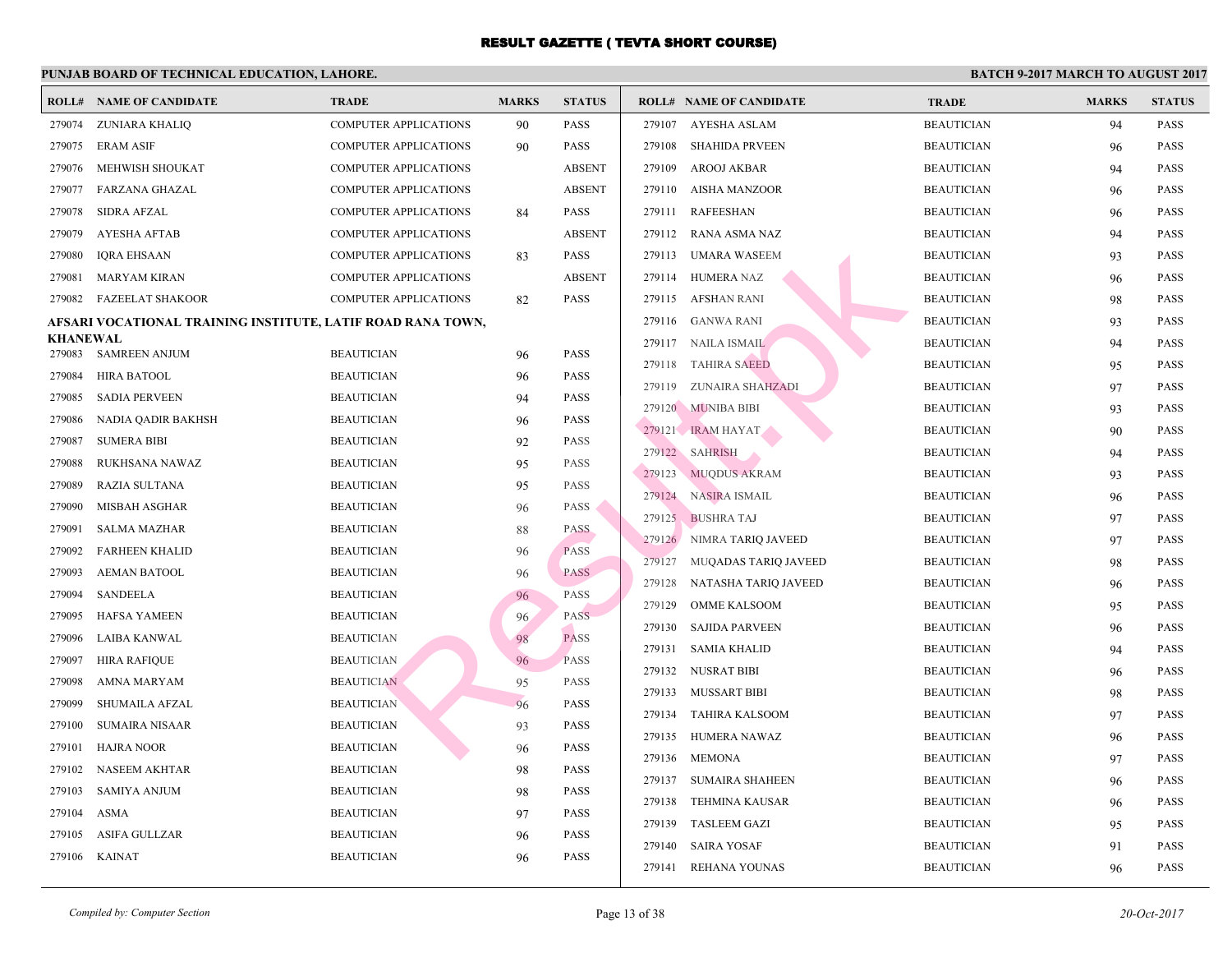# RESULT GAZETTE ( TEVTA SHORT COURSE)

**PUNJAB BOARD OF TECHNICAL EDUCATION, LAHORE.** **BATCH 9-2017 MARCH TO AUGUST 2017**

| ROLL# | NAME OF CANDIDATE | TRADE | MARKS | STATUS |
|---|---|---|---|---|
| 279074 | ZUNIARA KHALIQ | COMPUTER APPLICATIONS | 90 | PASS |
| 279075 | ERAM ASIF | COMPUTER APPLICATIONS | 90 | PASS |
| 279076 | MEHWISH SHOUKAT | COMPUTER APPLICATIONS | | ABSENT |
| 279077 | FARZANA GHAZAL | COMPUTER APPLICATIONS | | ABSENT |
| 279078 | SIDRA AFZAL | COMPUTER APPLICATIONS | 84 | PASS |
| 279079 | AYESHA AFTAB | COMPUTER APPLICATIONS | | ABSENT |
| 279080 | IQRA EHSAAN | COMPUTER APPLICATIONS | 83 | PASS |
| 279081 | MARYAM KIRAN | COMPUTER APPLICATIONS | | ABSENT |
| 279082 | FAZEELAT SHAKOOR | COMPUTER APPLICATIONS | 82 | PASS |

**AFSARI VOCATIONAL TRAINING INSTITUTE, LATIF ROAD RANA TOWN, KHANEWAL**

| ROLL# | NAME OF CANDIDATE | TRADE | MARKS | STATUS |
|---|---|---|---|---|
| 279083 | SAMREEN ANJUM | BEAUTICIAN | 96 | PASS |
| 279084 | HIRA BATOOL | BEAUTICIAN | 96 | PASS |
| 279085 | SADIA PERVEEN | BEAUTICIAN | 94 | PASS |
| 279086 | NADIA QADIR BAKHSH | BEAUTICIAN | 96 | PASS |
| 279087 | SUMERA BIBI | BEAUTICIAN | 92 | PASS |
| 279088 | RUKHSANA NAWAZ | BEAUTICIAN | 95 | PASS |
| 279089 | RAZIA SULTANA | BEAUTICIAN | 95 | PASS |
| 279090 | MISBAH ASGHAR | BEAUTICIAN | 96 | PASS |
| 279091 | SALMA MAZHAR | BEAUTICIAN | 88 | PASS |
| 279092 | FARHEEN KHALID | BEAUTICIAN | 96 | PASS |
| 279093 | AEMAN BATOOL | BEAUTICIAN | 96 | PASS |
| 279094 | SANDEELA | BEAUTICIAN | 96 | PASS |
| 279095 | HAFSA YAMEEN | BEAUTICIAN | 96 | PASS |
| 279096 | LAIBA KANWAL | BEAUTICIAN | 98 | PASS |
| 279097 | HIRA RAFIQUE | BEAUTICIAN | 96 | PASS |
| 279098 | AMNA MARYAM | BEAUTICIAN | 95 | PASS |
| 279099 | SHUMAILA AFZAL | BEAUTICIAN | 96 | PASS |
| 279100 | SUMAIRA NISAAR | BEAUTICIAN | 93 | PASS |
| 279101 | HAJRA NOOR | BEAUTICIAN | 96 | PASS |
| 279102 | NASEEM AKHTAR | BEAUTICIAN | 98 | PASS |
| 279103 | SAMIYA ANJUM | BEAUTICIAN | 98 | PASS |
| 279104 | ASMA | BEAUTICIAN | 97 | PASS |
| 279105 | ASIFA GULLZAR | BEAUTICIAN | 96 | PASS |
| 279106 | KAINAT | BEAUTICIAN | 96 | PASS |
| 279107 | AYESHA ASLAM | BEAUTICIAN | 94 | PASS |
| 279108 | SHAHIDA PRVEEN | BEAUTICIAN | 96 | PASS |
| 279109 | AROOJ AKBAR | BEAUTICIAN | 94 | PASS |
| 279110 | AISHA MANZOOR | BEAUTICIAN | 96 | PASS |
| 279111 | RAFEESHAN | BEAUTICIAN | 96 | PASS |
| 279112 | RANA ASMA NAZ | BEAUTICIAN | 94 | PASS |
| 279113 | UMARA WASEEM | BEAUTICIAN | 93 | PASS |
| 279114 | HUMERA NAZ | BEAUTICIAN | 96 | PASS |
| 279115 | AFSHAN RANI | BEAUTICIAN | 98 | PASS |
| 279116 | GANWA RANI | BEAUTICIAN | 93 | PASS |
| 279117 | NAILA ISMAIL | BEAUTICIAN | 94 | PASS |
| 279118 | TAHIRA SAEED | BEAUTICIAN | 95 | PASS |
| 279119 | ZUNAIRA SHAHZADI | BEAUTICIAN | 97 | PASS |
| 279120 | MUNIBA BIBI | BEAUTICIAN | 93 | PASS |
| 279121 | IRAM HAYAT | BEAUTICIAN | 90 | PASS |
| 279122 | SAHRISH | BEAUTICIAN | 94 | PASS |
| 279123 | MUQDUS AKRAM | BEAUTICIAN | 93 | PASS |
| 279124 | NASIRA ISMAIL | BEAUTICIAN | 96 | PASS |
| 279125 | BUSHRA TAJ | BEAUTICIAN | 97 | PASS |
| 279126 | NIMRA TARIQ JAVEED | BEAUTICIAN | 97 | PASS |
| 279127 | MUQADAS TARIQ JAVEED | BEAUTICIAN | 98 | PASS |
| 279128 | NATASHA TARIQ JAVEED | BEAUTICIAN | 96 | PASS |
| 279129 | OMME KALSOOM | BEAUTICIAN | 95 | PASS |
| 279130 | SAJIDA PARVEEN | BEAUTICIAN | 96 | PASS |
| 279131 | SAMIA KHALID | BEAUTICIAN | 94 | PASS |
| 279132 | NUSRAT BIBI | BEAUTICIAN | 96 | PASS |
| 279133 | MUSSART BIBI | BEAUTICIAN | 98 | PASS |
| 279134 | TAHIRA KALSOOM | BEAUTICIAN | 97 | PASS |
| 279135 | HUMERA NAWAZ | BEAUTICIAN | 96 | PASS |
| 279136 | MEMONA | BEAUTICIAN | 97 | PASS |
| 279137 | SUMAIRA SHAHEEN | BEAUTICIAN | 96 | PASS |
| 279138 | TEHMINA KAUSAR | BEAUTICIAN | 96 | PASS |
| 279139 | TASLEEM GAZI | BEAUTICIAN | 95 | PASS |
| 279140 | SAIRA YOSAF | BEAUTICIAN | 91 | PASS |
| 279141 | REHANA YOUNAS | BEAUTICIAN | 96 | PASS |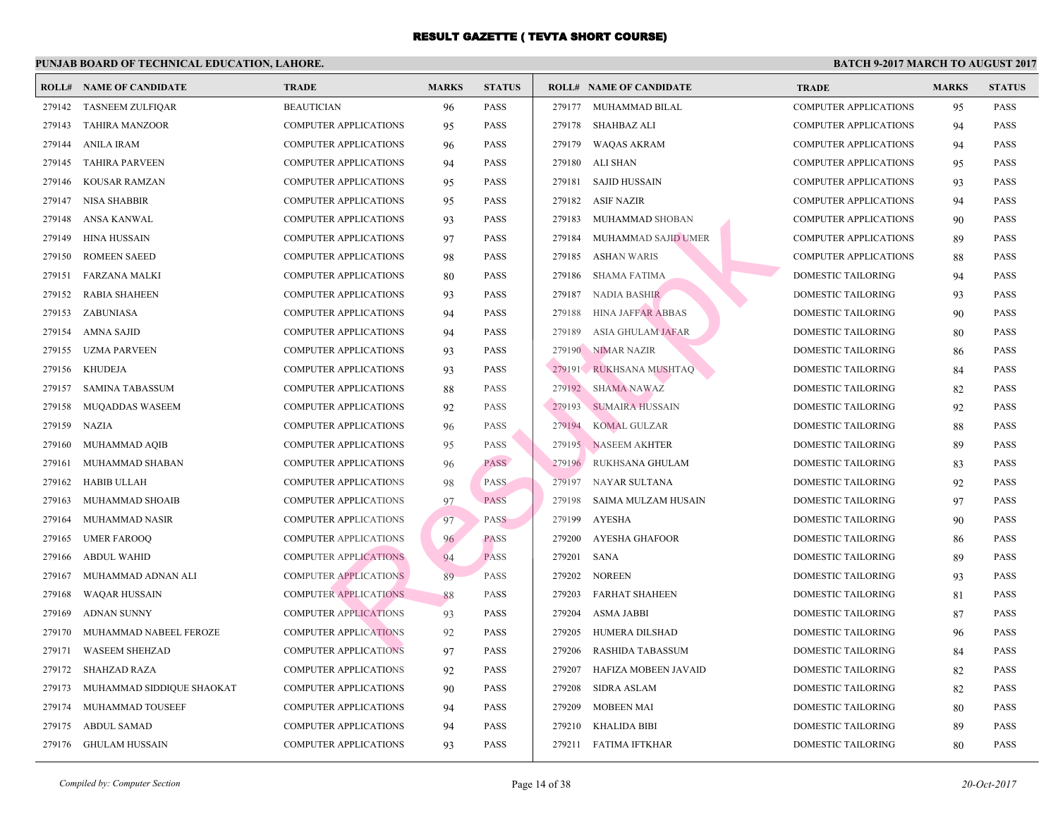# RESULT GAZETTE ( TEVTA SHORT COURSE)

**PUNJAB BOARD OF TECHNICAL EDUCATION, LAHORE.**

**BATCH 9-2017 MARCH TO AUGUST 2017**

| ROLL# | NAME OF CANDIDATE | TRADE | MARKS | STATUS |
|---|---|---|---|---|
| 279142 | TASNEEM ZULFIQAR | BEAUTICIAN | 96 | PASS |
| 279143 | TAHIRA MANZOOR | COMPUTER APPLICATIONS | 95 | PASS |
| 279144 | ANILA IRAM | COMPUTER APPLICATIONS | 96 | PASS |
| 279145 | TAHIRA PARVEEN | COMPUTER APPLICATIONS | 94 | PASS |
| 279146 | KOUSAR RAMZAN | COMPUTER APPLICATIONS | 95 | PASS |
| 279147 | NISA SHABBIR | COMPUTER APPLICATIONS | 95 | PASS |
| 279148 | ANSA KANWAL | COMPUTER APPLICATIONS | 93 | PASS |
| 279149 | HINA HUSSAIN | COMPUTER APPLICATIONS | 97 | PASS |
| 279150 | ROMEEN SAEED | COMPUTER APPLICATIONS | 98 | PASS |
| 279151 | FARZANA MALKI | COMPUTER APPLICATIONS | 80 | PASS |
| 279152 | RABIA SHAHEEN | COMPUTER APPLICATIONS | 93 | PASS |
| 279153 | ZABUNIASA | COMPUTER APPLICATIONS | 94 | PASS |
| 279154 | AMNA SAJID | COMPUTER APPLICATIONS | 94 | PASS |
| 279155 | UZMA PARVEEN | COMPUTER APPLICATIONS | 93 | PASS |
| 279156 | KHUDEJA | COMPUTER APPLICATIONS | 93 | PASS |
| 279157 | SAMINA TABASSUM | COMPUTER APPLICATIONS | 88 | PASS |
| 279158 | MUQADDAS WASEEM | COMPUTER APPLICATIONS | 92 | PASS |
| 279159 | NAZIA | COMPUTER APPLICATIONS | 96 | PASS |
| 279160 | MUHAMMAD AQIB | COMPUTER APPLICATIONS | 95 | PASS |
| 279161 | MUHAMMAD SHABAN | COMPUTER APPLICATIONS | 96 | PASS |
| 279162 | HABIB ULLAH | COMPUTER APPLICATIONS | 98 | PASS |
| 279163 | MUHAMMAD SHOAIB | COMPUTER APPLICATIONS | 97 | PASS |
| 279164 | MUHAMMAD NASIR | COMPUTER APPLICATIONS | 97 | PASS |
| 279165 | UMER FAROOQ | COMPUTER APPLICATIONS | 96 | PASS |
| 279166 | ABDUL WAHID | COMPUTER APPLICATIONS | 94 | PASS |
| 279167 | MUHAMMAD ADNAN ALI | COMPUTER APPLICATIONS | 89 | PASS |
| 279168 | WAQAR HUSSAIN | COMPUTER APPLICATIONS | 88 | PASS |
| 279169 | ADNAN SUNNY | COMPUTER APPLICATIONS | 93 | PASS |
| 279170 | MUHAMMAD NABEEL FEROZE | COMPUTER APPLICATIONS | 92 | PASS |
| 279171 | WASEEM SHEHZAD | COMPUTER APPLICATIONS | 97 | PASS |
| 279172 | SHAHZAD RAZA | COMPUTER APPLICATIONS | 92 | PASS |
| 279173 | MUHAMMAD SIDDIQUE SHAOKAT | COMPUTER APPLICATIONS | 90 | PASS |
| 279174 | MUHAMMAD TOUSEEF | COMPUTER APPLICATIONS | 94 | PASS |
| 279175 | ABDUL SAMAD | COMPUTER APPLICATIONS | 94 | PASS |
| 279176 | GHULAM HUSSAIN | COMPUTER APPLICATIONS | 93 | PASS |
| 279177 | MUHAMMAD BILAL | COMPUTER APPLICATIONS | 95 | PASS |
| 279178 | SHAHBAZ ALI | COMPUTER APPLICATIONS | 94 | PASS |
| 279179 | WAQAS AKRAM | COMPUTER APPLICATIONS | 94 | PASS |
| 279180 | ALI SHAN | COMPUTER APPLICATIONS | 95 | PASS |
| 279181 | SAJID HUSSAIN | COMPUTER APPLICATIONS | 93 | PASS |
| 279182 | ASIF NAZIR | COMPUTER APPLICATIONS | 94 | PASS |
| 279183 | MUHAMMAD SHOBAN | COMPUTER APPLICATIONS | 90 | PASS |
| 279184 | MUHAMMAD SAJID UMER | COMPUTER APPLICATIONS | 89 | PASS |
| 279185 | ASHAN WARIS | COMPUTER APPLICATIONS | 88 | PASS |
| 279186 | SHAMA FATIMA | DOMESTIC TAILORING | 94 | PASS |
| 279187 | NADIA BASHIR | DOMESTIC TAILORING | 93 | PASS |
| 279188 | HINA JAFFAR ABBAS | DOMESTIC TAILORING | 90 | PASS |
| 279189 | ASIA GHULAM JAFAR | DOMESTIC TAILORING | 80 | PASS |
| 279190 | NIMAR NAZIR | DOMESTIC TAILORING | 86 | PASS |
| 279191 | RUKHSANA MUSHTAQ | DOMESTIC TAILORING | 84 | PASS |
| 279192 | SHAMA NAWAZ | DOMESTIC TAILORING | 82 | PASS |
| 279193 | SUMAIRA HUSSAIN | DOMESTIC TAILORING | 92 | PASS |
| 279194 | KOMAL GULZAR | DOMESTIC TAILORING | 88 | PASS |
| 279195 | NASEEM AKHTER | DOMESTIC TAILORING | 89 | PASS |
| 279196 | RUKHSANA GHULAM | DOMESTIC TAILORING | 83 | PASS |
| 279197 | NAYAR SULTANA | DOMESTIC TAILORING | 92 | PASS |
| 279198 | SAIMA MULZAM HUSAIN | DOMESTIC TAILORING | 97 | PASS |
| 279199 | AYESHA | DOMESTIC TAILORING | 90 | PASS |
| 279200 | AYESHA GHAFOOR | DOMESTIC TAILORING | 86 | PASS |
| 279201 | SANA | DOMESTIC TAILORING | 89 | PASS |
| 279202 | NOREEN | DOMESTIC TAILORING | 93 | PASS |
| 279203 | FARHAT SHAHEEN | DOMESTIC TAILORING | 81 | PASS |
| 279204 | ASMA JABBI | DOMESTIC TAILORING | 87 | PASS |
| 279205 | HUMERA DILSHAD | DOMESTIC TAILORING | 96 | PASS |
| 279206 | RASHIDA TABASSUM | DOMESTIC TAILORING | 84 | PASS |
| 279207 | HAFIZA MOBEEN JAVAID | DOMESTIC TAILORING | 82 | PASS |
| 279208 | SIDRA ASLAM | DOMESTIC TAILORING | 82 | PASS |
| 279209 | MOBEEN MAI | DOMESTIC TAILORING | 80 | PASS |
| 279210 | KHALIDA BIBI | DOMESTIC TAILORING | 89 | PASS |
| 279211 | FATIMA IFTKHAR | DOMESTIC TAILORING | 80 | PASS |

*Compiled by: Computer Section* *20-Oct-2017*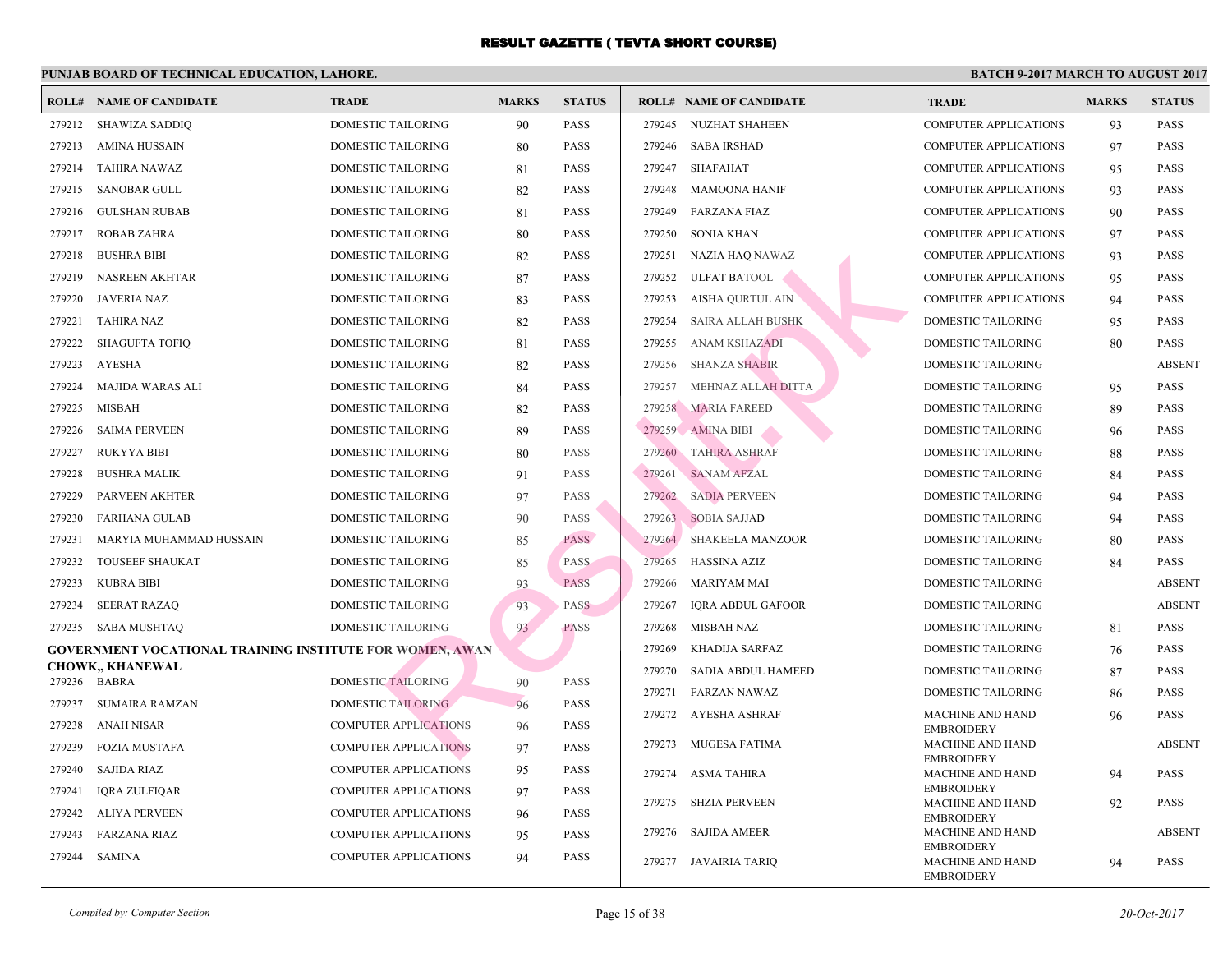# RESULT GAZETTE ( TEVTA SHORT COURSE)

**PUNJAB BOARD OF TECHNICAL EDUCATION, LAHORE.**

**BATCH 9-2017 MARCH TO AUGUST 2017**

| ROLL# | NAME OF CANDIDATE | TRADE | MARKS | STATUS |
|---|---|---|---|---|
| 279212 | SHAWIZA SADDIQ | DOMESTIC TAILORING | 90 | PASS |
| 279213 | AMINA HUSSAIN | DOMESTIC TAILORING | 80 | PASS |
| 279214 | TAHIRA NAWAZ | DOMESTIC TAILORING | 81 | PASS |
| 279215 | SANOBAR GULL | DOMESTIC TAILORING | 82 | PASS |
| 279216 | GULSHAN RUBAB | DOMESTIC TAILORING | 81 | PASS |
| 279217 | ROBAB ZAHRA | DOMESTIC TAILORING | 80 | PASS |
| 279218 | BUSHRA BIBI | DOMESTIC TAILORING | 82 | PASS |
| 279219 | NASREEN AKHTAR | DOMESTIC TAILORING | 87 | PASS |
| 279220 | JAVERIA NAZ | DOMESTIC TAILORING | 83 | PASS |
| 279221 | TAHIRA NAZ | DOMESTIC TAILORING | 82 | PASS |
| 279222 | SHAGUFTA TOFIQ | DOMESTIC TAILORING | 81 | PASS |
| 279223 | AYESHA | DOMESTIC TAILORING | 82 | PASS |
| 279224 | MAJIDA WARAS ALI | DOMESTIC TAILORING | 84 | PASS |
| 279225 | MISBAH | DOMESTIC TAILORING | 82 | PASS |
| 279226 | SAIMA PERVEEN | DOMESTIC TAILORING | 89 | PASS |
| 279227 | RUKYYA BIBI | DOMESTIC TAILORING | 80 | PASS |
| 279228 | BUSHRA MALIK | DOMESTIC TAILORING | 91 | PASS |
| 279229 | PARVEEN AKHTER | DOMESTIC TAILORING | 97 | PASS |
| 279230 | FARHANA GULAB | DOMESTIC TAILORING | 90 | PASS |
| 279231 | MARYIA MUHAMMAD HUSSAIN | DOMESTIC TAILORING | 85 | PASS |
| 279232 | TOUSEEF SHAUKAT | DOMESTIC TAILORING | 85 | PASS |
| 279233 | KUBRA BIBI | DOMESTIC TAILORING | 93 | PASS |
| 279234 | SEERAT RAZAQ | DOMESTIC TAILORING | 93 | PASS |
| 279235 | SABA MUSHTAQ | DOMESTIC TAILORING | 93 | PASS |

**GOVERNMENT VOCATIONAL TRAINING INSTITUTE FOR WOMEN, AWAN CHOWK,, KHANEWAL**

| ROLL# | NAME OF CANDIDATE | TRADE | MARKS | STATUS |
|---|---|---|---|---|
| 279236 | BABRA | DOMESTIC TAILORING | 90 | PASS |
| 279237 | SUMAIRA RAMZAN | DOMESTIC TAILORING | 96 | PASS |
| 279238 | ANAH NISAR | COMPUTER APPLICATIONS | 96 | PASS |
| 279239 | FOZIA MUSTAFA | COMPUTER APPLICATIONS | 97 | PASS |
| 279240 | SAJIDA RIAZ | COMPUTER APPLICATIONS | 95 | PASS |
| 279241 | IQRA ZULFIQAR | COMPUTER APPLICATIONS | 97 | PASS |
| 279242 | ALIYA PERVEEN | COMPUTER APPLICATIONS | 96 | PASS |
| 279243 | FARZANA RIAZ | COMPUTER APPLICATIONS | 95 | PASS |
| 279244 | SAMINA | COMPUTER APPLICATIONS | 94 | PASS |
| 279245 | NUZHAT SHAHEEN | COMPUTER APPLICATIONS | 93 | PASS |
| 279246 | SABA IRSHAD | COMPUTER APPLICATIONS | 97 | PASS |
| 279247 | SHAFAHAT | COMPUTER APPLICATIONS | 95 | PASS |
| 279248 | MAMOONA HANIF | COMPUTER APPLICATIONS | 93 | PASS |
| 279249 | FARZANA FIAZ | COMPUTER APPLICATIONS | 90 | PASS |
| 279250 | SONIA KHAN | COMPUTER APPLICATIONS | 97 | PASS |
| 279251 | NAZIA HAQ NAWAZ | COMPUTER APPLICATIONS | 93 | PASS |
| 279252 | ULFAT BATOOL | COMPUTER APPLICATIONS | 95 | PASS |
| 279253 | AISHA QURTUL AIN | COMPUTER APPLICATIONS | 94 | PASS |
| 279254 | SAIRA ALLAH BUSHK | DOMESTIC TAILORING | 95 | PASS |
| 279255 | ANAM KSHAZADI | DOMESTIC TAILORING | 80 | PASS |
| 279256 | SHANZA SHABIR | DOMESTIC TAILORING | | ABSENT |
| 279257 | MEHNAZ ALLAH DITTA | DOMESTIC TAILORING | 95 | PASS |
| 279258 | MARIA FAREED | DOMESTIC TAILORING | 89 | PASS |
| 279259 | AMINA BIBI | DOMESTIC TAILORING | 96 | PASS |
| 279260 | TAHIRA ASHRAF | DOMESTIC TAILORING | 88 | PASS |
| 279261 | SANAM AFZAL | DOMESTIC TAILORING | 84 | PASS |
| 279262 | SADIA PERVEEN | DOMESTIC TAILORING | 94 | PASS |
| 279263 | SOBIA SAJJAD | DOMESTIC TAILORING | 94 | PASS |
| 279264 | SHAKEELA MANZOOR | DOMESTIC TAILORING | 80 | PASS |
| 279265 | HASSINA AZIZ | DOMESTIC TAILORING | 84 | PASS |
| 279266 | MARIYAM MAI | DOMESTIC TAILORING | | ABSENT |
| 279267 | IQRA ABDUL GAFOOR | DOMESTIC TAILORING | | ABSENT |
| 279268 | MISBAH NAZ | DOMESTIC TAILORING | 81 | PASS |
| 279269 | KHADIJA SARFAZ | DOMESTIC TAILORING | 76 | PASS |
| 279270 | SADIA ABDUL HAMEED | DOMESTIC TAILORING | 87 | PASS |
| 279271 | FARZAN NAWAZ | DOMESTIC TAILORING | 86 | PASS |
| 279272 | AYESHA ASHRAF | MACHINE AND HAND EMBROIDERY | 96 | PASS |
| 279273 | MUGESA FATIMA | MACHINE AND HAND EMBROIDERY | | ABSENT |
| 279274 | ASMA TAHIRA | MACHINE AND HAND EMBROIDERY | 94 | PASS |
| 279275 | SHZIA PERVEEN | MACHINE AND HAND EMBROIDERY | 92 | PASS |
| 279276 | SAJIDA AMEER | MACHINE AND HAND EMBROIDERY | | ABSENT |
| 279277 | JAVAIRIA TARIQ | MACHINE AND HAND EMBROIDERY | 94 | PASS |

*Compiled by: Computer Section*

*20-Oct-2017*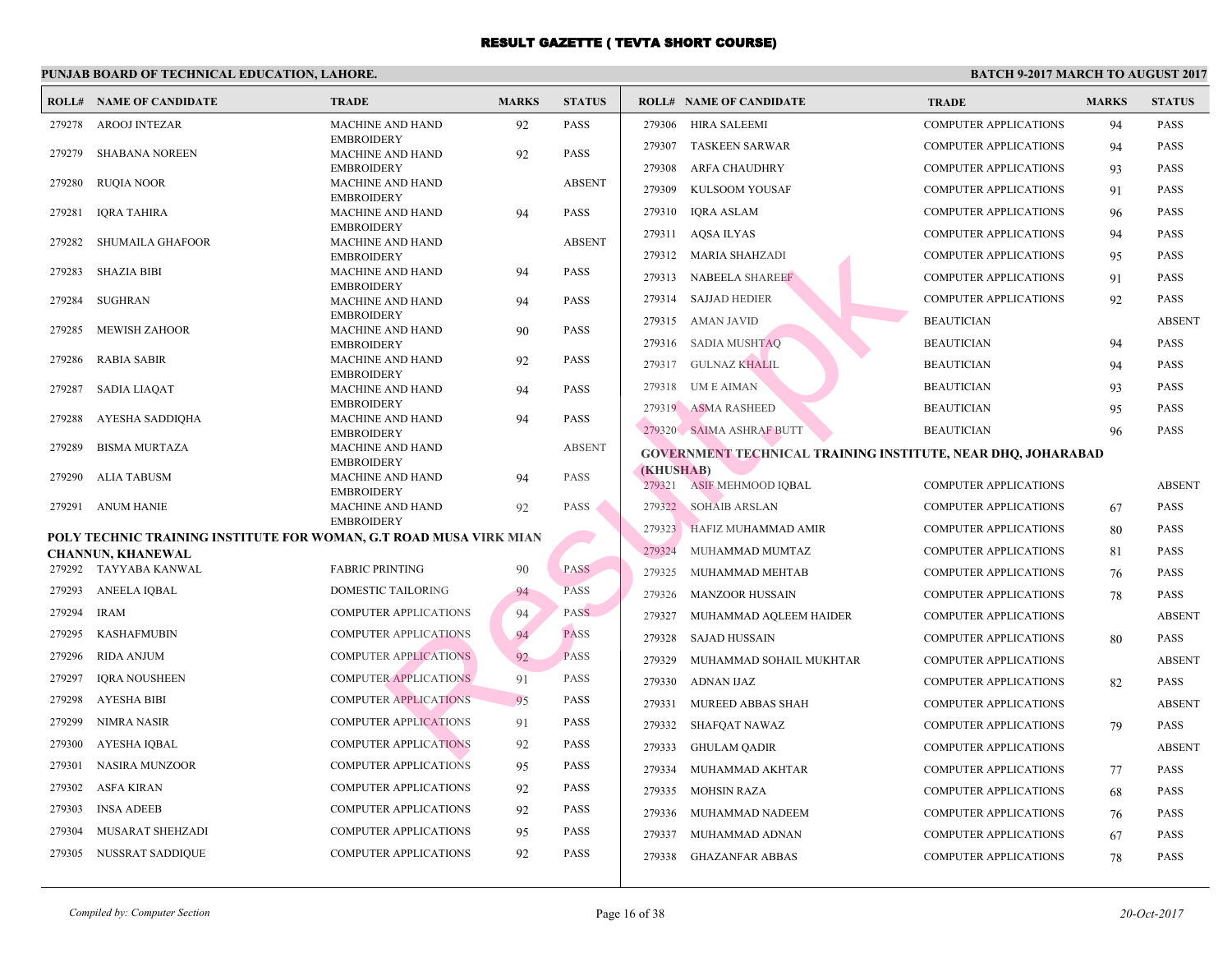# RESULT GAZETTE ( TEVTA SHORT COURSE)

**PUNJAB BOARD OF TECHNICAL EDUCATION, LAHORE.** **BATCH 9-2017 MARCH TO AUGUST 2017**

| ROLL# | NAME OF CANDIDATE | TRADE | MARKS | STATUS |
|---|---|---|---|---|
| 279278 | AROOJ INTEZAR | MACHINE AND HAND EMBROIDERY | 92 | PASS |
| 279279 | SHABANA NOREEN | MACHINE AND HAND EMBROIDERY | 92 | PASS |
| 279280 | RUQIA NOOR | MACHINE AND HAND EMBROIDERY | | ABSENT |
| 279281 | IQRA TAHIRA | MACHINE AND HAND EMBROIDERY | 94 | PASS |
| 279282 | SHUMAILA GHAFOOR | MACHINE AND HAND EMBROIDERY | | ABSENT |
| 279283 | SHAZIA BIBI | MACHINE AND HAND EMBROIDERY | 94 | PASS |
| 279284 | SUGHRAN | MACHINE AND HAND EMBROIDERY | 94 | PASS |
| 279285 | MEWISH ZAHOOR | MACHINE AND HAND EMBROIDERY | 90 | PASS |
| 279286 | RABIA SABIR | MACHINE AND HAND EMBROIDERY | 92 | PASS |
| 279287 | SADIA LIAQAT | MACHINE AND HAND EMBROIDERY | 94 | PASS |
| 279288 | AYESHA SADDIQHA | MACHINE AND HAND EMBROIDERY | 94 | PASS |
| 279289 | BISMA MURTAZA | MACHINE AND HAND EMBROIDERY | | ABSENT |
| 279290 | ALIA TABUSM | MACHINE AND HAND EMBROIDERY | 94 | PASS |
| 279291 | ANUM HANIE | MACHINE AND HAND EMBROIDERY | 92 | PASS |

**POLY TECHNIC TRAINING INSTITUTE FOR WOMAN, G.T ROAD MUSA VIRK MIAN CHANNUN, KHANEWAL**

| ROLL# | NAME OF CANDIDATE | TRADE | MARKS | STATUS |
|---|---|---|---|---|
| 279292 | TAYYABA KANWAL | FABRIC PRINTING | 90 | PASS |
| 279293 | ANEELA IQBAL | DOMESTIC TAILORING | 94 | PASS |
| 279294 | IRAM | COMPUTER APPLICATIONS | 94 | PASS |
| 279295 | KASHAFMUBIN | COMPUTER APPLICATIONS | 94 | PASS |
| 279296 | RIDA ANJUM | COMPUTER APPLICATIONS | 92 | PASS |
| 279297 | IQRA NOUSHEEN | COMPUTER APPLICATIONS | 91 | PASS |
| 279298 | AYESHA BIBI | COMPUTER APPLICATIONS | 95 | PASS |
| 279299 | NIMRA NASIR | COMPUTER APPLICATIONS | 91 | PASS |
| 279300 | AYESHA IQBAL | COMPUTER APPLICATIONS | 92 | PASS |
| 279301 | NASIRA MUNZOOR | COMPUTER APPLICATIONS | 95 | PASS |
| 279302 | ASFA KIRAN | COMPUTER APPLICATIONS | 92 | PASS |
| 279303 | INSA ADEEB | COMPUTER APPLICATIONS | 92 | PASS |
| 279304 | MUSARAT SHEHZADI | COMPUTER APPLICATIONS | 95 | PASS |
| 279305 | NUSSRAT SADDIQUE | COMPUTER APPLICATIONS | 92 | PASS |
| 279306 | HIRA SALEEMI | COMPUTER APPLICATIONS | 94 | PASS |
| 279307 | TASKEEN SARWAR | COMPUTER APPLICATIONS | 94 | PASS |
| 279308 | ARFA CHAUDHRY | COMPUTER APPLICATIONS | 93 | PASS |
| 279309 | KULSOOM YOUSAF | COMPUTER APPLICATIONS | 91 | PASS |
| 279310 | IQRA ASLAM | COMPUTER APPLICATIONS | 96 | PASS |
| 279311 | AQSA ILYAS | COMPUTER APPLICATIONS | 94 | PASS |
| 279312 | MARIA SHAHZADI | COMPUTER APPLICATIONS | 95 | PASS |
| 279313 | NABEELA SHAREEF | COMPUTER APPLICATIONS | 91 | PASS |
| 279314 | SAJJAD HEDIER | COMPUTER APPLICATIONS | 92 | PASS |
| 279315 | AMAN JAVID | BEAUTICIAN | | ABSENT |
| 279316 | SADIA MUSHTAQ | BEAUTICIAN | 94 | PASS |
| 279317 | GULNAZ KHALIL | BEAUTICIAN | 94 | PASS |
| 279318 | UM E AIMAN | BEAUTICIAN | 93 | PASS |
| 279319 | ASMA RASHEED | BEAUTICIAN | 95 | PASS |
| 279320 | SAIMA ASHRAF BUTT | BEAUTICIAN | 96 | PASS |

**GOVERNMENT TECHNICAL TRAINING INSTITUTE, NEAR DHQ, JOHARABAD (KHUSHAB)**

| ROLL# | NAME OF CANDIDATE | TRADE | MARKS | STATUS |
|---|---|---|---|---|
| 279321 | ASIF MEHMOOD IQBAL | COMPUTER APPLICATIONS | | ABSENT |
| 279322 | SOHAIB ARSLAN | COMPUTER APPLICATIONS | 67 | PASS |
| 279323 | HAFIZ MUHAMMAD AMIR | COMPUTER APPLICATIONS | 80 | PASS |
| 279324 | MUHAMMAD MUMTAZ | COMPUTER APPLICATIONS | 81 | PASS |
| 279325 | MUHAMMAD MEHTAB | COMPUTER APPLICATIONS | 76 | PASS |
| 279326 | MANZOOR HUSSAIN | COMPUTER APPLICATIONS | 78 | PASS |
| 279327 | MUHAMMAD AQLEEM HAIDER | COMPUTER APPLICATIONS | | ABSENT |
| 279328 | SAJAD HUSSAIN | COMPUTER APPLICATIONS | 80 | PASS |
| 279329 | MUHAMMAD SOHAIL MUKHTAR | COMPUTER APPLICATIONS | | ABSENT |
| 279330 | ADNAN IJAZ | COMPUTER APPLICATIONS | 82 | PASS |
| 279331 | MUREED ABBAS SHAH | COMPUTER APPLICATIONS | | ABSENT |
| 279332 | SHAFQAT NAWAZ | COMPUTER APPLICATIONS | 79 | PASS |
| 279333 | GHULAM QADIR | COMPUTER APPLICATIONS | | ABSENT |
| 279334 | MUHAMMAD AKHTAR | COMPUTER APPLICATIONS | 77 | PASS |
| 279335 | MOHSIN RAZA | COMPUTER APPLICATIONS | 68 | PASS |
| 279336 | MUHAMMAD NADEEM | COMPUTER APPLICATIONS | 76 | PASS |
| 279337 | MUHAMMAD ADNAN | COMPUTER APPLICATIONS | 67 | PASS |
| 279338 | GHAZANFAR ABBAS | COMPUTER APPLICATIONS | 78 | PASS |

*Compiled by: Computer Section* *20-Oct-2017*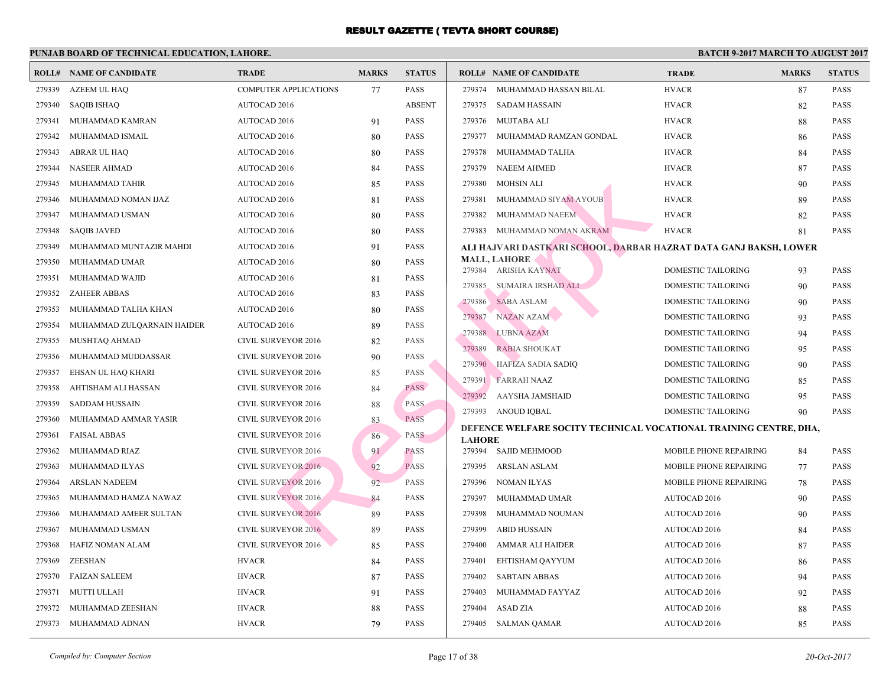# RESULT GAZETTE ( TEVTA SHORT COURSE)

**PUNJAB BOARD OF TECHNICAL EDUCATION, LAHORE.** **BATCH 9-2017 MARCH TO AUGUST 2017**

| ROLL# | NAME OF CANDIDATE | TRADE | MARKS | STATUS |
|---|---|---|---|---|
| 279339 | AZEEM UL HAQ | COMPUTER APPLICATIONS | 77 | PASS |
| 279340 | SAQIB ISHAQ | AUTOCAD 2016 | | ABSENT |
| 279341 | MUHAMMAD KAMRAN | AUTOCAD 2016 | 91 | PASS |
| 279342 | MUHAMMAD ISMAIL | AUTOCAD 2016 | 80 | PASS |
| 279343 | ABRAR UL HAQ | AUTOCAD 2016 | 80 | PASS |
| 279344 | NASEER AHMAD | AUTOCAD 2016 | 84 | PASS |
| 279345 | MUHAMMAD TAHIR | AUTOCAD 2016 | 85 | PASS |
| 279346 | MUHAMMAD NOMAN IJAZ | AUTOCAD 2016 | 81 | PASS |
| 279347 | MUHAMMAD USMAN | AUTOCAD 2016 | 80 | PASS |
| 279348 | SAQIB JAVED | AUTOCAD 2016 | 80 | PASS |
| 279349 | MUHAMMAD MUNTAZIR MAHDI | AUTOCAD 2016 | 91 | PASS |
| 279350 | MUHAMMAD UMAR | AUTOCAD 2016 | 80 | PASS |
| 279351 | MUHAMMAD WAJID | AUTOCAD 2016 | 81 | PASS |
| 279352 | ZAHEER ABBAS | AUTOCAD 2016 | 83 | PASS |
| 279353 | MUHAMMAD TALHA KHAN | AUTOCAD 2016 | 80 | PASS |
| 279354 | MUHAMMAD ZULQARNAIN HAIDER | AUTOCAD 2016 | 89 | PASS |
| 279355 | MUSHTAQ AHMAD | CIVIL SURVEYOR 2016 | 82 | PASS |
| 279356 | MUHAMMAD MUDDASSAR | CIVIL SURVEYOR 2016 | 90 | PASS |
| 279357 | EHSAN UL HAQ KHARI | CIVIL SURVEYOR 2016 | 85 | PASS |
| 279358 | AHTISHAM ALI HASSAN | CIVIL SURVEYOR 2016 | 84 | PASS |
| 279359 | SADDAM HUSSAIN | CIVIL SURVEYOR 2016 | 88 | PASS |
| 279360 | MUHAMMAD AMMAR YASIR | CIVIL SURVEYOR 2016 | 83 | PASS |
| 279361 | FAISAL ABBAS | CIVIL SURVEYOR 2016 | 86 | PASS |
| 279362 | MUHAMMAD RIAZ | CIVIL SURVEYOR 2016 | 91 | PASS |
| 279363 | MUHAMMAD ILYAS | CIVIL SURVEYOR 2016 | 92 | PASS |
| 279364 | ARSLAN NADEEM | CIVIL SURVEYOR 2016 | 92 | PASS |
| 279365 | MUHAMMAD HAMZA NAWAZ | CIVIL SURVEYOR 2016 | 84 | PASS |
| 279366 | MUHAMMAD AMEER SULTAN | CIVIL SURVEYOR 2016 | 89 | PASS |
| 279367 | MUHAMMAD USMAN | CIVIL SURVEYOR 2016 | 89 | PASS |
| 279368 | HAFIZ NOMAN ALAM | CIVIL SURVEYOR 2016 | 85 | PASS |
| 279369 | ZEESHAN | HVACR | 84 | PASS |
| 279370 | FAIZAN SALEEM | HVACR | 87 | PASS |
| 279371 | MUTTI ULLAH | HVACR | 91 | PASS |
| 279372 | MUHAMMAD ZEESHAN | HVACR | 88 | PASS |
| 279373 | MUHAMMAD ADNAN | HVACR | 79 | PASS |
| 279374 | MUHAMMAD HASSAN BILAL | HVACR | 87 | PASS |
| 279375 | SADAM HASSAIN | HVACR | 82 | PASS |
| 279376 | MUJTABA ALI | HVACR | 88 | PASS |
| 279377 | MUHAMMAD RAMZAN GONDAL | HVACR | 86 | PASS |
| 279378 | MUHAMMAD TALHA | HVACR | 84 | PASS |
| 279379 | NAEEM AHMED | HVACR | 87 | PASS |
| 279380 | MOHSIN ALI | HVACR | 90 | PASS |
| 279381 | MUHAMMAD SIYAM AYOUB | HVACR | 89 | PASS |
| 279382 | MUHAMMAD NAEEM | HVACR | 82 | PASS |
| 279383 | MUHAMMAD NOMAN AKRAM | HVACR | 81 | PASS |

**ALI HAJVARI DASTKARI SCHOOL, DARBAR HAZRAT DATA GANJ BAKSH, LOWER MALL, LAHORE**

| ROLL# | NAME OF CANDIDATE | TRADE | MARKS | STATUS |
|---|---|---|---|---|
| 279384 | ARISHA KAYNAT | DOMESTIC TAILORING | 93 | PASS |
| 279385 | SUMAIRA IRSHAD ALI | DOMESTIC TAILORING | 90 | PASS |
| 279386 | SABA ASLAM | DOMESTIC TAILORING | 90 | PASS |
| 279387 | NAZAN AZAM | DOMESTIC TAILORING | 93 | PASS |
| 279388 | LUBNA AZAM | DOMESTIC TAILORING | 94 | PASS |
| 279389 | RABIA SHOUKAT | DOMESTIC TAILORING | 95 | PASS |
| 279390 | HAFIZA SADIA SADIQ | DOMESTIC TAILORING | 90 | PASS |
| 279391 | FARRAH NAAZ | DOMESTIC TAILORING | 85 | PASS |
| 279392 | AAYSHA JAMSHAID | DOMESTIC TAILORING | 95 | PASS |
| 279393 | ANOUD IQBAL | DOMESTIC TAILORING | 90 | PASS |

**DEFENCE WELFARE SOCITY TECHNICAL VOCATIONAL TRAINING CENTRE, DHA, LAHORE**

| ROLL# | NAME OF CANDIDATE | TRADE | MARKS | STATUS |
|---|---|---|---|---|
| 279394 | SAJID MEHMOOD | MOBILE PHONE REPAIRING | 84 | PASS |
| 279395 | ARSLAN ASLAM | MOBILE PHONE REPAIRING | 77 | PASS |
| 279396 | NOMAN ILYAS | MOBILE PHONE REPAIRING | 78 | PASS |
| 279397 | MUHAMMAD UMAR | AUTOCAD 2016 | 90 | PASS |
| 279398 | MUHAMMAD NOUMAN | AUTOCAD 2016 | 90 | PASS |
| 279399 | ABID HUSSAIN | AUTOCAD 2016 | 84 | PASS |
| 279400 | AMMAR ALI HAIDER | AUTOCAD 2016 | 87 | PASS |
| 279401 | EHTISHAM QAYYUM | AUTOCAD 2016 | 86 | PASS |
| 279402 | SABTAIN ABBAS | AUTOCAD 2016 | 94 | PASS |
| 279403 | MUHAMMAD FAYYAZ | AUTOCAD 2016 | 92 | PASS |
| 279404 | ASAD ZIA | AUTOCAD 2016 | 88 | PASS |
| 279405 | SALMAN QAMAR | AUTOCAD 2016 | 85 | PASS |

*Compiled by: Computer Section* *20-Oct-2017*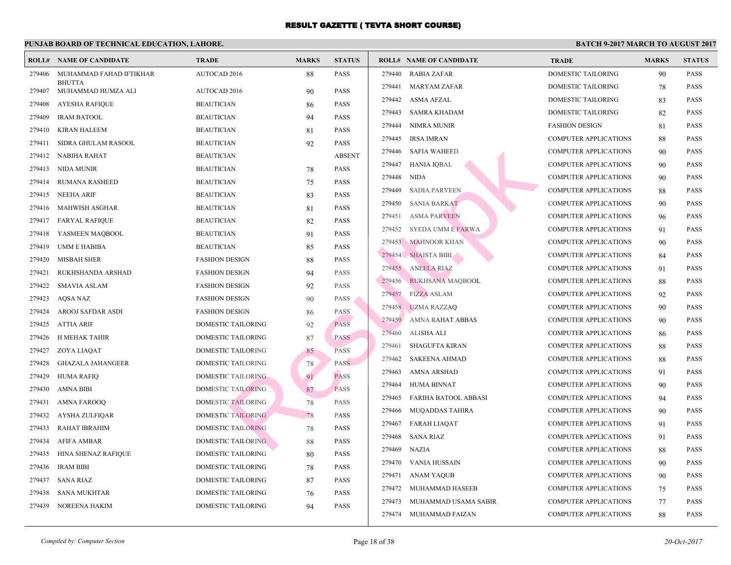# RESULT GAZETTE ( TEVTA SHORT COURSE)

## PUNJAB BOARD OF TECHNICAL EDUCATION, LAHORE.

### BATCH 9-2017 MARCH TO AUGUST 2017

| ROLL# | NAME OF CANDIDATE | TRADE | MARKS | STATUS |
|---|---|---|---|---|
| 279406 | MUHAMMAD FAHAD IFTIKHAR BHUTTA | AUTOCAD 2016 | 88 | PASS |
| 279407 | MUHAMMAD HUMZA ALI | AUTOCAD 2016 | 90 | PASS |
| 279408 | AYESHA RAFIQUE | BEAUTICIAN | 86 | PASS |
| 279409 | IRAM BATOOL | BEAUTICIAN | 94 | PASS |
| 279410 | KIRAN HALEEM | BEAUTICIAN | 81 | PASS |
| 279411 | SIDRA GHULAM RASOOL | BEAUTICIAN | 92 | PASS |
| 279412 | NABIHA RAHAT | BEAUTICIAN | | ABSENT |
| 279413 | NIDA MUNIR | BEAUTICIAN | 78 | PASS |
| 279414 | RUMANA RASHEED | BEAUTICIAN | 75 | PASS |
| 279415 | NEEHA ARIF | BEAUTICIAN | 83 | PASS |
| 279416 | MAHWISH ASGHAR | BEAUTICIAN | 81 | PASS |
| 279417 | FARYAL RAFIQUE | BEAUTICIAN | 82 | PASS |
| 279418 | YASMEEN MAQBOOL | BEAUTICIAN | 91 | PASS |
| 279419 | UMM E HABIBA | BEAUTICIAN | 85 | PASS |
| 279420 | MISBAH SHER | FASHION DESIGN | 88 | PASS |
| 279421 | RUKHSHANDA ARSHAD | FASHION DESIGN | 94 | PASS |
| 279422 | SMAVIA ASLAM | FASHION DESIGN | 92 | PASS |
| 279423 | AQSA NAZ | FASHION DESIGN | 90 | PASS |
| 279424 | AROOJ SAFDAR ASDI | FASHION DESIGN | 86 | PASS |
| 279425 | ATTIA ARIF | DOMESTIC TAILORING | 92 | PASS |
| 279426 | H MEHAK TAHIR | DOMESTIC TAILORING | 87 | PASS |
| 279427 | ZOYA LIAQAT | DOMESTIC TAILORING | 85 | PASS |
| 279428 | GHAZALA JAHANGEER | DOMESTIC TAILORING | 78 | PASS |
| 279429 | HUMA RAFIQ | DOMESTIC TAILORING | 91 | PASS |
| 279430 | AMNA BIBI | DOMESTIC TAILORING | 87 | PASS |
| 279431 | AMNA FAROOQ | DOMESTIC TAILORING | 78 | PASS |
| 279432 | AYSHA ZULFIQAR | DOMESTIC TAILORING | 78 | PASS |
| 279433 | RAHAT IBRAHIM | DOMESTIC TAILORING | 78 | PASS |
| 279434 | AFIFA AMBAR | DOMESTIC TAILORING | 88 | PASS |
| 279435 | HINA SHENAZ RAFIQUE | DOMESTIC TAILORING | 80 | PASS |
| 279436 | IRAM BIBI | DOMESTIC TAILORING | 78 | PASS |
| 279437 | SANA RIAZ | DOMESTIC TAILORING | 87 | PASS |
| 279438 | SANA MUKHTAR | DOMESTIC TAILORING | 76 | PASS |
| 279439 | NOREENA HAKIM | DOMESTIC TAILORING | 94 | PASS |
| 279440 | RABIA ZAFAR | DOMESTIC TAILORING | 90 | PASS |
| 279441 | MARYAM ZAFAR | DOMESTIC TAILORING | 78 | PASS |
| 279442 | ASMA AFZAL | DOMESTIC TAILORING | 83 | PASS |
| 279443 | SAMRA KHADAM | DOMESTIC TAILORING | 82 | PASS |
| 279444 | NIMRA MUNIR | FASHION DESIGN | 81 | PASS |
| 279445 | IRSA IMRAN | COMPUTER APPLICATIONS | 88 | PASS |
| 279446 | SAFIA WAHEED | COMPUTER APPLICATIONS | 90 | PASS |
| 279447 | HANIA IQBAL | COMPUTER APPLICATIONS | 90 | PASS |
| 279448 | NIDA | COMPUTER APPLICATIONS | 90 | PASS |
| 279449 | SADIA PARVEEN | COMPUTER APPLICATIONS | 88 | PASS |
| 279450 | SANIA BARKAT | COMPUTER APPLICATIONS | 90 | PASS |
| 279451 | ASMA PARVEEN | COMPUTER APPLICATIONS | 96 | PASS |
| 279452 | SYEDA UMM E FARWA | COMPUTER APPLICATIONS | 91 | PASS |
| 279453 | MAHNOOR KHAN | COMPUTER APPLICATIONS | 90 | PASS |
| 279454 | SHAISTA BIBI | COMPUTER APPLICATIONS | 84 | PASS |
| 279455 | ANEELA RIAZ | COMPUTER APPLICATIONS | 91 | PASS |
| 279456 | RUKHSANA MAQBOOL | COMPUTER APPLICATIONS | 88 | PASS |
| 279457 | FIZZA ASLAM | COMPUTER APPLICATIONS | 92 | PASS |
| 279458 | UZMA RAZZAQ | COMPUTER APPLICATIONS | 90 | PASS |
| 279459 | AMNA RAHAT ABBAS | COMPUTER APPLICATIONS | 90 | PASS |
| 279460 | ALISHA ALI | COMPUTER APPLICATIONS | 86 | PASS |
| 279461 | SHAGUFTA KIRAN | COMPUTER APPLICATIONS | 88 | PASS |
| 279462 | SAKEENA AHMAD | COMPUTER APPLICATIONS | 88 | PASS |
| 279463 | AMNA ARSHAD | COMPUTER APPLICATIONS | 91 | PASS |
| 279464 | HUMA BINNAT | COMPUTER APPLICATIONS | 90 | PASS |
| 279465 | FARIHA BATOOL ABBASI | COMPUTER APPLICATIONS | 94 | PASS |
| 279466 | MUQADDAS TAHIRA | COMPUTER APPLICATIONS | 90 | PASS |
| 279467 | FARAH LIAQAT | COMPUTER APPLICATIONS | 91 | PASS |
| 279468 | SANA RIAZ | COMPUTER APPLICATIONS | 91 | PASS |
| 279469 | NAZIA | COMPUTER APPLICATIONS | 88 | PASS |
| 279470 | VANIA HUSSAIN | COMPUTER APPLICATIONS | 90 | PASS |
| 279471 | ANAM YAQUB | COMPUTER APPLICATIONS | 90 | PASS |
| 279472 | MUHAMMAD HASEEB | COMPUTER APPLICATIONS | 75 | PASS |
| 279473 | MUHAMMAD USAMA SABIR | COMPUTER APPLICATIONS | 77 | PASS |
| 279474 | MUHAMMAD FAIZAN | COMPUTER APPLICATIONS | 88 | PASS |

*Compiled by: Computer Section*

*20-Oct-2017*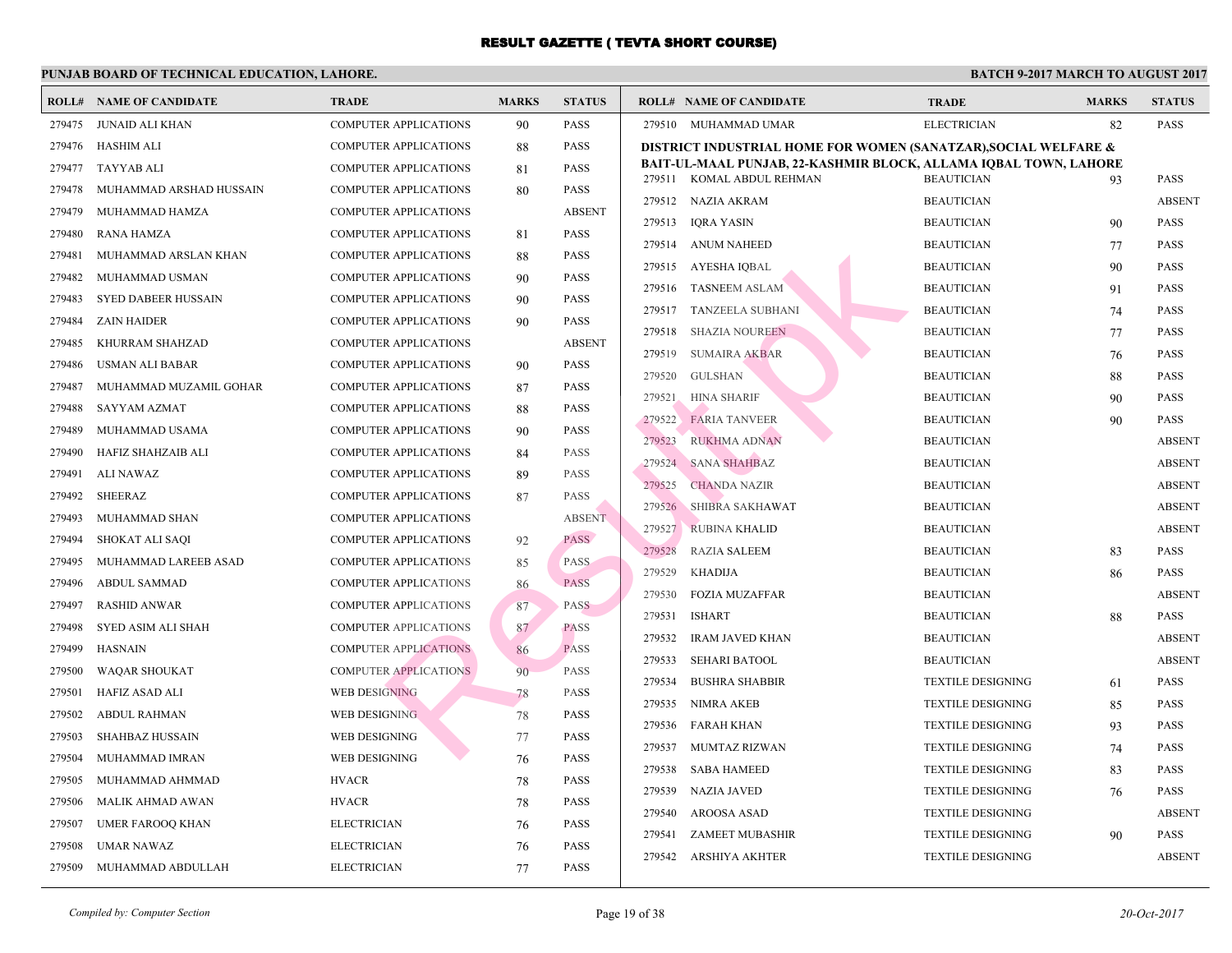# RESULT GAZETTE ( TEVTA SHORT COURSE)

**PUNJAB BOARD OF TECHNICAL EDUCATION, LAHORE.** **BATCH 9-2017 MARCH TO AUGUST 2017**

| ROLL# | NAME OF CANDIDATE | TRADE | MARKS | STATUS |
|---|---|---|---|---|
| 279475 | JUNAID ALI KHAN | COMPUTER APPLICATIONS | 90 | PASS |
| 279476 | HASHIM ALI | COMPUTER APPLICATIONS | 88 | PASS |
| 279477 | TAYYAB ALI | COMPUTER APPLICATIONS | 81 | PASS |
| 279478 | MUHAMMAD ARSHAD HUSSAIN | COMPUTER APPLICATIONS | 80 | PASS |
| 279479 | MUHAMMAD HAMZA | COMPUTER APPLICATIONS | | ABSENT |
| 279480 | RANA HAMZA | COMPUTER APPLICATIONS | 81 | PASS |
| 279481 | MUHAMMAD ARSLAN KHAN | COMPUTER APPLICATIONS | 88 | PASS |
| 279482 | MUHAMMAD USMAN | COMPUTER APPLICATIONS | 90 | PASS |
| 279483 | SYED DABEER HUSSAIN | COMPUTER APPLICATIONS | 90 | PASS |
| 279484 | ZAIN HAIDER | COMPUTER APPLICATIONS | 90 | PASS |
| 279485 | KHURRAM SHAHZAD | COMPUTER APPLICATIONS | | ABSENT |
| 279486 | USMAN ALI BABAR | COMPUTER APPLICATIONS | 90 | PASS |
| 279487 | MUHAMMAD MUZAMIL GOHAR | COMPUTER APPLICATIONS | 87 | PASS |
| 279488 | SAYYAM AZMAT | COMPUTER APPLICATIONS | 88 | PASS |
| 279489 | MUHAMMAD USAMA | COMPUTER APPLICATIONS | 90 | PASS |
| 279490 | HAFIZ SHAHZAIB ALI | COMPUTER APPLICATIONS | 84 | PASS |
| 279491 | ALI NAWAZ | COMPUTER APPLICATIONS | 89 | PASS |
| 279492 | SHEERAZ | COMPUTER APPLICATIONS | 87 | PASS |
| 279493 | MUHAMMAD SHAN | COMPUTER APPLICATIONS | | ABSENT |
| 279494 | SHOKAT ALI SAQI | COMPUTER APPLICATIONS | 92 | PASS |
| 279495 | MUHAMMAD LAREEB ASAD | COMPUTER APPLICATIONS | 85 | PASS |
| 279496 | ABDUL SAMMAD | COMPUTER APPLICATIONS | 86 | PASS |
| 279497 | RASHID ANWAR | COMPUTER APPLICATIONS | 87 | PASS |
| 279498 | SYED ASIM ALI SHAH | COMPUTER APPLICATIONS | 87 | PASS |
| 279499 | HASNAIN | COMPUTER APPLICATIONS | 86 | PASS |
| 279500 | WAQAR SHOUKAT | COMPUTER APPLICATIONS | 90 | PASS |
| 279501 | HAFIZ ASAD ALI | WEB DESIGNING | 78 | PASS |
| 279502 | ABDUL RAHMAN | WEB DESIGNING | 78 | PASS |
| 279503 | SHAHBAZ HUSSAIN | WEB DESIGNING | 77 | PASS |
| 279504 | MUHAMMAD IMRAN | WEB DESIGNING | 76 | PASS |
| 279505 | MUHAMMAD AHMMAD | HVACR | 78 | PASS |
| 279506 | MALIK AHMAD AWAN | HVACR | 78 | PASS |
| 279507 | UMER FAROOQ KHAN | ELECTRICIAN | 76 | PASS |
| 279508 | UMAR NAWAZ | ELECTRICIAN | 76 | PASS |
| 279509 | MUHAMMAD ABDULLAH | ELECTRICIAN | 77 | PASS |
| 279510 | MUHAMMAD UMAR | ELECTRICIAN | 82 | PASS |

**DISTRICT INDUSTRIAL HOME FOR WOMEN (SANATZAR),SOCIAL WELFARE & BAIT-UL-MAAL PUNJAB, 22-KASHMIR BLOCK, ALLAMA IQBAL TOWN, LAHORE**

| ROLL# | NAME OF CANDIDATE | TRADE | MARKS | STATUS |
|---|---|---|---|---|
| 279511 | KOMAL ABDUL REHMAN | BEAUTICIAN | 93 | PASS |
| 279512 | NAZIA AKRAM | BEAUTICIAN | | ABSENT |
| 279513 | IQRA YASIN | BEAUTICIAN | 90 | PASS |
| 279514 | ANUM NAHEED | BEAUTICIAN | 77 | PASS |
| 279515 | AYESHA IQBAL | BEAUTICIAN | 90 | PASS |
| 279516 | TASNEEM ASLAM | BEAUTICIAN | 91 | PASS |
| 279517 | TANZEELA SUBHANI | BEAUTICIAN | 74 | PASS |
| 279518 | SHAZIA NOUREEN | BEAUTICIAN | 77 | PASS |
| 279519 | SUMAIRA AKBAR | BEAUTICIAN | 76 | PASS |
| 279520 | GULSHAN | BEAUTICIAN | 88 | PASS |
| 279521 | HINA SHARIF | BEAUTICIAN | 90 | PASS |
| 279522 | FARIA TANVEER | BEAUTICIAN | 90 | PASS |
| 279523 | RUKHMA ADNAN | BEAUTICIAN | | ABSENT |
| 279524 | SANA SHAHBAZ | BEAUTICIAN | | ABSENT |
| 279525 | CHANDA NAZIR | BEAUTICIAN | | ABSENT |
| 279526 | SHIBRA SAKHAWAT | BEAUTICIAN | | ABSENT |
| 279527 | RUBINA KHALID | BEAUTICIAN | | ABSENT |
| 279528 | RAZIA SALEEM | BEAUTICIAN | 83 | PASS |
| 279529 | KHADIJA | BEAUTICIAN | 86 | PASS |
| 279530 | FOZIA MUZAFFAR | BEAUTICIAN | | ABSENT |
| 279531 | ISHART | BEAUTICIAN | 88 | PASS |
| 279532 | IRAM JAVED KHAN | BEAUTICIAN | | ABSENT |
| 279533 | SEHARI BATOOL | BEAUTICIAN | | ABSENT |
| 279534 | BUSHRA SHABBIR | TEXTILE DESIGNING | 61 | PASS |
| 279535 | NIMRA AKEB | TEXTILE DESIGNING | 85 | PASS |
| 279536 | FARAH KHAN | TEXTILE DESIGNING | 93 | PASS |
| 279537 | MUMTAZ RIZWAN | TEXTILE DESIGNING | 74 | PASS |
| 279538 | SABA HAMEED | TEXTILE DESIGNING | 83 | PASS |
| 279539 | NAZIA JAVED | TEXTILE DESIGNING | 76 | PASS |
| 279540 | AROOSA ASAD | TEXTILE DESIGNING | | ABSENT |
| 279541 | ZAMEET MUBASHIR | TEXTILE DESIGNING | 90 | PASS |
| 279542 | ARSHIYA AKHTER | TEXTILE DESIGNING | | ABSENT |

*Compiled by: Computer Section* *20-Oct-2017*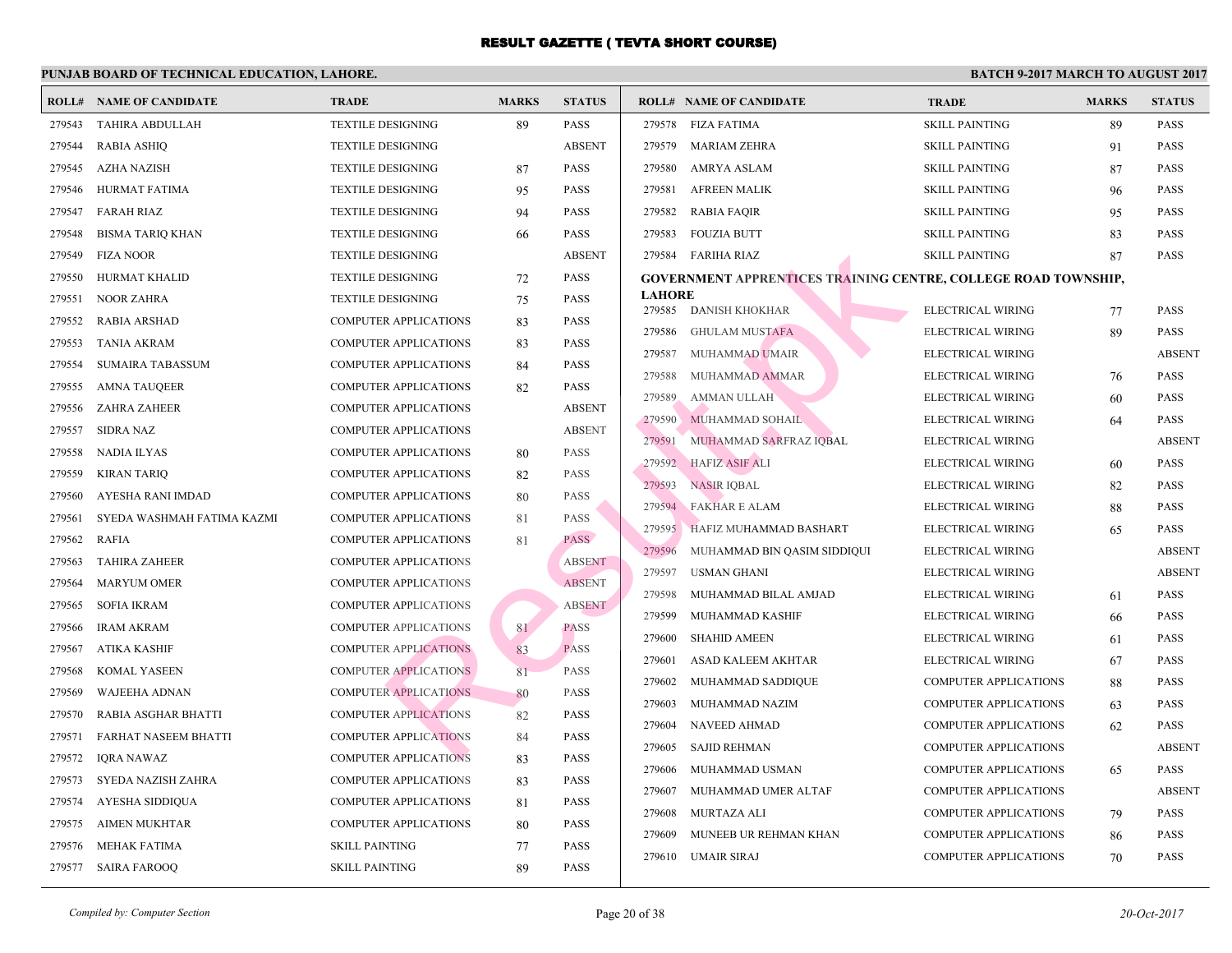# RESULT GAZETTE ( TEVTA SHORT COURSE)

## PUNJAB BOARD OF TECHNICAL EDUCATION, LAHORE.

**BATCH 9-2017 MARCH TO AUGUST 2017**

| ROLL# | NAME OF CANDIDATE | TRADE | MARKS | STATUS |
|---|---|---|---|---|
| 279543 | TAHIRA ABDULLAH | TEXTILE DESIGNING | 89 | PASS |
| 279544 | RABIA ASHIQ | TEXTILE DESIGNING | | ABSENT |
| 279545 | AZHA NAZISH | TEXTILE DESIGNING | 87 | PASS |
| 279546 | HURMAT FATIMA | TEXTILE DESIGNING | 95 | PASS |
| 279547 | FARAH RIAZ | TEXTILE DESIGNING | 94 | PASS |
| 279548 | BISMA TARIQ KHAN | TEXTILE DESIGNING | 66 | PASS |
| 279549 | FIZA NOOR | TEXTILE DESIGNING | | ABSENT |
| 279550 | HURMAT KHALID | TEXTILE DESIGNING | 72 | PASS |
| 279551 | NOOR ZAHRA | TEXTILE DESIGNING | 75 | PASS |
| 279552 | RABIA ARSHAD | COMPUTER APPLICATIONS | 83 | PASS |
| 279553 | TANIA AKRAM | COMPUTER APPLICATIONS | 83 | PASS |
| 279554 | SUMAIRA TABASSUM | COMPUTER APPLICATIONS | 84 | PASS |
| 279555 | AMNA TAUQEER | COMPUTER APPLICATIONS | 82 | PASS |
| 279556 | ZAHRA ZAHEER | COMPUTER APPLICATIONS | | ABSENT |
| 279557 | SIDRA NAZ | COMPUTER APPLICATIONS | | ABSENT |
| 279558 | NADIA ILYAS | COMPUTER APPLICATIONS | 80 | PASS |
| 279559 | KIRAN TARIQ | COMPUTER APPLICATIONS | 82 | PASS |
| 279560 | AYESHA RANI IMDAD | COMPUTER APPLICATIONS | 80 | PASS |
| 279561 | SYEDA WASHMAH FATIMA KAZMI | COMPUTER APPLICATIONS | 81 | PASS |
| 279562 | RAFIA | COMPUTER APPLICATIONS | 81 | PASS |
| 279563 | TAHIRA ZAHEER | COMPUTER APPLICATIONS | | ABSENT |
| 279564 | MARYUM OMER | COMPUTER APPLICATIONS | | ABSENT |
| 279565 | SOFIA IKRAM | COMPUTER APPLICATIONS | | ABSENT |
| 279566 | IRAM AKRAM | COMPUTER APPLICATIONS | 81 | PASS |
| 279567 | ATIKA KASHIF | COMPUTER APPLICATIONS | 83 | PASS |
| 279568 | KOMAL YASEEN | COMPUTER APPLICATIONS | 81 | PASS |
| 279569 | WAJEEHA ADNAN | COMPUTER APPLICATIONS | 80 | PASS |
| 279570 | RABIA ASGHAR BHATTI | COMPUTER APPLICATIONS | 82 | PASS |
| 279571 | FARHAT NASEEM BHATTI | COMPUTER APPLICATIONS | 84 | PASS |
| 279572 | IQRA NAWAZ | COMPUTER APPLICATIONS | 83 | PASS |
| 279573 | SYEDA NAZISH ZAHRA | COMPUTER APPLICATIONS | 83 | PASS |
| 279574 | AYESHA SIDDIQUA | COMPUTER APPLICATIONS | 81 | PASS |
| 279575 | AIMEN MUKHTAR | COMPUTER APPLICATIONS | 80 | PASS |
| 279576 | MEHAK FATIMA | SKILL PAINTING | 77 | PASS |
| 279577 | SAIRA FAROOQ | SKILL PAINTING | 89 | PASS |
| 279578 | FIZA FATIMA | SKILL PAINTING | 89 | PASS |
| 279579 | MARIAM ZEHRA | SKILL PAINTING | 91 | PASS |
| 279580 | AMRYA ASLAM | SKILL PAINTING | 87 | PASS |
| 279581 | AFREEN MALIK | SKILL PAINTING | 96 | PASS |
| 279582 | RABIA FAQIR | SKILL PAINTING | 95 | PASS |
| 279583 | FOUZIA BUTT | SKILL PAINTING | 83 | PASS |
| 279584 | FARIHA RIAZ | SKILL PAINTING | 87 | PASS |

**GOVERNMENT APPRENTICES TRAINING CENTRE, COLLEGE ROAD TOWNSHIP, LAHORE**

| ROLL# | NAME OF CANDIDATE | TRADE | MARKS | STATUS |
|---|---|---|---|---|
| 279585 | DANISH KHOKHAR | ELECTRICAL WIRING | 77 | PASS |
| 279586 | GHULAM MUSTAFA | ELECTRICAL WIRING | 89 | PASS |
| 279587 | MUHAMMAD UMAIR | ELECTRICAL WIRING | | ABSENT |
| 279588 | MUHAMMAD AMMAR | ELECTRICAL WIRING | 76 | PASS |
| 279589 | AMMAN ULLAH | ELECTRICAL WIRING | 60 | PASS |
| 279590 | MUHAMMAD SOHAIL | ELECTRICAL WIRING | 64 | PASS |
| 279591 | MUHAMMAD SARFRAZ IQBAL | ELECTRICAL WIRING | | ABSENT |
| 279592 | HAFIZ ASIF ALI | ELECTRICAL WIRING | 60 | PASS |
| 279593 | NASIR IQBAL | ELECTRICAL WIRING | 82 | PASS |
| 279594 | FAKHAR E ALAM | ELECTRICAL WIRING | 88 | PASS |
| 279595 | HAFIZ MUHAMMAD BASHART | ELECTRICAL WIRING | 65 | PASS |
| 279596 | MUHAMMAD BIN QASIM SIDDIQUI | ELECTRICAL WIRING | | ABSENT |
| 279597 | USMAN GHANI | ELECTRICAL WIRING | | ABSENT |
| 279598 | MUHAMMAD BILAL AMJAD | ELECTRICAL WIRING | 61 | PASS |
| 279599 | MUHAMMAD KASHIF | ELECTRICAL WIRING | 66 | PASS |
| 279600 | SHAHID AMEEN | ELECTRICAL WIRING | 61 | PASS |
| 279601 | ASAD KALEEM AKHTAR | ELECTRICAL WIRING | 67 | PASS |
| 279602 | MUHAMMAD SADDIQUE | COMPUTER APPLICATIONS | 88 | PASS |
| 279603 | MUHAMMAD NAZIM | COMPUTER APPLICATIONS | 63 | PASS |
| 279604 | NAVEED AHMAD | COMPUTER APPLICATIONS | 62 | PASS |
| 279605 | SAJID REHMAN | COMPUTER APPLICATIONS | | ABSENT |
| 279606 | MUHAMMAD USMAN | COMPUTER APPLICATIONS | 65 | PASS |
| 279607 | MUHAMMAD UMER ALTAF | COMPUTER APPLICATIONS | | ABSENT |
| 279608 | MURTAZA ALI | COMPUTER APPLICATIONS | 79 | PASS |
| 279609 | MUNEEB UR REHMAN KHAN | COMPUTER APPLICATIONS | 86 | PASS |
| 279610 | UMAIR SIRAJ | COMPUTER APPLICATIONS | 70 | PASS |

*Compiled by: Computer Section* *20-Oct-2017*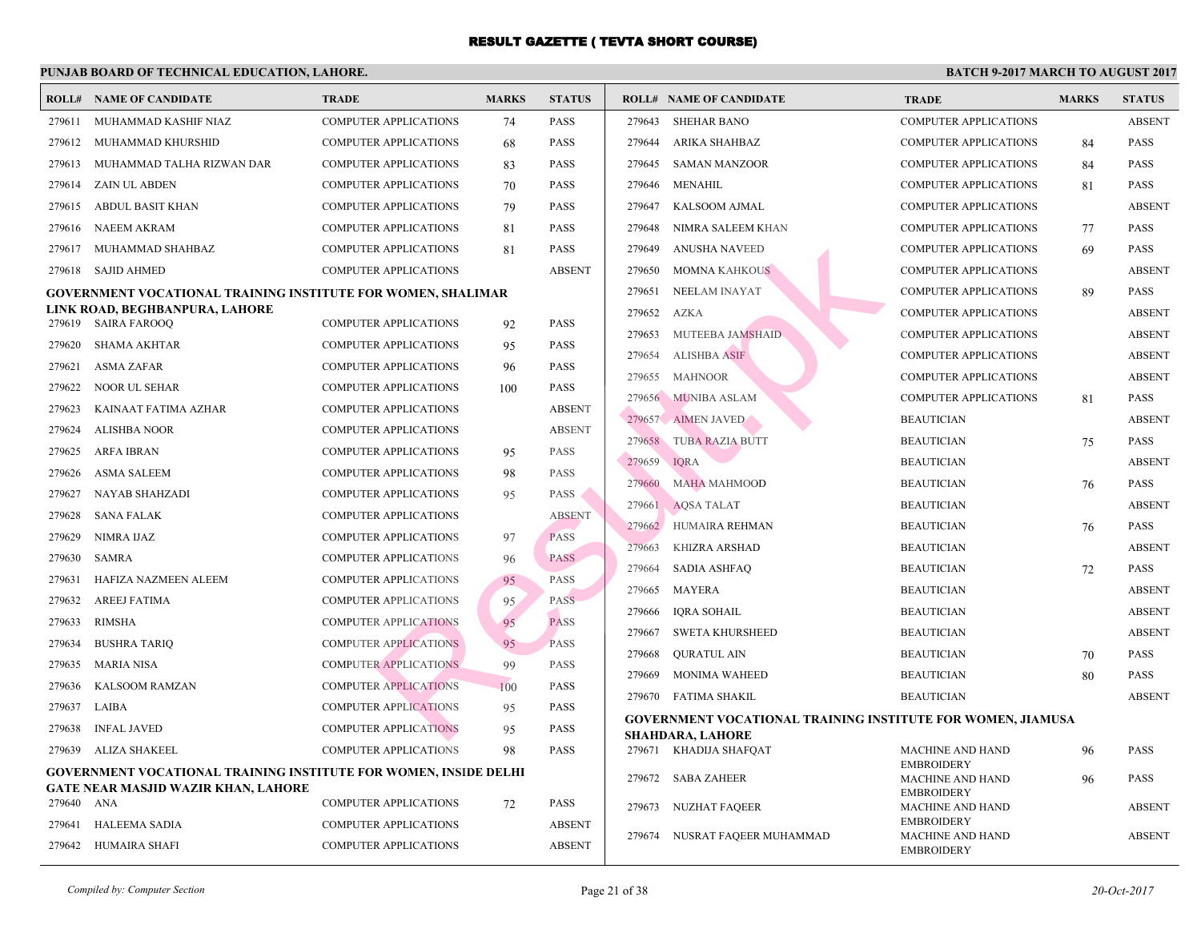# RESULT GAZETTE ( TEVTA SHORT COURSE)

**PUNJAB BOARD OF TECHNICAL EDUCATION, LAHORE.** — **BATCH 9-2017 MARCH TO AUGUST 2017**

| ROLL# | NAME OF CANDIDATE | TRADE | MARKS | STATUS |
|---|---|---|---|---|
| 279611 | MUHAMMAD KASHIF NIAZ | COMPUTER APPLICATIONS | 74 | PASS |
| 279612 | MUHAMMAD KHURSHID | COMPUTER APPLICATIONS | 68 | PASS |
| 279613 | MUHAMMAD TALHA RIZWAN DAR | COMPUTER APPLICATIONS | 83 | PASS |
| 279614 | ZAIN UL ABDEN | COMPUTER APPLICATIONS | 70 | PASS |
| 279615 | ABDUL BASIT KHAN | COMPUTER APPLICATIONS | 79 | PASS |
| 279616 | NAEEM AKRAM | COMPUTER APPLICATIONS | 81 | PASS |
| 279617 | MUHAMMAD SHAHBAZ | COMPUTER APPLICATIONS | 81 | PASS |
| 279618 | SAJID AHMED | COMPUTER APPLICATIONS | | ABSENT |

**GOVERNMENT VOCATIONAL TRAINING INSTITUTE FOR WOMEN, SHALIMAR LINK ROAD, BEGHBANPURA, LAHORE**

| ROLL# | NAME OF CANDIDATE | TRADE | MARKS | STATUS |
|---|---|---|---|---|
| 279619 | SAIRA FAROOQ | COMPUTER APPLICATIONS | 92 | PASS |
| 279620 | SHAMA AKHTAR | COMPUTER APPLICATIONS | 95 | PASS |
| 279621 | ASMA ZAFAR | COMPUTER APPLICATIONS | 96 | PASS |
| 279622 | NOOR UL SEHAR | COMPUTER APPLICATIONS | 100 | PASS |
| 279623 | KAINAAT FATIMA AZHAR | COMPUTER APPLICATIONS | | ABSENT |
| 279624 | ALISHBA NOOR | COMPUTER APPLICATIONS | | ABSENT |
| 279625 | ARFA IBRAN | COMPUTER APPLICATIONS | 95 | PASS |
| 279626 | ASMA SALEEM | COMPUTER APPLICATIONS | 98 | PASS |
| 279627 | NAYAB SHAHZADI | COMPUTER APPLICATIONS | 95 | PASS |
| 279628 | SANA FALAK | COMPUTER APPLICATIONS | | ABSENT |
| 279629 | NIMRA IJAZ | COMPUTER APPLICATIONS | 97 | PASS |
| 279630 | SAMRA | COMPUTER APPLICATIONS | 96 | PASS |
| 279631 | HAFIZA NAZMEEN ALEEM | COMPUTER APPLICATIONS | 95 | PASS |
| 279632 | AREEJ FATIMA | COMPUTER APPLICATIONS | 95 | PASS |
| 279633 | RIMSHA | COMPUTER APPLICATIONS | 95 | PASS |
| 279634 | BUSHRA TARIQ | COMPUTER APPLICATIONS | 95 | PASS |
| 279635 | MARIA NISA | COMPUTER APPLICATIONS | 99 | PASS |
| 279636 | KALSOOM RAMZAN | COMPUTER APPLICATIONS | 100 | PASS |
| 279637 | LAIBA | COMPUTER APPLICATIONS | 95 | PASS |
| 279638 | INFAL JAVED | COMPUTER APPLICATIONS | 95 | PASS |
| 279639 | ALIZA SHAKEEL | COMPUTER APPLICATIONS | 98 | PASS |

**GOVERNMENT VOCATIONAL TRAINING INSTITUTE FOR WOMEN, INSIDE DELHI GATE NEAR MASJID WAZIR KHAN, LAHORE**

| ROLL# | NAME OF CANDIDATE | TRADE | MARKS | STATUS |
|---|---|---|---|---|
| 279640 | ANA | COMPUTER APPLICATIONS | 72 | PASS |
| 279641 | HALEEMA SADIA | COMPUTER APPLICATIONS | | ABSENT |
| 279642 | HUMAIRA SHAFI | COMPUTER APPLICATIONS | | ABSENT |
| 279643 | SHEHAR BANO | COMPUTER APPLICATIONS | | ABSENT |
| 279644 | ARIKA SHAHBAZ | COMPUTER APPLICATIONS | 84 | PASS |
| 279645 | SAMAN MANZOOR | COMPUTER APPLICATIONS | 84 | PASS |
| 279646 | MENAHIL | COMPUTER APPLICATIONS | 81 | PASS |
| 279647 | KALSOOM AJMAL | COMPUTER APPLICATIONS | | ABSENT |
| 279648 | NIMRA SALEEM KHAN | COMPUTER APPLICATIONS | 77 | PASS |
| 279649 | ANUSHA NAVEED | COMPUTER APPLICATIONS | 69 | PASS |
| 279650 | MOMNA KAHKOUS | COMPUTER APPLICATIONS | | ABSENT |
| 279651 | NEELAM INAYAT | COMPUTER APPLICATIONS | 89 | PASS |
| 279652 | AZKA | COMPUTER APPLICATIONS | | ABSENT |
| 279653 | MUTEEBA JAMSHAID | COMPUTER APPLICATIONS | | ABSENT |
| 279654 | ALISHBA ASIF | COMPUTER APPLICATIONS | | ABSENT |
| 279655 | MAHNOOR | COMPUTER APPLICATIONS | | ABSENT |
| 279656 | MUNIBA ASLAM | COMPUTER APPLICATIONS | 81 | PASS |
| 279657 | AIMEN JAVED | BEAUTICIAN | | ABSENT |
| 279658 | TUBA RAZIA BUTT | BEAUTICIAN | 75 | PASS |
| 279659 | IQRA | BEAUTICIAN | | ABSENT |
| 279660 | MAHA MAHMOOD | BEAUTICIAN | 76 | PASS |
| 279661 | AQSA TALAT | BEAUTICIAN | | ABSENT |
| 279662 | HUMAIRA REHMAN | BEAUTICIAN | 76 | PASS |
| 279663 | KHIZRA ARSHAD | BEAUTICIAN | | ABSENT |
| 279664 | SADIA ASHFAQ | BEAUTICIAN | 72 | PASS |
| 279665 | MAYERA | BEAUTICIAN | | ABSENT |
| 279666 | IQRA SOHAIL | BEAUTICIAN | | ABSENT |
| 279667 | SWETA KHURSHEED | BEAUTICIAN | | ABSENT |
| 279668 | QURATUL AIN | BEAUTICIAN | 70 | PASS |
| 279669 | MONIMA WAHEED | BEAUTICIAN | 80 | PASS |
| 279670 | FATIMA SHAKIL | BEAUTICIAN | | ABSENT |

**GOVERNMENT VOCATIONAL TRAINING INSTITUTE FOR WOMEN, JIAMUSA SHAHDARA, LAHORE**

| ROLL# | NAME OF CANDIDATE | TRADE | MARKS | STATUS |
|---|---|---|---|---|
| 279671 | KHADIJA SHAFQAT | MACHINE AND HAND EMBROIDERY | 96 | PASS |
| 279672 | SABA ZAHEER | MACHINE AND HAND EMBROIDERY | 96 | PASS |
| 279673 | NUZHAT FAQEER | MACHINE AND HAND EMBROIDERY | | ABSENT |
| 279674 | NUSRAT FAQEER MUHAMMAD | MACHINE AND HAND EMBROIDERY | | ABSENT |

*Compiled by: Computer Section* — *20-Oct-2017*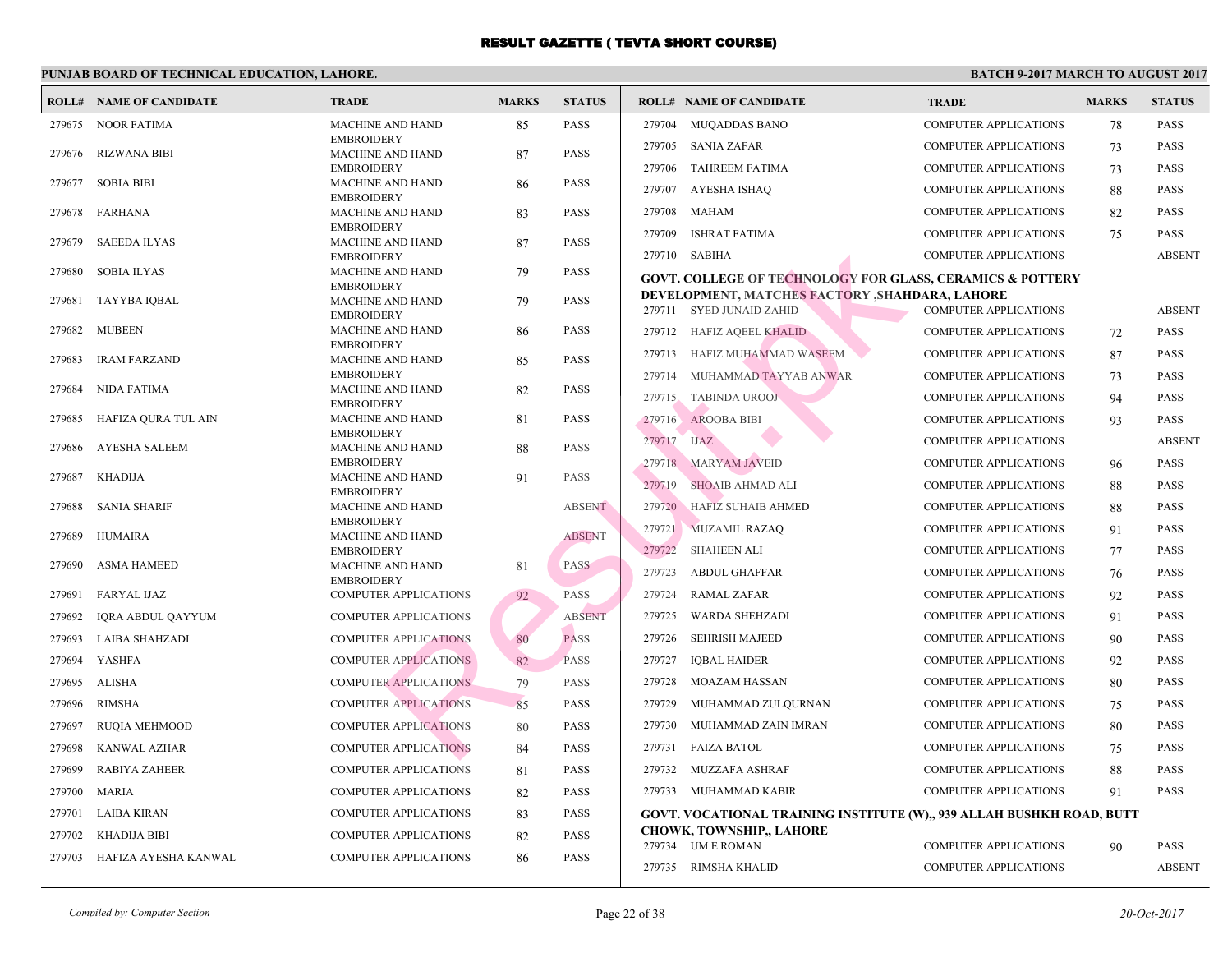# RESULT GAZETTE ( TEVTA SHORT COURSE)

**PUNJAB BOARD OF TECHNICAL EDUCATION, LAHORE.** **BATCH 9-2017 MARCH TO AUGUST 2017**

| ROLL# | NAME OF CANDIDATE | TRADE | MARKS | STATUS |
|---|---|---|---|---|
| 279675 | NOOR FATIMA | MACHINE AND HAND EMBROIDERY | 85 | PASS |
| 279676 | RIZWANA BIBI | MACHINE AND HAND EMBROIDERY | 87 | PASS |
| 279677 | SOBIA BIBI | MACHINE AND HAND EMBROIDERY | 86 | PASS |
| 279678 | FARHANA | MACHINE AND HAND EMBROIDERY | 83 | PASS |
| 279679 | SAEEDA ILYAS | MACHINE AND HAND EMBROIDERY | 87 | PASS |
| 279680 | SOBIA ILYAS | MACHINE AND HAND EMBROIDERY | 79 | PASS |
| 279681 | TAYYBA IQBAL | MACHINE AND HAND EMBROIDERY | 79 | PASS |
| 279682 | MUBEEN | MACHINE AND HAND EMBROIDERY | 86 | PASS |
| 279683 | IRAM FARZAND | MACHINE AND HAND EMBROIDERY | 85 | PASS |
| 279684 | NIDA FATIMA | MACHINE AND HAND EMBROIDERY | 82 | PASS |
| 279685 | HAFIZA QURA TUL AIN | MACHINE AND HAND EMBROIDERY | 81 | PASS |
| 279686 | AYESHA SALEEM | MACHINE AND HAND EMBROIDERY | 88 | PASS |
| 279687 | KHADIJA | MACHINE AND HAND EMBROIDERY | 91 | PASS |
| 279688 | SANIA SHARIF | MACHINE AND HAND EMBROIDERY | | ABSENT |
| 279689 | HUMAIRA | MACHINE AND HAND EMBROIDERY | | ABSENT |
| 279690 | ASMA HAMEED | MACHINE AND HAND EMBROIDERY | 81 | PASS |
| 279691 | FARYAL IJAZ | COMPUTER APPLICATIONS | 92 | PASS |
| 279692 | IQRA ABDUL QAYYUM | COMPUTER APPLICATIONS | | ABSENT |
| 279693 | LAIBA SHAHZADI | COMPUTER APPLICATIONS | 80 | PASS |
| 279694 | YASHFA | COMPUTER APPLICATIONS | 82 | PASS |
| 279695 | ALISHA | COMPUTER APPLICATIONS | 79 | PASS |
| 279696 | RIMSHA | COMPUTER APPLICATIONS | 85 | PASS |
| 279697 | RUQIA MEHMOOD | COMPUTER APPLICATIONS | 80 | PASS |
| 279698 | KANWAL AZHAR | COMPUTER APPLICATIONS | 84 | PASS |
| 279699 | RABIYA ZAHEER | COMPUTER APPLICATIONS | 81 | PASS |
| 279700 | MARIA | COMPUTER APPLICATIONS | 82 | PASS |
| 279701 | LAIBA KIRAN | COMPUTER APPLICATIONS | 83 | PASS |
| 279702 | KHADIJA BIBI | COMPUTER APPLICATIONS | 82 | PASS |
| 279703 | HAFIZA AYESHA KANWAL | COMPUTER APPLICATIONS | 86 | PASS |
| 279704 | MUQADDAS BANO | COMPUTER APPLICATIONS | 78 | PASS |
| 279705 | SANIA ZAFAR | COMPUTER APPLICATIONS | 73 | PASS |
| 279706 | TAHREEM FATIMA | COMPUTER APPLICATIONS | 73 | PASS |
| 279707 | AYESHA ISHAQ | COMPUTER APPLICATIONS | 88 | PASS |
| 279708 | MAHAM | COMPUTER APPLICATIONS | 82 | PASS |
| 279709 | ISHRAT FATIMA | COMPUTER APPLICATIONS | 75 | PASS |
| 279710 | SABIHA | COMPUTER APPLICATIONS | | ABSENT |

**GOVT. COLLEGE OF TECHNOLOGY FOR GLASS, CERAMICS & POTTERY DEVELOPMENT, MATCHES FACTORY ,SHAHDARA, LAHORE**

| ROLL# | NAME OF CANDIDATE | TRADE | MARKS | STATUS |
|---|---|---|---|---|
| 279711 | SYED JUNAID ZAHID | COMPUTER APPLICATIONS | | ABSENT |
| 279712 | HAFIZ AQEEL KHALID | COMPUTER APPLICATIONS | 72 | PASS |
| 279713 | HAFIZ MUHAMMAD WASEEM | COMPUTER APPLICATIONS | 87 | PASS |
| 279714 | MUHAMMAD TAYYAB ANWAR | COMPUTER APPLICATIONS | 73 | PASS |
| 279715 | TABINDA UROOJ | COMPUTER APPLICATIONS | 94 | PASS |
| 279716 | AROOBA BIBI | COMPUTER APPLICATIONS | 93 | PASS |
| 279717 | IJAZ | COMPUTER APPLICATIONS | | ABSENT |
| 279718 | MARYAM JAVEID | COMPUTER APPLICATIONS | 96 | PASS |
| 279719 | SHOAIB AHMAD ALI | COMPUTER APPLICATIONS | 88 | PASS |
| 279720 | HAFIZ SUHAIB AHMED | COMPUTER APPLICATIONS | 88 | PASS |
| 279721 | MUZAMIL RAZAQ | COMPUTER APPLICATIONS | 91 | PASS |
| 279722 | SHAHEEN ALI | COMPUTER APPLICATIONS | 77 | PASS |
| 279723 | ABDUL GHAFFAR | COMPUTER APPLICATIONS | 76 | PASS |
| 279724 | RAMAL ZAFAR | COMPUTER APPLICATIONS | 92 | PASS |
| 279725 | WARDA SHEHZADI | COMPUTER APPLICATIONS | 91 | PASS |
| 279726 | SEHRISH MAJEED | COMPUTER APPLICATIONS | 90 | PASS |
| 279727 | IQBAL HAIDER | COMPUTER APPLICATIONS | 92 | PASS |
| 279728 | MOAZAM HASSAN | COMPUTER APPLICATIONS | 80 | PASS |
| 279729 | MUHAMMAD ZULQURNAN | COMPUTER APPLICATIONS | 75 | PASS |
| 279730 | MUHAMMAD ZAIN IMRAN | COMPUTER APPLICATIONS | 80 | PASS |
| 279731 | FAIZA BATOL | COMPUTER APPLICATIONS | 75 | PASS |
| 279732 | MUZZAFA ASHRAF | COMPUTER APPLICATIONS | 88 | PASS |
| 279733 | MUHAMMAD KABIR | COMPUTER APPLICATIONS | 91 | PASS |

**GOVT. VOCATIONAL TRAINING INSTITUTE (W),, 939 ALLAH BUSHKH ROAD, BUTT CHOWK, TOWNSHIP,, LAHORE**

| ROLL# | NAME OF CANDIDATE | TRADE | MARKS | STATUS |
|---|---|---|---|---|
| 279734 | UM E ROMAN | COMPUTER APPLICATIONS | 90 | PASS |
| 279735 | RIMSHA KHALID | COMPUTER APPLICATIONS | | ABSENT |

*Compiled by: Computer Section* *20-Oct-2017*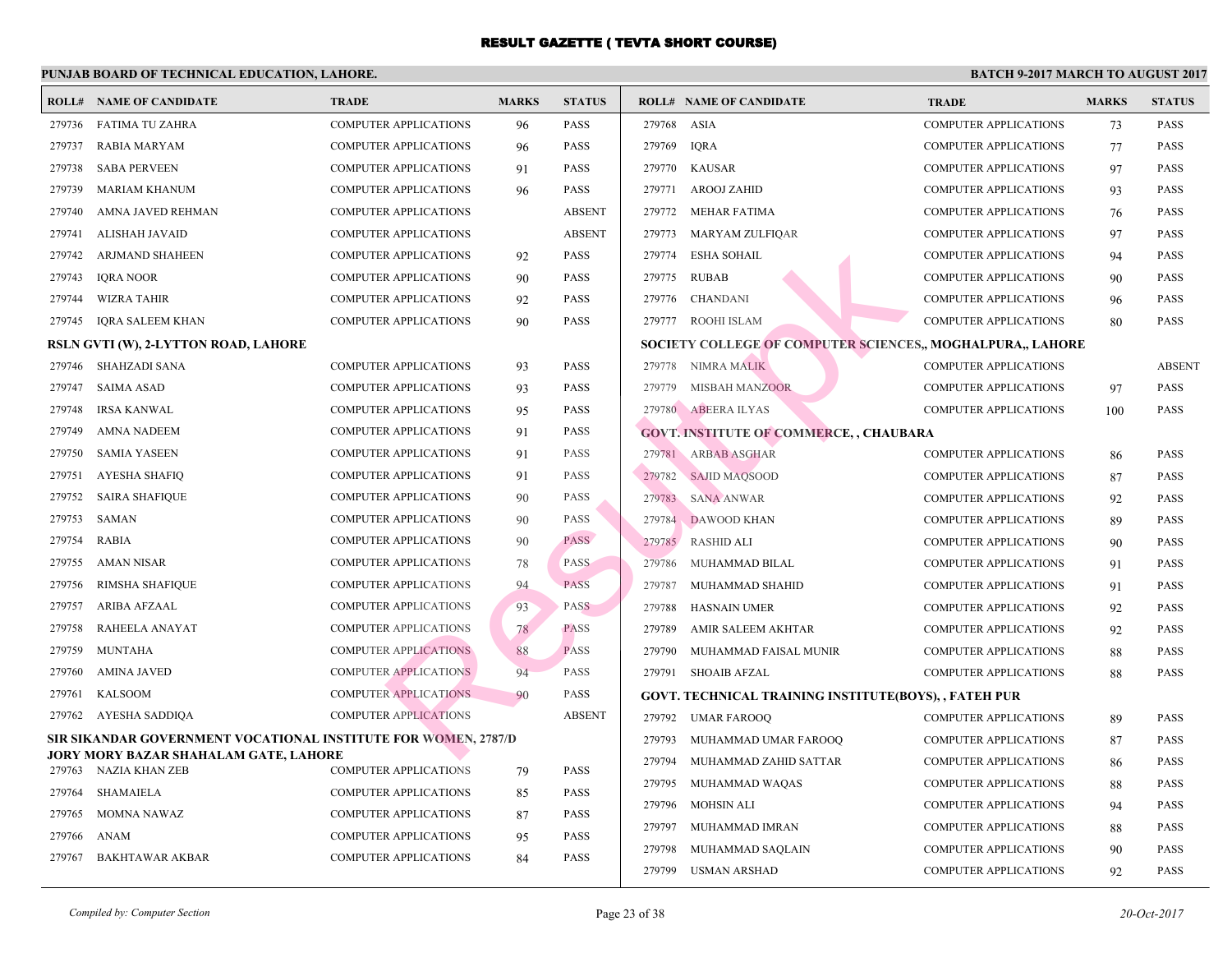# RESULT GAZETTE ( TEVTA SHORT COURSE)

**PUNJAB BOARD OF TECHNICAL EDUCATION, LAHORE.**

**BATCH 9-2017 MARCH TO AUGUST 2017**

| ROLL# | NAME OF CANDIDATE | TRADE | MARKS | STATUS |
|---|---|---|---|---|
| 279736 | FATIMA TU ZAHRA | COMPUTER APPLICATIONS | 96 | PASS |
| 279737 | RABIA MARYAM | COMPUTER APPLICATIONS | 96 | PASS |
| 279738 | SABA PERVEEN | COMPUTER APPLICATIONS | 91 | PASS |
| 279739 | MARIAM KHANUM | COMPUTER APPLICATIONS | 96 | PASS |
| 279740 | AMNA JAVED REHMAN | COMPUTER APPLICATIONS | | ABSENT |
| 279741 | ALISHAH JAVAID | COMPUTER APPLICATIONS | | ABSENT |
| 279742 | ARJMAND SHAHEEN | COMPUTER APPLICATIONS | 92 | PASS |
| 279743 | IQRA NOOR | COMPUTER APPLICATIONS | 90 | PASS |
| 279744 | WIZRA TAHIR | COMPUTER APPLICATIONS | 92 | PASS |
| 279745 | IQRA SALEEM KHAN | COMPUTER APPLICATIONS | 90 | PASS |

**RSLN GVTI (W), 2-LYTTON ROAD, LAHORE**

| ROLL# | NAME OF CANDIDATE | TRADE | MARKS | STATUS |
|---|---|---|---|---|
| 279746 | SHAHZADI SANA | COMPUTER APPLICATIONS | 93 | PASS |
| 279747 | SAIMA ASAD | COMPUTER APPLICATIONS | 93 | PASS |
| 279748 | IRSA KANWAL | COMPUTER APPLICATIONS | 95 | PASS |
| 279749 | AMNA NADEEM | COMPUTER APPLICATIONS | 91 | PASS |
| 279750 | SAMIA YASEEN | COMPUTER APPLICATIONS | 91 | PASS |
| 279751 | AYESHA SHAFIQ | COMPUTER APPLICATIONS | 91 | PASS |
| 279752 | SAIRA SHAFIQUE | COMPUTER APPLICATIONS | 90 | PASS |
| 279753 | SAMAN | COMPUTER APPLICATIONS | 90 | PASS |
| 279754 | RABIA | COMPUTER APPLICATIONS | 90 | PASS |
| 279755 | AMAN NISAR | COMPUTER APPLICATIONS | 78 | PASS |
| 279756 | RIMSHA SHAFIQUE | COMPUTER APPLICATIONS | 94 | PASS |
| 279757 | ARIBA AFZAAL | COMPUTER APPLICATIONS | 93 | PASS |
| 279758 | RAHEELA ANAYAT | COMPUTER APPLICATIONS | 78 | PASS |
| 279759 | MUNTAHA | COMPUTER APPLICATIONS | 88 | PASS |
| 279760 | AMINA JAVED | COMPUTER APPLICATIONS | 94 | PASS |
| 279761 | KALSOOM | COMPUTER APPLICATIONS | 90 | PASS |
| 279762 | AYESHA SADDIQA | COMPUTER APPLICATIONS | | ABSENT |

**SIR SIKANDAR GOVERNMENT VOCATIONAL INSTITUTE FOR WOMEN, 2787/D JORY MORY BAZAR SHAHALAM GATE, LAHORE**

| ROLL# | NAME OF CANDIDATE | TRADE | MARKS | STATUS |
|---|---|---|---|---|
| 279763 | NAZIA KHAN ZEB | COMPUTER APPLICATIONS | 79 | PASS |
| 279764 | SHAMAIELA | COMPUTER APPLICATIONS | 85 | PASS |
| 279765 | MOMNA NAWAZ | COMPUTER APPLICATIONS | 87 | PASS |
| 279766 | ANAM | COMPUTER APPLICATIONS | 95 | PASS |
| 279767 | BAKHTAWAR AKBAR | COMPUTER APPLICATIONS | 84 | PASS |
| 279768 | ASIA | COMPUTER APPLICATIONS | 73 | PASS |
| 279769 | IQRA | COMPUTER APPLICATIONS | 77 | PASS |
| 279770 | KAUSAR | COMPUTER APPLICATIONS | 97 | PASS |
| 279771 | AROOJ ZAHID | COMPUTER APPLICATIONS | 93 | PASS |
| 279772 | MEHAR FATIMA | COMPUTER APPLICATIONS | 76 | PASS |
| 279773 | MARYAM ZULFIQAR | COMPUTER APPLICATIONS | 97 | PASS |
| 279774 | ESHA SOHAIL | COMPUTER APPLICATIONS | 94 | PASS |
| 279775 | RUBAB | COMPUTER APPLICATIONS | 90 | PASS |
| 279776 | CHANDANI | COMPUTER APPLICATIONS | 96 | PASS |
| 279777 | ROOHI ISLAM | COMPUTER APPLICATIONS | 80 | PASS |

**SOCIETY COLLEGE OF COMPUTER SCIENCES,, MOGHALPURA,, LAHORE**

| ROLL# | NAME OF CANDIDATE | TRADE | MARKS | STATUS |
|---|---|---|---|---|
| 279778 | NIMRA MALIK | COMPUTER APPLICATIONS | | ABSENT |
| 279779 | MISBAH MANZOOR | COMPUTER APPLICATIONS | 97 | PASS |
| 279780 | ABEERA ILYAS | COMPUTER APPLICATIONS | 100 | PASS |

**GOVT. INSTITUTE OF COMMERCE, , CHAUBARA**

| ROLL# | NAME OF CANDIDATE | TRADE | MARKS | STATUS |
|---|---|---|---|---|
| 279781 | ARBAB ASGHAR | COMPUTER APPLICATIONS | 86 | PASS |
| 279782 | SAJID MAQSOOD | COMPUTER APPLICATIONS | 87 | PASS |
| 279783 | SANA ANWAR | COMPUTER APPLICATIONS | 92 | PASS |
| 279784 | DAWOOD KHAN | COMPUTER APPLICATIONS | 89 | PASS |
| 279785 | RASHID ALI | COMPUTER APPLICATIONS | 90 | PASS |
| 279786 | MUHAMMAD BILAL | COMPUTER APPLICATIONS | 91 | PASS |
| 279787 | MUHAMMAD SHAHID | COMPUTER APPLICATIONS | 91 | PASS |
| 279788 | HASNAIN UMER | COMPUTER APPLICATIONS | 92 | PASS |
| 279789 | AMIR SALEEM AKHTAR | COMPUTER APPLICATIONS | 92 | PASS |
| 279790 | MUHAMMAD FAISAL MUNIR | COMPUTER APPLICATIONS | 88 | PASS |
| 279791 | SHOAIB AFZAL | COMPUTER APPLICATIONS | 88 | PASS |

**GOVT. TECHNICAL TRAINING INSTITUTE(BOYS), , FATEH PUR**

| ROLL# | NAME OF CANDIDATE | TRADE | MARKS | STATUS |
|---|---|---|---|---|
| 279792 | UMAR FAROOQ | COMPUTER APPLICATIONS | 89 | PASS |
| 279793 | MUHAMMAD UMAR FAROOQ | COMPUTER APPLICATIONS | 87 | PASS |
| 279794 | MUHAMMAD ZAHID SATTAR | COMPUTER APPLICATIONS | 86 | PASS |
| 279795 | MUHAMMAD WAQAS | COMPUTER APPLICATIONS | 88 | PASS |
| 279796 | MOHSIN ALI | COMPUTER APPLICATIONS | 94 | PASS |
| 279797 | MUHAMMAD IMRAN | COMPUTER APPLICATIONS | 88 | PASS |
| 279798 | MUHAMMAD SAQLAIN | COMPUTER APPLICATIONS | 90 | PASS |
| 279799 | USMAN ARSHAD | COMPUTER APPLICATIONS | 92 | PASS |

*Compiled by: Computer Section*

*20-Oct-2017*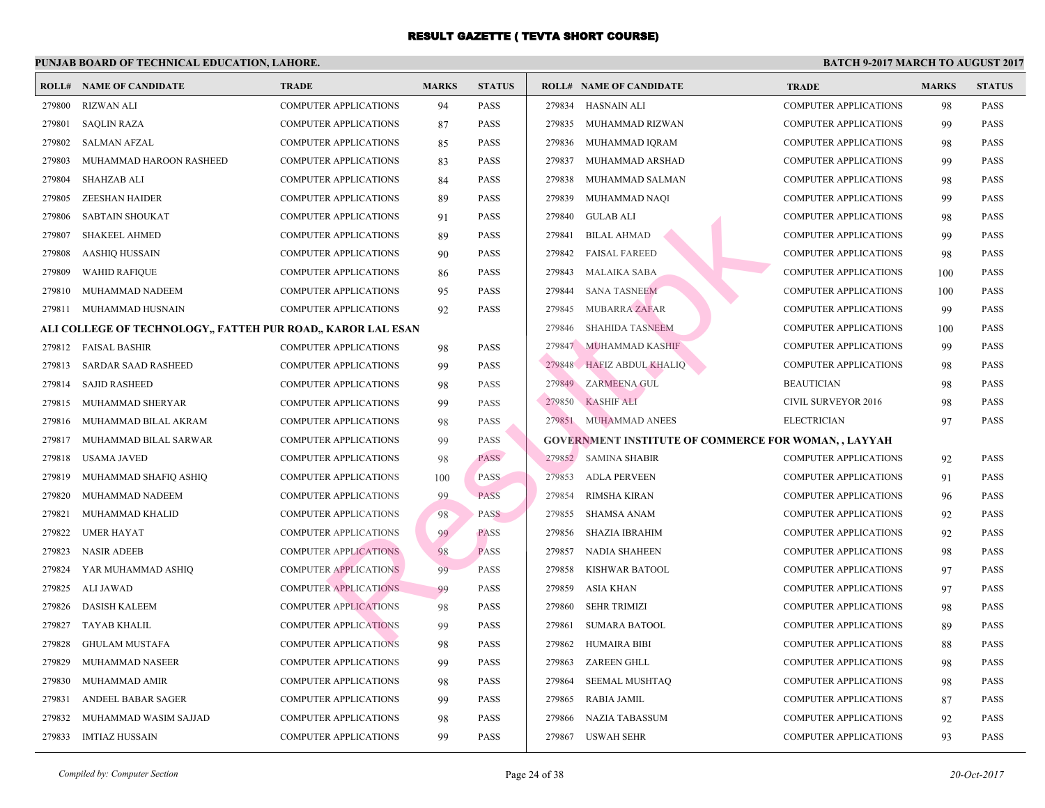# RESULT GAZETTE ( TEVTA SHORT COURSE)

## PUNJAB BOARD OF TECHNICAL EDUCATION, LAHORE.

**BATCH 9-2017 MARCH TO AUGUST 2017**

| ROLL# | NAME OF CANDIDATE | TRADE | MARKS | STATUS |
|---|---|---|---|---|
| 279800 | RIZWAN ALI | COMPUTER APPLICATIONS | 94 | PASS |
| 279801 | SAQLIN RAZA | COMPUTER APPLICATIONS | 87 | PASS |
| 279802 | SALMAN AFZAL | COMPUTER APPLICATIONS | 85 | PASS |
| 279803 | MUHAMMAD HAROON RASHEED | COMPUTER APPLICATIONS | 83 | PASS |
| 279804 | SHAHZAB ALI | COMPUTER APPLICATIONS | 84 | PASS |
| 279805 | ZEESHAN HAIDER | COMPUTER APPLICATIONS | 89 | PASS |
| 279806 | SABTAIN SHOUKAT | COMPUTER APPLICATIONS | 91 | PASS |
| 279807 | SHAKEEL AHMED | COMPUTER APPLICATIONS | 89 | PASS |
| 279808 | AASHIQ HUSSAIN | COMPUTER APPLICATIONS | 90 | PASS |
| 279809 | WAHID RAFIQUE | COMPUTER APPLICATIONS | 86 | PASS |
| 279810 | MUHAMMAD NADEEM | COMPUTER APPLICATIONS | 95 | PASS |
| 279811 | MUHAMMAD HUSNAIN | COMPUTER APPLICATIONS | 92 | PASS |

**ALI COLLEGE OF TECHNOLOGY,, FATTEH PUR ROAD,, KAROR LAL ESAN**

| ROLL# | NAME OF CANDIDATE | TRADE | MARKS | STATUS |
|---|---|---|---|---|
| 279812 | FAISAL BASHIR | COMPUTER APPLICATIONS | 98 | PASS |
| 279813 | SARDAR SAAD RASHEED | COMPUTER APPLICATIONS | 99 | PASS |
| 279814 | SAJID RASHEED | COMPUTER APPLICATIONS | 98 | PASS |
| 279815 | MUHAMMAD SHERYAR | COMPUTER APPLICATIONS | 99 | PASS |
| 279816 | MUHAMMAD BILAL AKRAM | COMPUTER APPLICATIONS | 98 | PASS |
| 279817 | MUHAMMAD BILAL SARWAR | COMPUTER APPLICATIONS | 99 | PASS |
| 279818 | USAMA JAVED | COMPUTER APPLICATIONS | 98 | PASS |
| 279819 | MUHAMMAD SHAFIQ ASHIQ | COMPUTER APPLICATIONS | 100 | PASS |
| 279820 | MUHAMMAD NADEEM | COMPUTER APPLICATIONS | 99 | PASS |
| 279821 | MUHAMMAD KHALID | COMPUTER APPLICATIONS | 98 | PASS |
| 279822 | UMER HAYAT | COMPUTER APPLICATIONS | 99 | PASS |
| 279823 | NASIR ADEEB | COMPUTER APPLICATIONS | 98 | PASS |
| 279824 | YAR MUHAMMAD ASHIQ | COMPUTER APPLICATIONS | 99 | PASS |
| 279825 | ALI JAWAD | COMPUTER APPLICATIONS | 99 | PASS |
| 279826 | DASISH KALEEM | COMPUTER APPLICATIONS | 98 | PASS |
| 279827 | TAYAB KHALIL | COMPUTER APPLICATIONS | 99 | PASS |
| 279828 | GHULAM MUSTAFA | COMPUTER APPLICATIONS | 98 | PASS |
| 279829 | MUHAMMAD NASEER | COMPUTER APPLICATIONS | 99 | PASS |
| 279830 | MUHAMMAD AMIR | COMPUTER APPLICATIONS | 98 | PASS |
| 279831 | ANDEEL BABAR SAGER | COMPUTER APPLICATIONS | 99 | PASS |
| 279832 | MUHAMMAD WASIM SAJJAD | COMPUTER APPLICATIONS | 98 | PASS |
| 279833 | IMTIAZ HUSSAIN | COMPUTER APPLICATIONS | 99 | PASS |
| 279834 | HASNAIN ALI | COMPUTER APPLICATIONS | 98 | PASS |
| 279835 | MUHAMMAD RIZWAN | COMPUTER APPLICATIONS | 99 | PASS |
| 279836 | MUHAMMAD IQRAM | COMPUTER APPLICATIONS | 98 | PASS |
| 279837 | MUHAMMAD ARSHAD | COMPUTER APPLICATIONS | 99 | PASS |
| 279838 | MUHAMMAD SALMAN | COMPUTER APPLICATIONS | 98 | PASS |
| 279839 | MUHAMMAD NAQI | COMPUTER APPLICATIONS | 99 | PASS |
| 279840 | GULAB ALI | COMPUTER APPLICATIONS | 98 | PASS |
| 279841 | BILAL AHMAD | COMPUTER APPLICATIONS | 99 | PASS |
| 279842 | FAISAL FAREED | COMPUTER APPLICATIONS | 98 | PASS |
| 279843 | MALAIKA SABA | COMPUTER APPLICATIONS | 100 | PASS |
| 279844 | SANA TASNEEM | COMPUTER APPLICATIONS | 100 | PASS |
| 279845 | MUBARRA ZAFAR | COMPUTER APPLICATIONS | 99 | PASS |
| 279846 | SHAHIDA TASNEEM | COMPUTER APPLICATIONS | 100 | PASS |
| 279847 | MUHAMMAD KASHIF | COMPUTER APPLICATIONS | 99 | PASS |
| 279848 | HAFIZ ABDUL KHALIQ | COMPUTER APPLICATIONS | 98 | PASS |
| 279849 | ZARMEENA GUL | BEAUTICIAN | 98 | PASS |
| 279850 | KASHIF ALI | CIVIL SURVEYOR 2016 | 98 | PASS |
| 279851 | MUHAMMAD ANEES | ELECTRICIAN | 97 | PASS |

**GOVERNMENT INSTITUTE OF COMMERCE FOR WOMAN, , LAYYAH**

| ROLL# | NAME OF CANDIDATE | TRADE | MARKS | STATUS |
|---|---|---|---|---|
| 279852 | SAMINA SHABIR | COMPUTER APPLICATIONS | 92 | PASS |
| 279853 | ADLA PERVEEN | COMPUTER APPLICATIONS | 91 | PASS |
| 279854 | RIMSHA KIRAN | COMPUTER APPLICATIONS | 96 | PASS |
| 279855 | SHAMSA ANAM | COMPUTER APPLICATIONS | 92 | PASS |
| 279856 | SHAZIA IBRAHIM | COMPUTER APPLICATIONS | 92 | PASS |
| 279857 | NADIA SHAHEEN | COMPUTER APPLICATIONS | 98 | PASS |
| 279858 | KISHWAR BATOOL | COMPUTER APPLICATIONS | 97 | PASS |
| 279859 | ASIA KHAN | COMPUTER APPLICATIONS | 97 | PASS |
| 279860 | SEHR TRIMIZI | COMPUTER APPLICATIONS | 98 | PASS |
| 279861 | SUMARA BATOOL | COMPUTER APPLICATIONS | 89 | PASS |
| 279862 | HUMAIRA BIBI | COMPUTER APPLICATIONS | 88 | PASS |
| 279863 | ZAREEN GHLL | COMPUTER APPLICATIONS | 98 | PASS |
| 279864 | SEEMAL MUSHTAQ | COMPUTER APPLICATIONS | 98 | PASS |
| 279865 | RABIA JAMIL | COMPUTER APPLICATIONS | 87 | PASS |
| 279866 | NAZIA TABASSUM | COMPUTER APPLICATIONS | 92 | PASS |
| 279867 | USWAH SEHR | COMPUTER APPLICATIONS | 93 | PASS |

*Compiled by: Computer Section* — *20-Oct-2017*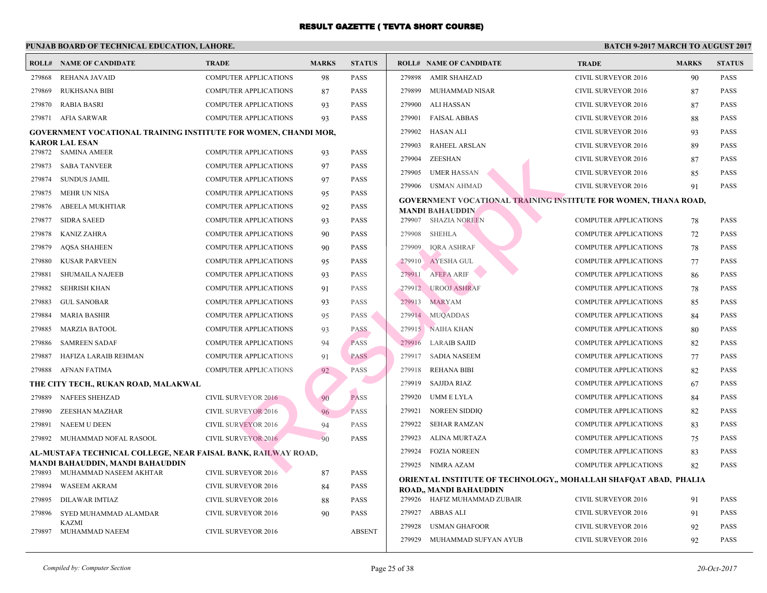# RESULT GAZETTE ( TEVTA SHORT COURSE)

**PUNJAB BOARD OF TECHNICAL EDUCATION, LAHORE.** **BATCH 9-2017 MARCH TO AUGUST 2017**

| ROLL# | NAME OF CANDIDATE | TRADE | MARKS | STATUS |
|---|---|---|---|---|
| 279868 | REHANA JAVAID | COMPUTER APPLICATIONS | 98 | PASS |
| 279869 | RUKHSANA BIBI | COMPUTER APPLICATIONS | 87 | PASS |
| 279870 | RABIA BASRI | COMPUTER APPLICATIONS | 93 | PASS |
| 279871 | AFIA SARWAR | COMPUTER APPLICATIONS | 93 | PASS |

**GOVERNMENT VOCATIONAL TRAINING INSTITUTE FOR WOMEN, CHANDI MOR, KAROR LAL ESAN**

| ROLL# | NAME OF CANDIDATE | TRADE | MARKS | STATUS |
|---|---|---|---|---|
| 279872 | SAMINA AMEER | COMPUTER APPLICATIONS | 93 | PASS |
| 279873 | SABA TANVEER | COMPUTER APPLICATIONS | 97 | PASS |
| 279874 | SUNDUS JAMIL | COMPUTER APPLICATIONS | 97 | PASS |
| 279875 | MEHR UN NISA | COMPUTER APPLICATIONS | 95 | PASS |
| 279876 | ABEELA MUKHTIAR | COMPUTER APPLICATIONS | 92 | PASS |
| 279877 | SIDRA SAEED | COMPUTER APPLICATIONS | 93 | PASS |
| 279878 | KANIZ ZAHRA | COMPUTER APPLICATIONS | 90 | PASS |
| 279879 | AQSA SHAHEEN | COMPUTER APPLICATIONS | 90 | PASS |
| 279880 | KUSAR PARVEEN | COMPUTER APPLICATIONS | 95 | PASS |
| 279881 | SHUMAILA NAJEEB | COMPUTER APPLICATIONS | 93 | PASS |
| 279882 | SEHRISH KHAN | COMPUTER APPLICATIONS | 91 | PASS |
| 279883 | GUL SANOBAR | COMPUTER APPLICATIONS | 93 | PASS |
| 279884 | MARIA BASHIR | COMPUTER APPLICATIONS | 95 | PASS |
| 279885 | MARZIA BATOOL | COMPUTER APPLICATIONS | 93 | PASS |
| 279886 | SAMREEN SADAF | COMPUTER APPLICATIONS | 94 | PASS |
| 279887 | HAFIZA LARAIB REHMAN | COMPUTER APPLICATIONS | 91 | PASS |
| 279888 | AFNAN FATIMA | COMPUTER APPLICATIONS | 92 | PASS |

**THE CITY TECH., RUKAN ROAD, MALAKWAL**

| ROLL# | NAME OF CANDIDATE | TRADE | MARKS | STATUS |
|---|---|---|---|---|
| 279889 | NAFEES SHEHZAD | CIVIL SURVEYOR 2016 | 90 | PASS |
| 279890 | ZEESHAN MAZHAR | CIVIL SURVEYOR 2016 | 96 | PASS |
| 279891 | NAEEM U DEEN | CIVIL SURVEYOR 2016 | 94 | PASS |
| 279892 | MUHAMMAD NOFAL RASOOL | CIVIL SURVEYOR 2016 | 90 | PASS |

**AL-MUSTAFA TECHNICAL COLLEGE, NEAR FAISAL BANK, RAILWAY ROAD, MANDI BAHAUDDIN, MANDI BAHAUDDIN**

| ROLL# | NAME OF CANDIDATE | TRADE | MARKS | STATUS |
|---|---|---|---|---|
| 279893 | MUHAMMAD NASEEM AKHTAR | CIVIL SURVEYOR 2016 | 87 | PASS |
| 279894 | WASEEM AKRAM | CIVIL SURVEYOR 2016 | 84 | PASS |
| 279895 | DILAWAR IMTIAZ | CIVIL SURVEYOR 2016 | 88 | PASS |
| 279896 | SYED MUHAMMAD ALAMDAR KAZMI | CIVIL SURVEYOR 2016 | 90 | PASS |
| 279897 | MUHAMMAD NAEEM | CIVIL SURVEYOR 2016 | | ABSENT |
| 279898 | AMIR SHAHZAD | CIVIL SURVEYOR 2016 | 90 | PASS |
| 279899 | MUHAMMAD NISAR | CIVIL SURVEYOR 2016 | 87 | PASS |
| 279900 | ALI HASSAN | CIVIL SURVEYOR 2016 | 87 | PASS |
| 279901 | FAISAL ABBAS | CIVIL SURVEYOR 2016 | 88 | PASS |
| 279902 | HASAN ALI | CIVIL SURVEYOR 2016 | 93 | PASS |
| 279903 | RAHEEL ARSLAN | CIVIL SURVEYOR 2016 | 89 | PASS |
| 279904 | ZEESHAN | CIVIL SURVEYOR 2016 | 87 | PASS |
| 279905 | UMER HASSAN | CIVIL SURVEYOR 2016 | 85 | PASS |
| 279906 | USMAN AHMAD | CIVIL SURVEYOR 2016 | 91 | PASS |

**GOVERNMENT VOCATIONAL TRAINING INSTITUTE FOR WOMEN, THANA ROAD, MANDI BAHAUDDIN**

| ROLL# | NAME OF CANDIDATE | TRADE | MARKS | STATUS |
|---|---|---|---|---|
| 279907 | SHAZIA NOREEN | COMPUTER APPLICATIONS | 78 | PASS |
| 279908 | SHEHLA | COMPUTER APPLICATIONS | 72 | PASS |
| 279909 | IQRA ASHRAF | COMPUTER APPLICATIONS | 78 | PASS |
| 279910 | AYESHA GUL | COMPUTER APPLICATIONS | 77 | PASS |
| 279911 | AFEFA ARIF | COMPUTER APPLICATIONS | 86 | PASS |
| 279912 | UROOJ ASHRAF | COMPUTER APPLICATIONS | 78 | PASS |
| 279913 | MARYAM | COMPUTER APPLICATIONS | 85 | PASS |
| 279914 | MUQADDAS | COMPUTER APPLICATIONS | 84 | PASS |
| 279915 | NAIHA KHAN | COMPUTER APPLICATIONS | 80 | PASS |
| 279916 | LARAIB SAJID | COMPUTER APPLICATIONS | 82 | PASS |
| 279917 | SADIA NASEEM | COMPUTER APPLICATIONS | 77 | PASS |
| 279918 | REHANA BIBI | COMPUTER APPLICATIONS | 82 | PASS |
| 279919 | SAJIDA RIAZ | COMPUTER APPLICATIONS | 67 | PASS |
| 279920 | UMM E LYLA | COMPUTER APPLICATIONS | 84 | PASS |
| 279921 | NOREEN SIDDIQ | COMPUTER APPLICATIONS | 82 | PASS |
| 279922 | SEHAR RAMZAN | COMPUTER APPLICATIONS | 83 | PASS |
| 279923 | ALINA MURTAZA | COMPUTER APPLICATIONS | 75 | PASS |
| 279924 | FOZIA NOREEN | COMPUTER APPLICATIONS | 83 | PASS |
| 279925 | NIMRA AZAM | COMPUTER APPLICATIONS | 82 | PASS |

**ORIENTAL INSTITUTE OF TECHNOLOGY,, MOHALLAH SHAFQAT ABAD, PHALIA ROAD,, MANDI BAHAUDDIN**

| ROLL# | NAME OF CANDIDATE | TRADE | MARKS | STATUS |
|---|---|---|---|---|
| 279926 | HAFIZ MUHAMMAD ZUBAIR | CIVIL SURVEYOR 2016 | 91 | PASS |
| 279927 | ABBAS ALI | CIVIL SURVEYOR 2016 | 91 | PASS |
| 279928 | USMAN GHAFOOR | CIVIL SURVEYOR 2016 | 92 | PASS |
| 279929 | MUHAMMAD SUFYAN AYUB | CIVIL SURVEYOR 2016 | 92 | PASS |

*Compiled by: Computer Section* *20-Oct-2017*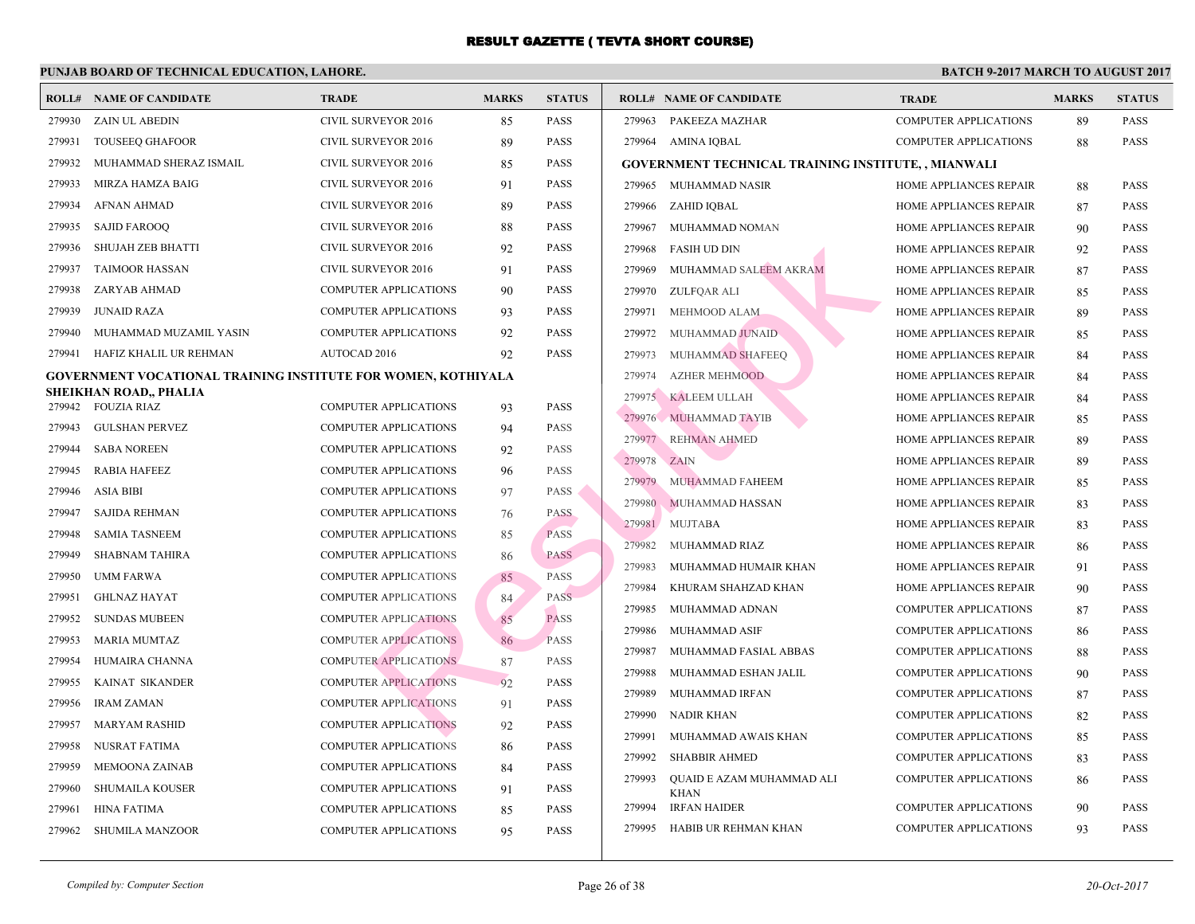# RESULT GAZETTE ( TEVTA SHORT COURSE)

## PUNJAB BOARD OF TECHNICAL EDUCATION, LAHORE.

**BATCH 9-2017 MARCH TO AUGUST 2017**

| ROLL# | NAME OF CANDIDATE | TRADE | MARKS | STATUS |
|---|---|---|---|---|
| 279930 | ZAIN UL ABEDIN | CIVIL SURVEYOR 2016 | 85 | PASS |
| 279931 | TOUSEEQ GHAFOOR | CIVIL SURVEYOR 2016 | 89 | PASS |
| 279932 | MUHAMMAD SHERAZ ISMAIL | CIVIL SURVEYOR 2016 | 85 | PASS |
| 279933 | MIRZA HAMZA BAIG | CIVIL SURVEYOR 2016 | 91 | PASS |
| 279934 | AFNAN AHMAD | CIVIL SURVEYOR 2016 | 89 | PASS |
| 279935 | SAJID FAROOQ | CIVIL SURVEYOR 2016 | 88 | PASS |
| 279936 | SHUJAH ZEB BHATTI | CIVIL SURVEYOR 2016 | 92 | PASS |
| 279937 | TAIMOOR HASSAN | CIVIL SURVEYOR 2016 | 91 | PASS |
| 279938 | ZARYAB AHMAD | COMPUTER APPLICATIONS | 90 | PASS |
| 279939 | JUNAID RAZA | COMPUTER APPLICATIONS | 93 | PASS |
| 279940 | MUHAMMAD MUZAMIL YASIN | COMPUTER APPLICATIONS | 92 | PASS |
| 279941 | HAFIZ KHALIL UR REHMAN | AUTOCAD 2016 | 92 | PASS |

### GOVERNMENT VOCATIONAL TRAINING INSTITUTE FOR WOMEN, KOTHIYALA SHEIKHAN ROAD,, PHALIA

| ROLL# | NAME OF CANDIDATE | TRADE | MARKS | STATUS |
|---|---|---|---|---|
| 279942 | FOUZIA RIAZ | COMPUTER APPLICATIONS | 93 | PASS |
| 279943 | GULSHAN PERVEZ | COMPUTER APPLICATIONS | 94 | PASS |
| 279944 | SABA NOREEN | COMPUTER APPLICATIONS | 92 | PASS |
| 279945 | RABIA HAFEEZ | COMPUTER APPLICATIONS | 96 | PASS |
| 279946 | ASIA BIBI | COMPUTER APPLICATIONS | 97 | PASS |
| 279947 | SAJIDA REHMAN | COMPUTER APPLICATIONS | 76 | PASS |
| 279948 | SAMIA TASNEEM | COMPUTER APPLICATIONS | 85 | PASS |
| 279949 | SHABNAM TAHIRA | COMPUTER APPLICATIONS | 86 | PASS |
| 279950 | UMM FARWA | COMPUTER APPLICATIONS | 85 | PASS |
| 279951 | GHLNAZ HAYAT | COMPUTER APPLICATIONS | 84 | PASS |
| 279952 | SUNDAS MUBEEN | COMPUTER APPLICATIONS | 85 | PASS |
| 279953 | MARIA MUMTAZ | COMPUTER APPLICATIONS | 86 | PASS |
| 279954 | HUMAIRA CHANNA | COMPUTER APPLICATIONS | 87 | PASS |
| 279955 | KAINAT SIKANDER | COMPUTER APPLICATIONS | 92 | PASS |
| 279956 | IRAM ZAMAN | COMPUTER APPLICATIONS | 91 | PASS |
| 279957 | MARYAM RASHID | COMPUTER APPLICATIONS | 92 | PASS |
| 279958 | NUSRAT FATIMA | COMPUTER APPLICATIONS | 86 | PASS |
| 279959 | MEMOONA ZAINAB | COMPUTER APPLICATIONS | 84 | PASS |
| 279960 | SHUMAILA KOUSER | COMPUTER APPLICATIONS | 91 | PASS |
| 279961 | HINA FATIMA | COMPUTER APPLICATIONS | 85 | PASS |
| 279962 | SHUMILA MANZOOR | COMPUTER APPLICATIONS | 95 | PASS |
| 279963 | PAKEEZA MAZHAR | COMPUTER APPLICATIONS | 89 | PASS |
| 279964 | AMINA IQBAL | COMPUTER APPLICATIONS | 88 | PASS |

### GOVERNMENT TECHNICAL TRAINING INSTITUTE, , MIANWALI

| ROLL# | NAME OF CANDIDATE | TRADE | MARKS | STATUS |
|---|---|---|---|---|
| 279965 | MUHAMMAD NASIR | HOME APPLIANCES REPAIR | 88 | PASS |
| 279966 | ZAHID IQBAL | HOME APPLIANCES REPAIR | 87 | PASS |
| 279967 | MUHAMMAD NOMAN | HOME APPLIANCES REPAIR | 90 | PASS |
| 279968 | FASIH UD DIN | HOME APPLIANCES REPAIR | 92 | PASS |
| 279969 | MUHAMMAD SALEEM AKRAM | HOME APPLIANCES REPAIR | 87 | PASS |
| 279970 | ZULFQAR ALI | HOME APPLIANCES REPAIR | 85 | PASS |
| 279971 | MEHMOOD ALAM | HOME APPLIANCES REPAIR | 89 | PASS |
| 279972 | MUHAMMAD JUNAID | HOME APPLIANCES REPAIR | 85 | PASS |
| 279973 | MUHAMMAD SHAFEEQ | HOME APPLIANCES REPAIR | 84 | PASS |
| 279974 | AZHER MEHMOOD | HOME APPLIANCES REPAIR | 84 | PASS |
| 279975 | KALEEM ULLAH | HOME APPLIANCES REPAIR | 84 | PASS |
| 279976 | MUHAMMAD TAYIB | HOME APPLIANCES REPAIR | 85 | PASS |
| 279977 | REHMAN AHMED | HOME APPLIANCES REPAIR | 89 | PASS |
| 279978 | ZAIN | HOME APPLIANCES REPAIR | 89 | PASS |
| 279979 | MUHAMMAD FAHEEM | HOME APPLIANCES REPAIR | 85 | PASS |
| 279980 | MUHAMMAD HASSAN | HOME APPLIANCES REPAIR | 83 | PASS |
| 279981 | MUJTABA | HOME APPLIANCES REPAIR | 83 | PASS |
| 279982 | MUHAMMAD RIAZ | HOME APPLIANCES REPAIR | 86 | PASS |
| 279983 | MUHAMMAD HUMAIR KHAN | HOME APPLIANCES REPAIR | 91 | PASS |
| 279984 | KHURAM SHAHZAD KHAN | HOME APPLIANCES REPAIR | 90 | PASS |
| 279985 | MUHAMMAD ADNAN | COMPUTER APPLICATIONS | 87 | PASS |
| 279986 | MUHAMMAD ASIF | COMPUTER APPLICATIONS | 86 | PASS |
| 279987 | MUHAMMAD FASIAL ABBAS | COMPUTER APPLICATIONS | 88 | PASS |
| 279988 | MUHAMMAD ESHAN JALIL | COMPUTER APPLICATIONS | 90 | PASS |
| 279989 | MUHAMMAD IRFAN | COMPUTER APPLICATIONS | 87 | PASS |
| 279990 | NADIR KHAN | COMPUTER APPLICATIONS | 82 | PASS |
| 279991 | MUHAMMAD AWAIS KHAN | COMPUTER APPLICATIONS | 85 | PASS |
| 279992 | SHABBIR AHMED | COMPUTER APPLICATIONS | 83 | PASS |
| 279993 | QUAID E AZAM MUHAMMAD ALI KHAN | COMPUTER APPLICATIONS | 86 | PASS |
| 279994 | IRFAN HAIDER | COMPUTER APPLICATIONS | 90 | PASS |
| 279995 | HABIB UR REHMAN KHAN | COMPUTER APPLICATIONS | 93 | PASS |

*Compiled by: Computer Section* — *20-Oct-2017*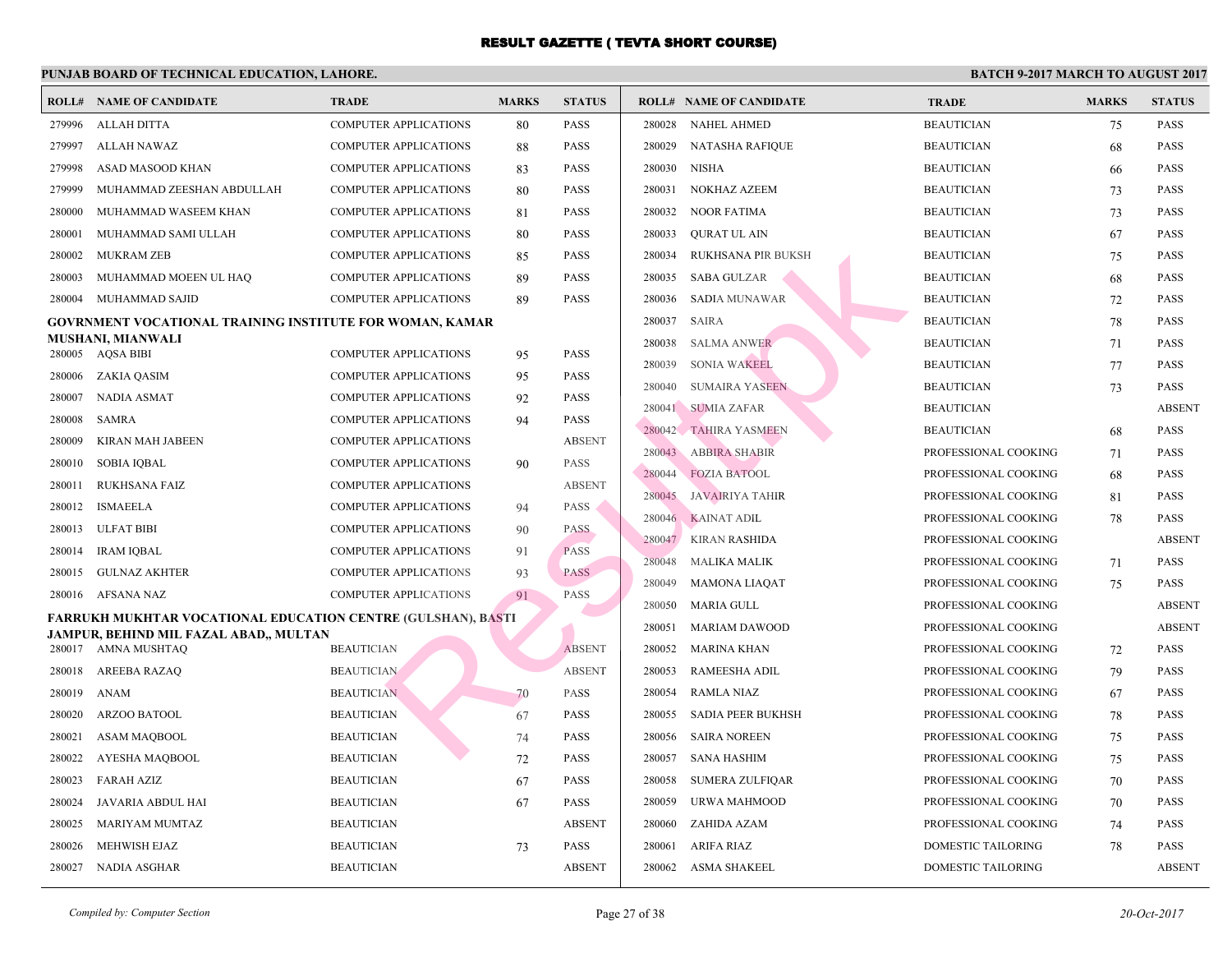# RESULT GAZETTE ( TEVTA SHORT COURSE)

## PUNJAB BOARD OF TECHNICAL EDUCATION, LAHORE.

**BATCH 9-2017 MARCH TO AUGUST 2017**

| ROLL# | NAME OF CANDIDATE | TRADE | MARKS | STATUS |
|---|---|---|---|---|
| 279996 | ALLAH DITTA | COMPUTER APPLICATIONS | 80 | PASS |
| 279997 | ALLAH NAWAZ | COMPUTER APPLICATIONS | 88 | PASS |
| 279998 | ASAD MASOOD KHAN | COMPUTER APPLICATIONS | 83 | PASS |
| 279999 | MUHAMMAD ZEESHAN ABDULLAH | COMPUTER APPLICATIONS | 80 | PASS |
| 280000 | MUHAMMAD WASEEM KHAN | COMPUTER APPLICATIONS | 81 | PASS |
| 280001 | MUHAMMAD SAMI ULLAH | COMPUTER APPLICATIONS | 80 | PASS |
| 280002 | MUKRAM ZEB | COMPUTER APPLICATIONS | 85 | PASS |
| 280003 | MUHAMMAD MOEEN UL HAQ | COMPUTER APPLICATIONS | 89 | PASS |
| 280004 | MUHAMMAD SAJID | COMPUTER APPLICATIONS | 89 | PASS |

**GOVRNMENT VOCATIONAL TRAINING INSTITUTE FOR WOMAN, KAMAR MUSHANI, MIANWALI**

| ROLL# | NAME OF CANDIDATE | TRADE | MARKS | STATUS |
|---|---|---|---|---|
| 280005 | AQSA BIBI | COMPUTER APPLICATIONS | 95 | PASS |
| 280006 | ZAKIA QASIM | COMPUTER APPLICATIONS | 95 | PASS |
| 280007 | NADIA ASMAT | COMPUTER APPLICATIONS | 92 | PASS |
| 280008 | SAMRA | COMPUTER APPLICATIONS | 94 | PASS |
| 280009 | KIRAN MAH JABEEN | COMPUTER APPLICATIONS | | ABSENT |
| 280010 | SOBIA IQBAL | COMPUTER APPLICATIONS | 90 | PASS |
| 280011 | RUKHSANA FAIZ | COMPUTER APPLICATIONS | | ABSENT |
| 280012 | ISMAEELA | COMPUTER APPLICATIONS | 94 | PASS |
| 280013 | ULFAT BIBI | COMPUTER APPLICATIONS | 90 | PASS |
| 280014 | IRAM IQBAL | COMPUTER APPLICATIONS | 91 | PASS |
| 280015 | GULNAZ AKHTER | COMPUTER APPLICATIONS | 93 | PASS |
| 280016 | AFSANA NAZ | COMPUTER APPLICATIONS | 91 | PASS |

**FARRUKH MUKHTAR VOCATIONAL EDUCATION CENTRE (GULSHAN), BASTI JAMPUR, BEHIND MIL FAZAL ABAD,, MULTAN**

| ROLL# | NAME OF CANDIDATE | TRADE | MARKS | STATUS |
|---|---|---|---|---|
| 280017 | AMNA MUSHTAQ | BEAUTICIAN | | ABSENT |
| 280018 | AREEBA RAZAQ | BEAUTICIAN | | ABSENT |
| 280019 | ANAM | BEAUTICIAN | 70 | PASS |
| 280020 | ARZOO BATOOL | BEAUTICIAN | 67 | PASS |
| 280021 | ASAM MAQBOOL | BEAUTICIAN | 74 | PASS |
| 280022 | AYESHA MAQBOOL | BEAUTICIAN | 72 | PASS |
| 280023 | FARAH AZIZ | BEAUTICIAN | 67 | PASS |
| 280024 | JAVARIA ABDUL HAI | BEAUTICIAN | 67 | PASS |
| 280025 | MARIYAM MUMTAZ | BEAUTICIAN | | ABSENT |
| 280026 | MEHWISH EJAZ | BEAUTICIAN | 73 | PASS |
| 280027 | NADIA ASGHAR | BEAUTICIAN | | ABSENT |
| 280028 | NAHEL AHMED | BEAUTICIAN | 75 | PASS |
| 280029 | NATASHA RAFIQUE | BEAUTICIAN | 68 | PASS |
| 280030 | NISHA | BEAUTICIAN | 66 | PASS |
| 280031 | NOKHAZ AZEEM | BEAUTICIAN | 73 | PASS |
| 280032 | NOOR FATIMA | BEAUTICIAN | 73 | PASS |
| 280033 | QURAT UL AIN | BEAUTICIAN | 67 | PASS |
| 280034 | RUKHSANA PIR BUKSH | BEAUTICIAN | 75 | PASS |
| 280035 | SABA GULZAR | BEAUTICIAN | 68 | PASS |
| 280036 | SADIA MUNAWAR | BEAUTICIAN | 72 | PASS |
| 280037 | SAIRA | BEAUTICIAN | 78 | PASS |
| 280038 | SALMA ANWER | BEAUTICIAN | 71 | PASS |
| 280039 | SONIA WAKEEL | BEAUTICIAN | 77 | PASS |
| 280040 | SUMAIRA YASEEN | BEAUTICIAN | 73 | PASS |
| 280041 | SUMIA ZAFAR | BEAUTICIAN | | ABSENT |
| 280042 | TAHIRA YASMEEN | BEAUTICIAN | 68 | PASS |
| 280043 | ABBIRA SHABIR | PROFESSIONAL COOKING | 71 | PASS |
| 280044 | FOZIA BATOOL | PROFESSIONAL COOKING | 68 | PASS |
| 280045 | JAVAIRIYA TAHIR | PROFESSIONAL COOKING | 81 | PASS |
| 280046 | KAINAT ADIL | PROFESSIONAL COOKING | 78 | PASS |
| 280047 | KIRAN RASHIDA | PROFESSIONAL COOKING | | ABSENT |
| 280048 | MALIKA MALIK | PROFESSIONAL COOKING | 71 | PASS |
| 280049 | MAMONA LIAQAT | PROFESSIONAL COOKING | 75 | PASS |
| 280050 | MARIA GULL | PROFESSIONAL COOKING | | ABSENT |
| 280051 | MARIAM DAWOOD | PROFESSIONAL COOKING | | ABSENT |
| 280052 | MARINA KHAN | PROFESSIONAL COOKING | 72 | PASS |
| 280053 | RAMEESHA ADIL | PROFESSIONAL COOKING | 79 | PASS |
| 280054 | RAMLA NIAZ | PROFESSIONAL COOKING | 67 | PASS |
| 280055 | SADIA PEER BUKHSH | PROFESSIONAL COOKING | 78 | PASS |
| 280056 | SAIRA NOREEN | PROFESSIONAL COOKING | 75 | PASS |
| 280057 | SANA HASHIM | PROFESSIONAL COOKING | 75 | PASS |
| 280058 | SUMERA ZULFIQAR | PROFESSIONAL COOKING | 70 | PASS |
| 280059 | URWA MAHMOOD | PROFESSIONAL COOKING | 70 | PASS |
| 280060 | ZAHIDA AZAM | PROFESSIONAL COOKING | 74 | PASS |
| 280061 | ARIFA RIAZ | DOMESTIC TAILORING | 78 | PASS |
| 280062 | ASMA SHAKEEL | DOMESTIC TAILORING | | ABSENT |

*Compiled by: Computer Section*

*20-Oct-2017*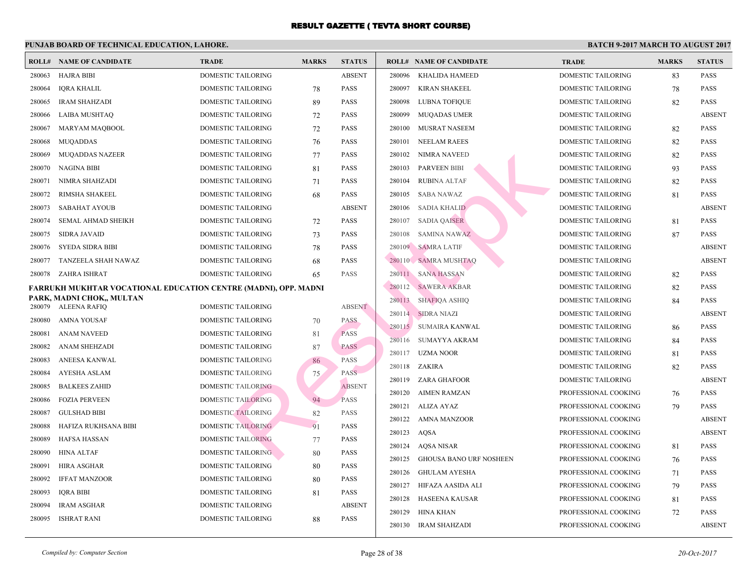# RESULT GAZETTE ( TEVTA SHORT COURSE)

## PUNJAB BOARD OF TECHNICAL EDUCATION, LAHORE.

**BATCH 9-2017 MARCH TO AUGUST 2017**

| ROLL# | NAME OF CANDIDATE | TRADE | MARKS | STATUS |
|---|---|---|---|---|
| 280063 | HAJRA BIBI | DOMESTIC TAILORING | | ABSENT |
| 280064 | IQRA KHALIL | DOMESTIC TAILORING | 78 | PASS |
| 280065 | IRAM SHAHZADI | DOMESTIC TAILORING | 89 | PASS |
| 280066 | LAIBA MUSHTAQ | DOMESTIC TAILORING | 72 | PASS |
| 280067 | MARYAM MAQBOOL | DOMESTIC TAILORING | 72 | PASS |
| 280068 | MUQADDAS | DOMESTIC TAILORING | 76 | PASS |
| 280069 | MUQADDAS NAZEER | DOMESTIC TAILORING | 77 | PASS |
| 280070 | NAGINA BIBI | DOMESTIC TAILORING | 81 | PASS |
| 280071 | NIMRA SHAHZADI | DOMESTIC TAILORING | 71 | PASS |
| 280072 | RIMSHA SHAKEEL | DOMESTIC TAILORING | 68 | PASS |
| 280073 | SABAHAT AYOUB | DOMESTIC TAILORING | | ABSENT |
| 280074 | SEMAL AHMAD SHEIKH | DOMESTIC TAILORING | 72 | PASS |
| 280075 | SIDRA JAVAID | DOMESTIC TAILORING | 73 | PASS |
| 280076 | SYEDA SIDRA BIBI | DOMESTIC TAILORING | 78 | PASS |
| 280077 | TANZEELA SHAH NAWAZ | DOMESTIC TAILORING | 68 | PASS |
| 280078 | ZAHRA ISHRAT | DOMESTIC TAILORING | 65 | PASS |

**FARRUKH MUKHTAR VOCATIONAL EDUCATION CENTRE (MADNI), OPP. MADNI PARK, MADNI CHOK,, MULTAN**

| ROLL# | NAME OF CANDIDATE | TRADE | MARKS | STATUS |
|---|---|---|---|---|
| 280079 | ALEENA RAFIQ | DOMESTIC TAILORING | | ABSENT |
| 280080 | AMNA YOUSAF | DOMESTIC TAILORING | 70 | PASS |
| 280081 | ANAM NAVEED | DOMESTIC TAILORING | 81 | PASS |
| 280082 | ANAM SHEHZADI | DOMESTIC TAILORING | 87 | PASS |
| 280083 | ANEESA KANWAL | DOMESTIC TAILORING | 86 | PASS |
| 280084 | AYESHA ASLAM | DOMESTIC TAILORING | 75 | PASS |
| 280085 | BALKEES ZAHID | DOMESTIC TAILORING | | ABSENT |
| 280086 | FOZIA PERVEEN | DOMESTIC TAILORING | 94 | PASS |
| 280087 | GULSHAD BIBI | DOMESTIC TAILORING | 82 | PASS |
| 280088 | HAFIZA RUKHSANA BIBI | DOMESTIC TAILORING | 91 | PASS |
| 280089 | HAFSA HASSAN | DOMESTIC TAILORING | 77 | PASS |
| 280090 | HINA ALTAF | DOMESTIC TAILORING | 80 | PASS |
| 280091 | HIRA ASGHAR | DOMESTIC TAILORING | 80 | PASS |
| 280092 | IFFAT MANZOOR | DOMESTIC TAILORING | 80 | PASS |
| 280093 | IQRA BIBI | DOMESTIC TAILORING | 81 | PASS |
| 280094 | IRAM ASGHAR | DOMESTIC TAILORING | | ABSENT |
| 280095 | ISHRAT RANI | DOMESTIC TAILORING | 88 | PASS |
| 280096 | KHALIDA HAMEED | DOMESTIC TAILORING | 83 | PASS |
| 280097 | KIRAN SHAKEEL | DOMESTIC TAILORING | 78 | PASS |
| 280098 | LUBNA TOFIQUE | DOMESTIC TAILORING | 82 | PASS |
| 280099 | MUQADAS UMER | DOMESTIC TAILORING | | ABSENT |
| 280100 | MUSRAT NASEEM | DOMESTIC TAILORING | 82 | PASS |
| 280101 | NEELAM RAEES | DOMESTIC TAILORING | 82 | PASS |
| 280102 | NIMRA NAVEED | DOMESTIC TAILORING | 82 | PASS |
| 280103 | PARVEEN BIBI | DOMESTIC TAILORING | 93 | PASS |
| 280104 | RUBINA ALTAF | DOMESTIC TAILORING | 82 | PASS |
| 280105 | SABA NAWAZ | DOMESTIC TAILORING | 81 | PASS |
| 280106 | SADIA KHALID | DOMESTIC TAILORING | | ABSENT |
| 280107 | SADIA QAISER | DOMESTIC TAILORING | 81 | PASS |
| 280108 | SAMINA NAWAZ | DOMESTIC TAILORING | 87 | PASS |
| 280109 | SAMRA LATIF | DOMESTIC TAILORING | | ABSENT |
| 280110 | SAMRA MUSHTAQ | DOMESTIC TAILORING | | ABSENT |
| 280111 | SANA HASSAN | DOMESTIC TAILORING | 82 | PASS |
| 280112 | SAWERA AKBAR | DOMESTIC TAILORING | 82 | PASS |
| 280113 | SHAFIQA ASHIQ | DOMESTIC TAILORING | 84 | PASS |
| 280114 | SIDRA NIAZI | DOMESTIC TAILORING | | ABSENT |
| 280115 | SUMAIRA KANWAL | DOMESTIC TAILORING | 86 | PASS |
| 280116 | SUMAYYA AKRAM | DOMESTIC TAILORING | 84 | PASS |
| 280117 | UZMA NOOR | DOMESTIC TAILORING | 81 | PASS |
| 280118 | ZAKIRA | DOMESTIC TAILORING | 82 | PASS |
| 280119 | ZARA GHAFOOR | DOMESTIC TAILORING | | ABSENT |
| 280120 | AIMEN RAMZAN | PROFESSIONAL COOKING | 76 | PASS |
| 280121 | ALIZA AYAZ | PROFESSIONAL COOKING | 79 | PASS |
| 280122 | AMNA MANZOOR | PROFESSIONAL COOKING | | ABSENT |
| 280123 | AQSA | PROFESSIONAL COOKING | | ABSENT |
| 280124 | AQSA NISAR | PROFESSIONAL COOKING | 81 | PASS |
| 280125 | GHOUSA BANO URF NOSHEEN | PROFESSIONAL COOKING | 76 | PASS |
| 280126 | GHULAM AYESHA | PROFESSIONAL COOKING | 71 | PASS |
| 280127 | HIFAZA AASIDA ALI | PROFESSIONAL COOKING | 79 | PASS |
| 280128 | HASEENA KAUSAR | PROFESSIONAL COOKING | 81 | PASS |
| 280129 | HINA KHAN | PROFESSIONAL COOKING | 72 | PASS |
| 280130 | IRAM SHAHZADI | PROFESSIONAL COOKING | | ABSENT |

*Compiled by: Computer Section*

*20-Oct-2017*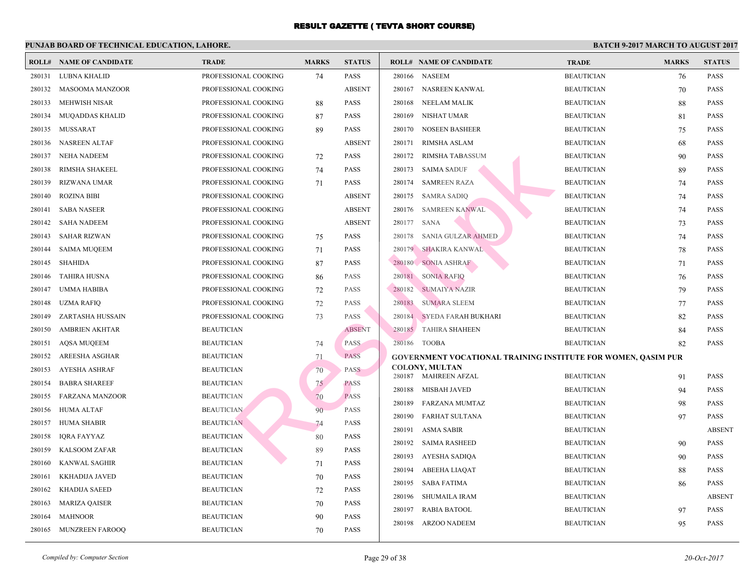# RESULT GAZETTE ( TEVTA SHORT COURSE)

**PUNJAB BOARD OF TECHNICAL EDUCATION, LAHORE.** **BATCH 9-2017 MARCH TO AUGUST 2017**

| ROLL# | NAME OF CANDIDATE | TRADE | MARKS | STATUS |
|---|---|---|---|---|
| 280131 | LUBNA KHALID | PROFESSIONAL COOKING | 74 | PASS |
| 280132 | MASOOMA MANZOOR | PROFESSIONAL COOKING | | ABSENT |
| 280133 | MEHWISH NISAR | PROFESSIONAL COOKING | 88 | PASS |
| 280134 | MUQADDAS KHALID | PROFESSIONAL COOKING | 87 | PASS |
| 280135 | MUSSARAT | PROFESSIONAL COOKING | 89 | PASS |
| 280136 | NASREEN ALTAF | PROFESSIONAL COOKING | | ABSENT |
| 280137 | NEHA NADEEM | PROFESSIONAL COOKING | 72 | PASS |
| 280138 | RIMSHA SHAKEEL | PROFESSIONAL COOKING | 74 | PASS |
| 280139 | RIZWANA UMAR | PROFESSIONAL COOKING | 71 | PASS |
| 280140 | ROZINA BIBI | PROFESSIONAL COOKING | | ABSENT |
| 280141 | SABA NASEER | PROFESSIONAL COOKING | | ABSENT |
| 280142 | SAHA NADEEM | PROFESSIONAL COOKING | | ABSENT |
| 280143 | SAHAR RIZWAN | PROFESSIONAL COOKING | 75 | PASS |
| 280144 | SAIMA MUQEEM | PROFESSIONAL COOKING | 71 | PASS |
| 280145 | SHAHIDA | PROFESSIONAL COOKING | 87 | PASS |
| 280146 | TAHIRA HUSNA | PROFESSIONAL COOKING | 86 | PASS |
| 280147 | UMMA HABIBA | PROFESSIONAL COOKING | 72 | PASS |
| 280148 | UZMA RAFIQ | PROFESSIONAL COOKING | 72 | PASS |
| 280149 | ZARTASHA HUSSAIN | PROFESSIONAL COOKING | 73 | PASS |
| 280150 | AMBRIEN AKHTAR | BEAUTICIAN | | ABSENT |
| 280151 | AQSA MUQEEM | BEAUTICIAN | 74 | PASS |
| 280152 | AREESHA ASGHAR | BEAUTICIAN | 71 | PASS |
| 280153 | AYESHA ASHRAF | BEAUTICIAN | 70 | PASS |
| 280154 | BABRA SHAREEF | BEAUTICIAN | 75 | PASS |
| 280155 | FARZANA MANZOOR | BEAUTICIAN | 70 | PASS |
| 280156 | HUMA ALTAF | BEAUTICIAN | 90 | PASS |
| 280157 | HUMA SHABIR | BEAUTICIAN | 74 | PASS |
| 280158 | IQRA FAYYAZ | BEAUTICIAN | 80 | PASS |
| 280159 | KALSOOM ZAFAR | BEAUTICIAN | 89 | PASS |
| 280160 | KANWAL SAGHIR | BEAUTICIAN | 71 | PASS |
| 280161 | KKHADIJA JAVED | BEAUTICIAN | 70 | PASS |
| 280162 | KHADIJA SAEED | BEAUTICIAN | 72 | PASS |
| 280163 | MARIZA QAISER | BEAUTICIAN | 70 | PASS |
| 280164 | MAHNOOR | BEAUTICIAN | 90 | PASS |
| 280165 | MUNZREEN FAROOQ | BEAUTICIAN | 70 | PASS |
| 280166 | NASEEM | BEAUTICIAN | 76 | PASS |
| 280167 | NASREEN KANWAL | BEAUTICIAN | 70 | PASS |
| 280168 | NEELAM MALIK | BEAUTICIAN | 88 | PASS |
| 280169 | NISHAT UMAR | BEAUTICIAN | 81 | PASS |
| 280170 | NOSEEN BASHEER | BEAUTICIAN | 75 | PASS |
| 280171 | RIMSHA ASLAM | BEAUTICIAN | 68 | PASS |
| 280172 | RIMSHA TABASSUM | BEAUTICIAN | 90 | PASS |
| 280173 | SAIMA SADUF | BEAUTICIAN | 89 | PASS |
| 280174 | SAMREEN RAZA | BEAUTICIAN | 74 | PASS |
| 280175 | SAMRA SADIQ | BEAUTICIAN | 74 | PASS |
| 280176 | SAMREEN KANWAL | BEAUTICIAN | 74 | PASS |
| 280177 | SANA | BEAUTICIAN | 73 | PASS |
| 280178 | SANIA GULZAR AHMED | BEAUTICIAN | 74 | PASS |
| 280179 | SHAKIRA KANWAL | BEAUTICIAN | 78 | PASS |
| 280180 | SONIA ASHRAF | BEAUTICIAN | 71 | PASS |
| 280181 | SONIA RAFIQ | BEAUTICIAN | 76 | PASS |
| 280182 | SUMAIYA NAZIR | BEAUTICIAN | 79 | PASS |
| 280183 | SUMARA SLEEM | BEAUTICIAN | 77 | PASS |
| 280184 | SYEDA FARAH BUKHARI | BEAUTICIAN | 82 | PASS |
| 280185 | TAHIRA SHAHEEN | BEAUTICIAN | 84 | PASS |
| 280186 | TOOBA | BEAUTICIAN | 82 | PASS |

**GOVERNMENT VOCATIONAL TRAINING INSTITUTE FOR WOMEN, QASIM PUR COLONY, MULTAN**

| ROLL# | NAME OF CANDIDATE | TRADE | MARKS | STATUS |
|---|---|---|---|---|
| 280187 | MAHREEN AFZAL | BEAUTICIAN | 91 | PASS |
| 280188 | MISBAH JAVED | BEAUTICIAN | 94 | PASS |
| 280189 | FARZANA MUMTAZ | BEAUTICIAN | 98 | PASS |
| 280190 | FARHAT SULTANA | BEAUTICIAN | 97 | PASS |
| 280191 | ASMA SABIR | BEAUTICIAN | | ABSENT |
| 280192 | SAIMA RASHEED | BEAUTICIAN | 90 | PASS |
| 280193 | AYESHA SADIQA | BEAUTICIAN | 90 | PASS |
| 280194 | ABEEHA LIAQAT | BEAUTICIAN | 88 | PASS |
| 280195 | SABA FATIMA | BEAUTICIAN | 86 | PASS |
| 280196 | SHUMAILA IRAM | BEAUTICIAN | | ABSENT |
| 280197 | RABIA BATOOL | BEAUTICIAN | 97 | PASS |
| 280198 | ARZOO NADEEM | BEAUTICIAN | 95 | PASS |

*Compiled by: Computer Section* *20-Oct-2017*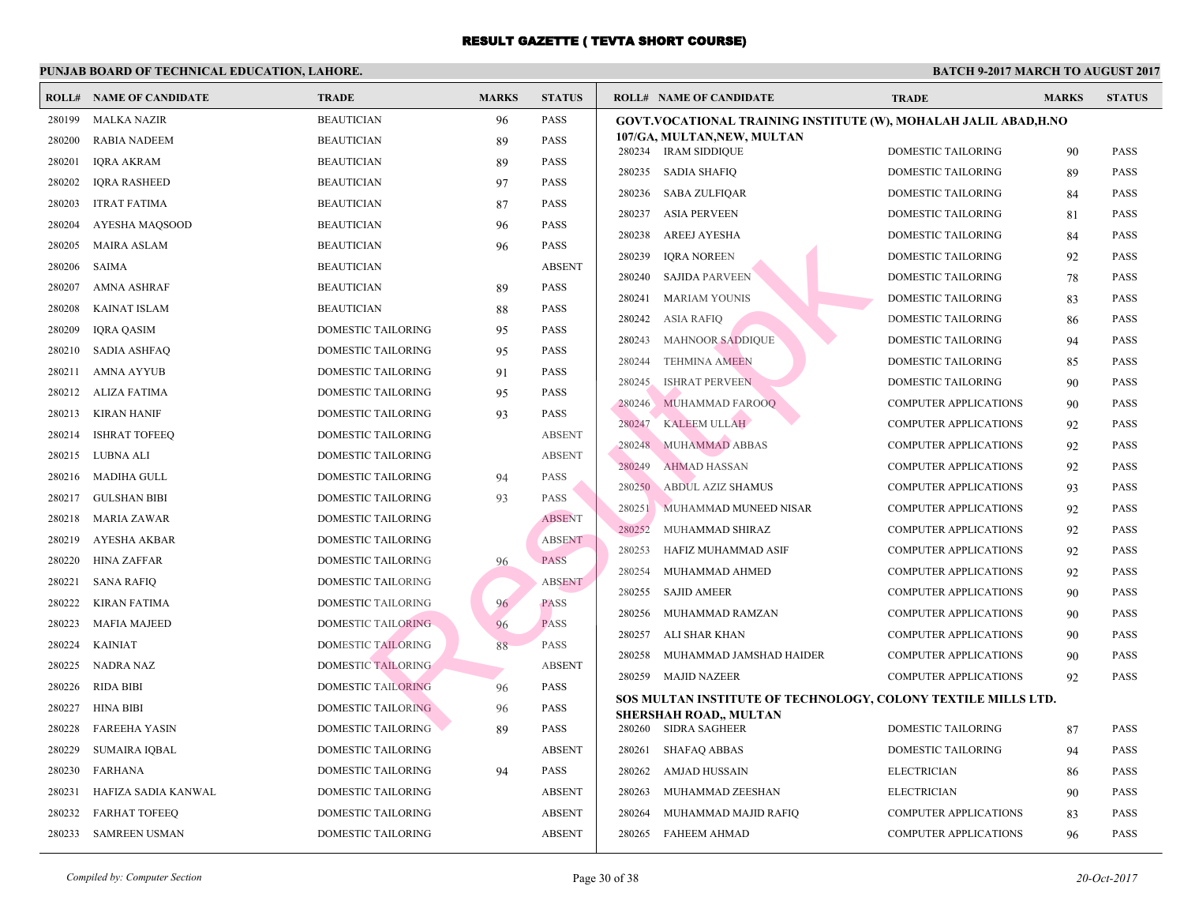# RESULT GAZETTE ( TEVTA SHORT COURSE)

## PUNJAB BOARD OF TECHNICAL EDUCATION, LAHORE.

**BATCH 9-2017 MARCH TO AUGUST 2017**

| ROLL# | NAME OF CANDIDATE | TRADE | MARKS | STATUS |
|---|---|---|---|---|
| 280199 | MALKA NAZIR | BEAUTICIAN | 96 | PASS |
| 280200 | RABIA NADEEM | BEAUTICIAN | 89 | PASS |
| 280201 | IQRA AKRAM | BEAUTICIAN | 89 | PASS |
| 280202 | IQRA RASHEED | BEAUTICIAN | 97 | PASS |
| 280203 | ITRAT FATIMA | BEAUTICIAN | 87 | PASS |
| 280204 | AYESHA MAQSOOD | BEAUTICIAN | 96 | PASS |
| 280205 | MAIRA ASLAM | BEAUTICIAN | 96 | PASS |
| 280206 | SAIMA | BEAUTICIAN | | ABSENT |
| 280207 | AMNA ASHRAF | BEAUTICIAN | 89 | PASS |
| 280208 | KAINAT ISLAM | BEAUTICIAN | 88 | PASS |
| 280209 | IQRA QASIM | DOMESTIC TAILORING | 95 | PASS |
| 280210 | SADIA ASHFAQ | DOMESTIC TAILORING | 95 | PASS |
| 280211 | AMNA AYYUB | DOMESTIC TAILORING | 91 | PASS |
| 280212 | ALIZA FATIMA | DOMESTIC TAILORING | 95 | PASS |
| 280213 | KIRAN HANIF | DOMESTIC TAILORING | 93 | PASS |
| 280214 | ISHRAT TOFEEQ | DOMESTIC TAILORING | | ABSENT |
| 280215 | LUBNA ALI | DOMESTIC TAILORING | | ABSENT |
| 280216 | MADIHA GULL | DOMESTIC TAILORING | 94 | PASS |
| 280217 | GULSHAN BIBI | DOMESTIC TAILORING | 93 | PASS |
| 280218 | MARIA ZAWAR | DOMESTIC TAILORING | | ABSENT |
| 280219 | AYESHA AKBAR | DOMESTIC TAILORING | | ABSENT |
| 280220 | HINA ZAFFAR | DOMESTIC TAILORING | 96 | PASS |
| 280221 | SANA RAFIQ | DOMESTIC TAILORING | | ABSENT |
| 280222 | KIRAN FATIMA | DOMESTIC TAILORING | 96 | PASS |
| 280223 | MAFIA MAJEED | DOMESTIC TAILORING | 96 | PASS |
| 280224 | KAINIAT | DOMESTIC TAILORING | 88 | PASS |
| 280225 | NADRA NAZ | DOMESTIC TAILORING | | ABSENT |
| 280226 | RIDA BIBI | DOMESTIC TAILORING | 96 | PASS |
| 280227 | HINA BIBI | DOMESTIC TAILORING | 96 | PASS |
| 280228 | FAREEHA YASIN | DOMESTIC TAILORING | 89 | PASS |
| 280229 | SUMAIRA IQBAL | DOMESTIC TAILORING | | ABSENT |
| 280230 | FARHANA | DOMESTIC TAILORING | 94 | PASS |
| 280231 | HAFIZA SADIA KANWAL | DOMESTIC TAILORING | | ABSENT |
| 280232 | FARHAT TOFEEQ | DOMESTIC TAILORING | | ABSENT |
| 280233 | SAMREEN USMAN | DOMESTIC TAILORING | | ABSENT |

### GOVT.VOCATIONAL TRAINING INSTITUTE (W), MOHALAH JALIL ABAD,H.NO 107/GA, MULTAN,NEW, MULTAN

| ROLL# | NAME OF CANDIDATE | TRADE | MARKS | STATUS |
|---|---|---|---|---|
| 280234 | IRAM SIDDIQUE | DOMESTIC TAILORING | 90 | PASS |
| 280235 | SADIA SHAFIQ | DOMESTIC TAILORING | 89 | PASS |
| 280236 | SABA ZULFIQAR | DOMESTIC TAILORING | 84 | PASS |
| 280237 | ASIA PERVEEN | DOMESTIC TAILORING | 81 | PASS |
| 280238 | AREEJ AYESHA | DOMESTIC TAILORING | 84 | PASS |
| 280239 | IQRA NOREEN | DOMESTIC TAILORING | 92 | PASS |
| 280240 | SAJIDA PARVEEN | DOMESTIC TAILORING | 78 | PASS |
| 280241 | MARIAM YOUNIS | DOMESTIC TAILORING | 83 | PASS |
| 280242 | ASIA RAFIQ | DOMESTIC TAILORING | 86 | PASS |
| 280243 | MAHNOOR SADDIQUE | DOMESTIC TAILORING | 94 | PASS |
| 280244 | TEHMINA AMEEN | DOMESTIC TAILORING | 85 | PASS |
| 280245 | ISHRAT PERVEEN | DOMESTIC TAILORING | 90 | PASS |
| 280246 | MUHAMMAD FAROOQ | COMPUTER APPLICATIONS | 90 | PASS |
| 280247 | KALEEM ULLAH | COMPUTER APPLICATIONS | 92 | PASS |
| 280248 | MUHAMMAD ABBAS | COMPUTER APPLICATIONS | 92 | PASS |
| 280249 | AHMAD HASSAN | COMPUTER APPLICATIONS | 92 | PASS |
| 280250 | ABDUL AZIZ SHAMUS | COMPUTER APPLICATIONS | 93 | PASS |
| 280251 | MUHAMMAD MUNEED NISAR | COMPUTER APPLICATIONS | 92 | PASS |
| 280252 | MUHAMMAD SHIRAZ | COMPUTER APPLICATIONS | 92 | PASS |
| 280253 | HAFIZ MUHAMMAD ASIF | COMPUTER APPLICATIONS | 92 | PASS |
| 280254 | MUHAMMAD AHMED | COMPUTER APPLICATIONS | 92 | PASS |
| 280255 | SAJID AMEER | COMPUTER APPLICATIONS | 90 | PASS |
| 280256 | MUHAMMAD RAMZAN | COMPUTER APPLICATIONS | 90 | PASS |
| 280257 | ALI SHAR KHAN | COMPUTER APPLICATIONS | 90 | PASS |
| 280258 | MUHAMMAD JAMSHAD HAIDER | COMPUTER APPLICATIONS | 90 | PASS |
| 280259 | MAJID NAZEER | COMPUTER APPLICATIONS | 92 | PASS |

### SOS MULTAN INSTITUTE OF TECHNOLOGY, COLONY TEXTILE MILLS LTD. SHERSHAH ROAD,, MULTAN

| ROLL# | NAME OF CANDIDATE | TRADE | MARKS | STATUS |
|---|---|---|---|---|
| 280260 | SIDRA SAGHEER | DOMESTIC TAILORING | 87 | PASS |
| 280261 | SHAFAQ ABBAS | DOMESTIC TAILORING | 94 | PASS |
| 280262 | AMJAD HUSSAIN | ELECTRICIAN | 86 | PASS |
| 280263 | MUHAMMAD ZEESHAN | ELECTRICIAN | 90 | PASS |
| 280264 | MUHAMMAD MAJID RAFIQ | COMPUTER APPLICATIONS | 83 | PASS |
| 280265 | FAHEEM AHMAD | COMPUTER APPLICATIONS | 96 | PASS |

*Compiled by: Computer Section*

*20-Oct-2017*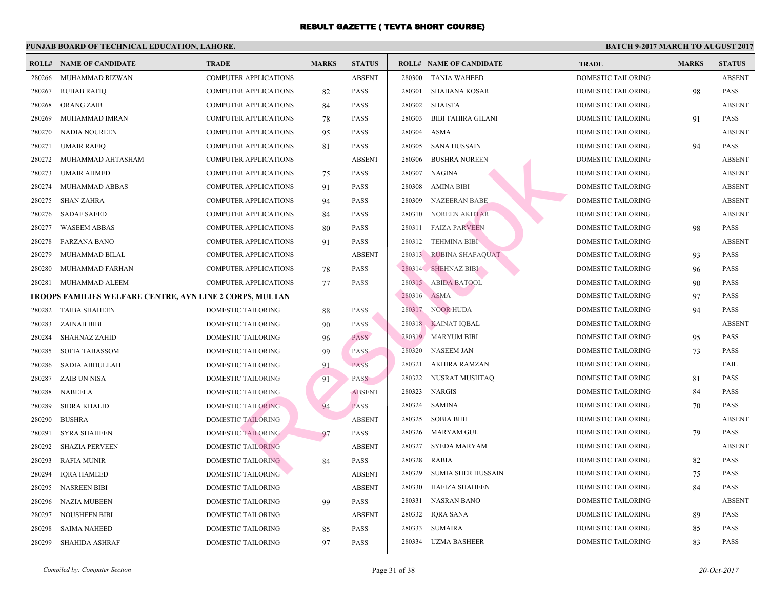# RESULT GAZETTE ( TEVTA SHORT COURSE)

## PUNJAB BOARD OF TECHNICAL EDUCATION, LAHORE.

**BATCH 9-2017 MARCH TO AUGUST 2017**

| ROLL# | NAME OF CANDIDATE | TRADE | MARKS | STATUS |
|---|---|---|---|---|
| 280266 | MUHAMMAD RIZWAN | COMPUTER APPLICATIONS | | ABSENT |
| 280267 | RUBAB RAFIQ | COMPUTER APPLICATIONS | 82 | PASS |
| 280268 | ORANG ZAIB | COMPUTER APPLICATIONS | 84 | PASS |
| 280269 | MUHAMMAD IMRAN | COMPUTER APPLICATIONS | 78 | PASS |
| 280270 | NADIA NOUREEN | COMPUTER APPLICATIONS | 95 | PASS |
| 280271 | UMAIR RAFIQ | COMPUTER APPLICATIONS | 81 | PASS |
| 280272 | MUHAMMAD AHTASHAM | COMPUTER APPLICATIONS | | ABSENT |
| 280273 | UMAIR AHMED | COMPUTER APPLICATIONS | 75 | PASS |
| 280274 | MUHAMMAD ABBAS | COMPUTER APPLICATIONS | 91 | PASS |
| 280275 | SHAN ZAHRA | COMPUTER APPLICATIONS | 94 | PASS |
| 280276 | SADAF SAEED | COMPUTER APPLICATIONS | 84 | PASS |
| 280277 | WASEEM ABBAS | COMPUTER APPLICATIONS | 80 | PASS |
| 280278 | FARZANA BANO | COMPUTER APPLICATIONS | 91 | PASS |
| 280279 | MUHAMMAD BILAL | COMPUTER APPLICATIONS | | ABSENT |
| 280280 | MUHAMMAD FARHAN | COMPUTER APPLICATIONS | 78 | PASS |
| 280281 | MUHAMMAD ALEEM | COMPUTER APPLICATIONS | 77 | PASS |

**TROOPS FAMILIES WELFARE CENTRE, AVN LINE 2 CORPS, MULTAN**

| ROLL# | NAME OF CANDIDATE | TRADE | MARKS | STATUS |
|---|---|---|---|---|
| 280282 | TAIBA SHAHEEN | DOMESTIC TAILORING | 88 | PASS |
| 280283 | ZAINAB BIBI | DOMESTIC TAILORING | 90 | PASS |
| 280284 | SHAHNAZ ZAHID | DOMESTIC TAILORING | 96 | PASS |
| 280285 | SOFIA TABASSOM | DOMESTIC TAILORING | 99 | PASS |
| 280286 | SADIA ABDULLAH | DOMESTIC TAILORING | 91 | PASS |
| 280287 | ZAIB UN NISA | DOMESTIC TAILORING | 91 | PASS |
| 280288 | NABEELA | DOMESTIC TAILORING | | ABSENT |
| 280289 | SIDRA KHALID | DOMESTIC TAILORING | 94 | PASS |
| 280290 | BUSHRA | DOMESTIC TAILORING | | ABSENT |
| 280291 | SYRA SHAHEEN | DOMESTIC TAILORING | 97 | PASS |
| 280292 | SHAZIA PERVEEN | DOMESTIC TAILORING | | ABSENT |
| 280293 | RAFIA MUNIR | DOMESTIC TAILORING | 84 | PASS |
| 280294 | IQRA HAMEED | DOMESTIC TAILORING | | ABSENT |
| 280295 | NASREEN BIBI | DOMESTIC TAILORING | | ABSENT |
| 280296 | NAZIA MUBEEN | DOMESTIC TAILORING | 99 | PASS |
| 280297 | NOUSHEEN BIBI | DOMESTIC TAILORING | | ABSENT |
| 280298 | SAIMA NAHEED | DOMESTIC TAILORING | 85 | PASS |
| 280299 | SHAHIDA ASHRAF | DOMESTIC TAILORING | 97 | PASS |
| 280300 | TANIA WAHEED | DOMESTIC TAILORING | | ABSENT |
| 280301 | SHABANA KOSAR | DOMESTIC TAILORING | 98 | PASS |
| 280302 | SHAISTA | DOMESTIC TAILORING | | ABSENT |
| 280303 | BIBI TAHIRA GILANI | DOMESTIC TAILORING | 91 | PASS |
| 280304 | ASMA | DOMESTIC TAILORING | | ABSENT |
| 280305 | SANA HUSSAIN | DOMESTIC TAILORING | 94 | PASS |
| 280306 | BUSHRA NOREEN | DOMESTIC TAILORING | | ABSENT |
| 280307 | NAGINA | DOMESTIC TAILORING | | ABSENT |
| 280308 | AMINA BIBI | DOMESTIC TAILORING | | ABSENT |
| 280309 | NAZEERAN BABE | DOMESTIC TAILORING | | ABSENT |
| 280310 | NOREEN AKHTAR | DOMESTIC TAILORING | | ABSENT |
| 280311 | FAIZA PARVEEN | DOMESTIC TAILORING | 98 | PASS |
| 280312 | TEHMINA BIBI | DOMESTIC TAILORING | | ABSENT |
| 280313 | RUBINA SHAFAQUAT | DOMESTIC TAILORING | 93 | PASS |
| 280314 | SHEHNAZ BIBI | DOMESTIC TAILORING | 96 | PASS |
| 280315 | ABIDA BATOOL | DOMESTIC TAILORING | 90 | PASS |
| 280316 | ASMA | DOMESTIC TAILORING | 97 | PASS |
| 280317 | NOOR HUDA | DOMESTIC TAILORING | 94 | PASS |
| 280318 | KAINAT IQBAL | DOMESTIC TAILORING | | ABSENT |
| 280319 | MARYUM BIBI | DOMESTIC TAILORING | 95 | PASS |
| 280320 | NASEEM JAN | DOMESTIC TAILORING | 73 | PASS |
| 280321 | AKHIRA RAMZAN | DOMESTIC TAILORING | | FAIL |
| 280322 | NUSRAT MUSHTAQ | DOMESTIC TAILORING | 81 | PASS |
| 280323 | NARGIS | DOMESTIC TAILORING | 84 | PASS |
| 280324 | SAMINA | DOMESTIC TAILORING | 70 | PASS |
| 280325 | SOBIA BIBI | DOMESTIC TAILORING | | ABSENT |
| 280326 | MARYAM GUL | DOMESTIC TAILORING | 79 | PASS |
| 280327 | SYEDA MARYAM | DOMESTIC TAILORING | | ABSENT |
| 280328 | RABIA | DOMESTIC TAILORING | 82 | PASS |
| 280329 | SUMIA SHER HUSSAIN | DOMESTIC TAILORING | 75 | PASS |
| 280330 | HAFIZA SHAHEEN | DOMESTIC TAILORING | 84 | PASS |
| 280331 | NASRAN BANO | DOMESTIC TAILORING | | ABSENT |
| 280332 | IQRA SANA | DOMESTIC TAILORING | 89 | PASS |
| 280333 | SUMAIRA | DOMESTIC TAILORING | 85 | PASS |
| 280334 | UZMA BASHEER | DOMESTIC TAILORING | 83 | PASS |

*Compiled by: Computer Section*

*20-Oct-2017*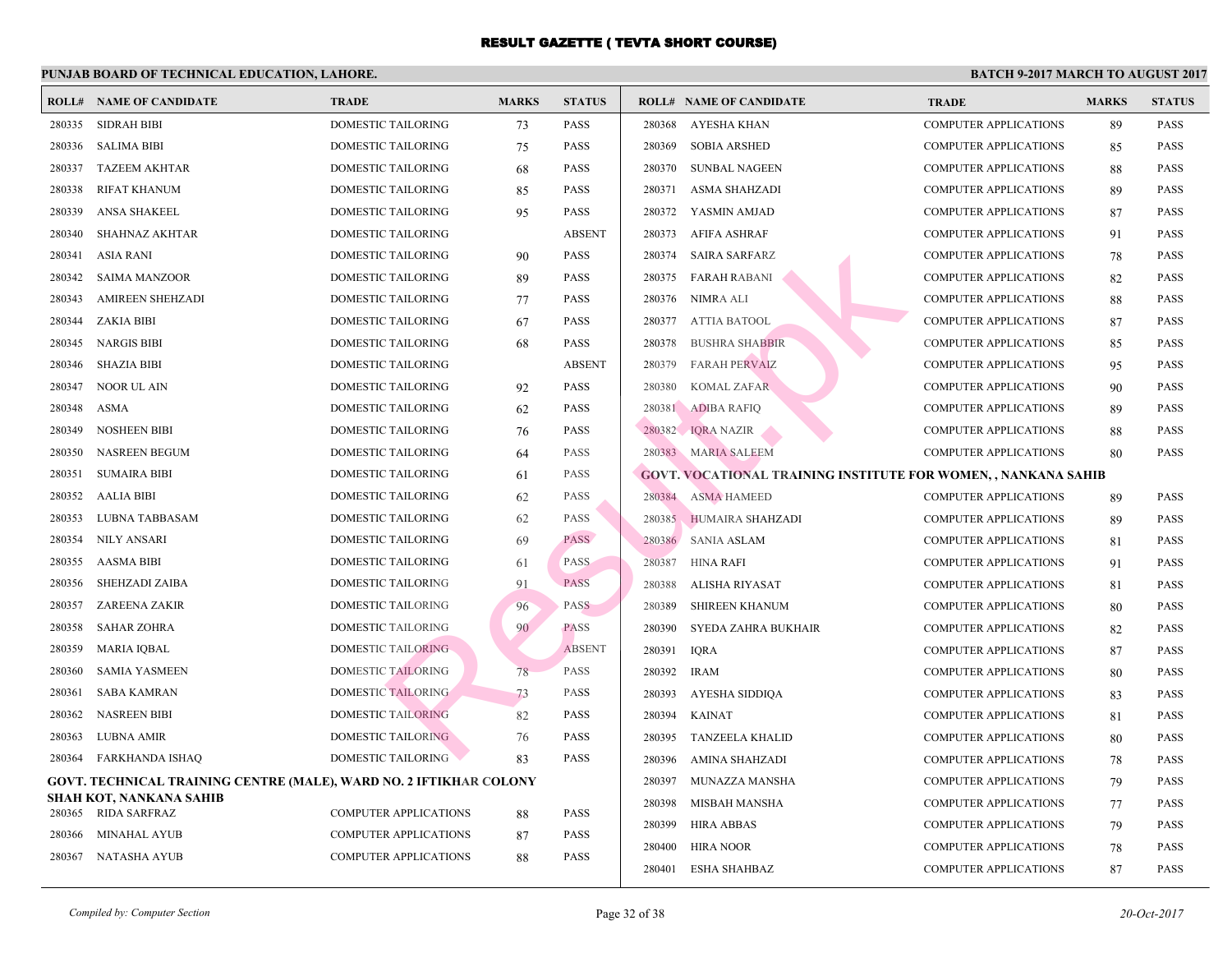# RESULT GAZETTE ( TEVTA SHORT COURSE)

## PUNJAB BOARD OF TECHNICAL EDUCATION, LAHORE.

**BATCH 9-2017 MARCH TO AUGUST 2017**

| ROLL# | NAME OF CANDIDATE | TRADE | MARKS | STATUS |
|---|---|---|---|---|
| 280335 | SIDRAH BIBI | DOMESTIC TAILORING | 73 | PASS |
| 280336 | SALIMA BIBI | DOMESTIC TAILORING | 75 | PASS |
| 280337 | TAZEEM AKHTAR | DOMESTIC TAILORING | 68 | PASS |
| 280338 | RIFAT KHANUM | DOMESTIC TAILORING | 85 | PASS |
| 280339 | ANSA SHAKEEL | DOMESTIC TAILORING | 95 | PASS |
| 280340 | SHAHNAZ AKHTAR | DOMESTIC TAILORING | | ABSENT |
| 280341 | ASIA RANI | DOMESTIC TAILORING | 90 | PASS |
| 280342 | SAIMA MANZOOR | DOMESTIC TAILORING | 89 | PASS |
| 280343 | AMIREEN SHEHZADI | DOMESTIC TAILORING | 77 | PASS |
| 280344 | ZAKIA BIBI | DOMESTIC TAILORING | 67 | PASS |
| 280345 | NARGIS BIBI | DOMESTIC TAILORING | 68 | PASS |
| 280346 | SHAZIA BIBI | DOMESTIC TAILORING | | ABSENT |
| 280347 | NOOR UL AIN | DOMESTIC TAILORING | 92 | PASS |
| 280348 | ASMA | DOMESTIC TAILORING | 62 | PASS |
| 280349 | NOSHEEN BIBI | DOMESTIC TAILORING | 76 | PASS |
| 280350 | NASREEN BEGUM | DOMESTIC TAILORING | 64 | PASS |
| 280351 | SUMAIRA BIBI | DOMESTIC TAILORING | 61 | PASS |
| 280352 | AALIA BIBI | DOMESTIC TAILORING | 62 | PASS |
| 280353 | LUBNA TABBASAM | DOMESTIC TAILORING | 62 | PASS |
| 280354 | NILY ANSARI | DOMESTIC TAILORING | 69 | PASS |
| 280355 | AASMA BIBI | DOMESTIC TAILORING | 61 | PASS |
| 280356 | SHEHZADI ZAIBA | DOMESTIC TAILORING | 91 | PASS |
| 280357 | ZAREENA ZAKIR | DOMESTIC TAILORING | 96 | PASS |
| 280358 | SAHAR ZOHRA | DOMESTIC TAILORING | 90 | PASS |
| 280359 | MARIA IQBAL | DOMESTIC TAILORING | | ABSENT |
| 280360 | SAMIA YASMEEN | DOMESTIC TAILORING | 78 | PASS |
| 280361 | SABA KAMRAN | DOMESTIC TAILORING | 73 | PASS |
| 280362 | NASREEN BIBI | DOMESTIC TAILORING | 82 | PASS |
| 280363 | LUBNA AMIR | DOMESTIC TAILORING | 76 | PASS |
| 280364 | FARKHANDA ISHAQ | DOMESTIC TAILORING | 83 | PASS |

**GOVT. TECHNICAL TRAINING CENTRE (MALE), WARD NO. 2 IFTIKHAR COLONY SHAH KOT, NANKANA SAHIB**

| ROLL# | NAME OF CANDIDATE | TRADE | MARKS | STATUS |
|---|---|---|---|---|
| 280365 | RIDA SARFRAZ | COMPUTER APPLICATIONS | 88 | PASS |
| 280366 | MINAHAL AYUB | COMPUTER APPLICATIONS | 87 | PASS |
| 280367 | NATASHA AYUB | COMPUTER APPLICATIONS | 88 | PASS |
| 280368 | AYESHA KHAN | COMPUTER APPLICATIONS | 89 | PASS |
| 280369 | SOBIA ARSHED | COMPUTER APPLICATIONS | 85 | PASS |
| 280370 | SUNBAL NAGEEN | COMPUTER APPLICATIONS | 88 | PASS |
| 280371 | ASMA SHAHZADI | COMPUTER APPLICATIONS | 89 | PASS |
| 280372 | YASMIN AMJAD | COMPUTER APPLICATIONS | 87 | PASS |
| 280373 | AFIFA ASHRAF | COMPUTER APPLICATIONS | 91 | PASS |
| 280374 | SAIRA SARFARZ | COMPUTER APPLICATIONS | 78 | PASS |
| 280375 | FARAH RABANI | COMPUTER APPLICATIONS | 82 | PASS |
| 280376 | NIMRA ALI | COMPUTER APPLICATIONS | 88 | PASS |
| 280377 | ATTIA BATOOL | COMPUTER APPLICATIONS | 87 | PASS |
| 280378 | BUSHRA SHABBIR | COMPUTER APPLICATIONS | 85 | PASS |
| 280379 | FARAH PERVAIZ | COMPUTER APPLICATIONS | 95 | PASS |
| 280380 | KOMAL ZAFAR | COMPUTER APPLICATIONS | 90 | PASS |
| 280381 | ADIBA RAFIQ | COMPUTER APPLICATIONS | 89 | PASS |
| 280382 | IQRA NAZIR | COMPUTER APPLICATIONS | 88 | PASS |
| 280383 | MARIA SALEEM | COMPUTER APPLICATIONS | 80 | PASS |

**GOVT. VOCATIONAL TRAINING INSTITUTE FOR WOMEN, , NANKANA SAHIB**

| ROLL# | NAME OF CANDIDATE | TRADE | MARKS | STATUS |
|---|---|---|---|---|
| 280384 | ASMA HAMEED | COMPUTER APPLICATIONS | 89 | PASS |
| 280385 | HUMAIRA SHAHZADI | COMPUTER APPLICATIONS | 89 | PASS |
| 280386 | SANIA ASLAM | COMPUTER APPLICATIONS | 81 | PASS |
| 280387 | HINA RAFI | COMPUTER APPLICATIONS | 91 | PASS |
| 280388 | ALISHA RIYASAT | COMPUTER APPLICATIONS | 81 | PASS |
| 280389 | SHIREEN KHANUM | COMPUTER APPLICATIONS | 80 | PASS |
| 280390 | SYEDA ZAHRA BUKHAIR | COMPUTER APPLICATIONS | 82 | PASS |
| 280391 | IQRA | COMPUTER APPLICATIONS | 87 | PASS |
| 280392 | IRAM | COMPUTER APPLICATIONS | 80 | PASS |
| 280393 | AYESHA SIDDIQA | COMPUTER APPLICATIONS | 83 | PASS |
| 280394 | KAINAT | COMPUTER APPLICATIONS | 81 | PASS |
| 280395 | TANZEELA KHALID | COMPUTER APPLICATIONS | 80 | PASS |
| 280396 | AMINA SHAHZADI | COMPUTER APPLICATIONS | 78 | PASS |
| 280397 | MUNAZZA MANSHA | COMPUTER APPLICATIONS | 79 | PASS |
| 280398 | MISBAH MANSHA | COMPUTER APPLICATIONS | 77 | PASS |
| 280399 | HIRA ABBAS | COMPUTER APPLICATIONS | 79 | PASS |
| 280400 | HIRA NOOR | COMPUTER APPLICATIONS | 78 | PASS |
| 280401 | ESHA SHAHBAZ | COMPUTER APPLICATIONS | 87 | PASS |

*Compiled by: Computer Section*

*20-Oct-2017*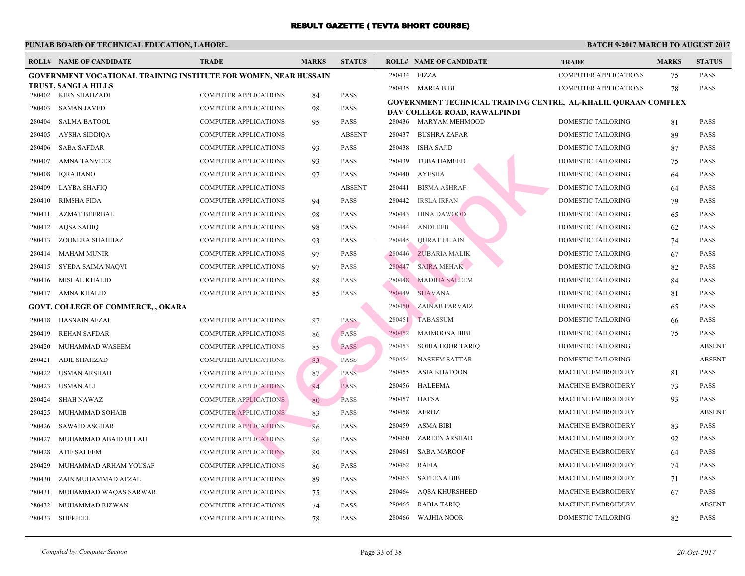# RESULT GAZETTE ( TEVTA SHORT COURSE)

**PUNJAB BOARD OF TECHNICAL EDUCATION, LAHORE.** **BATCH 9-2017 MARCH TO AUGUST 2017**

### GOVERNMENT VOCATIONAL TRAINING INSTITUTE FOR WOMEN, NEAR HUSSAIN TRUST, SANGLA HILLS

| ROLL# | NAME OF CANDIDATE | TRADE | MARKS | STATUS |
|---|---|---|---|---|
| 280402 | KIRN SHAHZADI | COMPUTER APPLICATIONS | 84 | PASS |
| 280403 | SAMAN JAVED | COMPUTER APPLICATIONS | 98 | PASS |
| 280404 | SALMA BATOOL | COMPUTER APPLICATIONS | 95 | PASS |
| 280405 | AYSHA SIDDIQA | COMPUTER APPLICATIONS | | ABSENT |
| 280406 | SABA SAFDAR | COMPUTER APPLICATIONS | 93 | PASS |
| 280407 | AMNA TANVEER | COMPUTER APPLICATIONS | 93 | PASS |
| 280408 | IQRA BANO | COMPUTER APPLICATIONS | 97 | PASS |
| 280409 | LAYBA SHAFIQ | COMPUTER APPLICATIONS | | ABSENT |
| 280410 | RIMSHA FIDA | COMPUTER APPLICATIONS | 94 | PASS |
| 280411 | AZMAT BEERBAL | COMPUTER APPLICATIONS | 98 | PASS |
| 280412 | AQSA SADIQ | COMPUTER APPLICATIONS | 98 | PASS |
| 280413 | ZOONERA SHAHBAZ | COMPUTER APPLICATIONS | 93 | PASS |
| 280414 | MAHAM MUNIR | COMPUTER APPLICATIONS | 97 | PASS |
| 280415 | SYEDA SAIMA NAQVI | COMPUTER APPLICATIONS | 97 | PASS |
| 280416 | MISHAL KHALID | COMPUTER APPLICATIONS | 88 | PASS |
| 280417 | AMNA KHALID | COMPUTER APPLICATIONS | 85 | PASS |

### GOVT. COLLEGE OF COMMERCE, , OKARA

| ROLL# | NAME OF CANDIDATE | TRADE | MARKS | STATUS |
|---|---|---|---|---|
| 280418 | HASNAIN AFZAL | COMPUTER APPLICATIONS | 87 | PASS |
| 280419 | REHAN SAFDAR | COMPUTER APPLICATIONS | 86 | PASS |
| 280420 | MUHAMMAD WASEEM | COMPUTER APPLICATIONS | 85 | PASS |
| 280421 | ADIL SHAHZAD | COMPUTER APPLICATIONS | 83 | PASS |
| 280422 | USMAN ARSHAD | COMPUTER APPLICATIONS | 87 | PASS |
| 280423 | USMAN ALI | COMPUTER APPLICATIONS | 84 | PASS |
| 280424 | SHAH NAWAZ | COMPUTER APPLICATIONS | 80 | PASS |
| 280425 | MUHAMMAD SOHAIB | COMPUTER APPLICATIONS | 83 | PASS |
| 280426 | SAWAID ASGHAR | COMPUTER APPLICATIONS | 86 | PASS |
| 280427 | MUHAMMAD ABAID ULLAH | COMPUTER APPLICATIONS | 86 | PASS |
| 280428 | ATIF SALEEM | COMPUTER APPLICATIONS | 89 | PASS |
| 280429 | MUHAMMAD ARHAM YOUSAF | COMPUTER APPLICATIONS | 86 | PASS |
| 280430 | ZAIN MUHAMMAD AFZAL | COMPUTER APPLICATIONS | 89 | PASS |
| 280431 | MUHAMMAD WAQAS SARWAR | COMPUTER APPLICATIONS | 75 | PASS |
| 280432 | MUHAMMAD RIZWAN | COMPUTER APPLICATIONS | 74 | PASS |
| 280433 | SHERJEEL | COMPUTER APPLICATIONS | 78 | PASS |
| 280434 | FIZZA | COMPUTER APPLICATIONS | 75 | PASS |
| 280435 | MARIA BIBI | COMPUTER APPLICATIONS | 78 | PASS |

### GOVERNMENT TECHNICAL TRAINING CENTRE, AL-KHALIL QURAAN COMPLEX DAV COLLEGE ROAD, RAWALPINDI

| ROLL# | NAME OF CANDIDATE | TRADE | MARKS | STATUS |
|---|---|---|---|---|
| 280436 | MARYAM MEHMOOD | DOMESTIC TAILORING | 81 | PASS |
| 280437 | BUSHRA ZAFAR | DOMESTIC TAILORING | 89 | PASS |
| 280438 | ISHA SAJID | DOMESTIC TAILORING | 87 | PASS |
| 280439 | TUBA HAMEED | DOMESTIC TAILORING | 75 | PASS |
| 280440 | AYESHA | DOMESTIC TAILORING | 64 | PASS |
| 280441 | BISMA ASHRAF | DOMESTIC TAILORING | 64 | PASS |
| 280442 | IRSLA IRFAN | DOMESTIC TAILORING | 79 | PASS |
| 280443 | HINA DAWOOD | DOMESTIC TAILORING | 65 | PASS |
| 280444 | ANDLEEB | DOMESTIC TAILORING | 62 | PASS |
| 280445 | QURAT UL AIN | DOMESTIC TAILORING | 74 | PASS |
| 280446 | ZUBARIA MALIK | DOMESTIC TAILORING | 67 | PASS |
| 280447 | SAIRA MEHAK | DOMESTIC TAILORING | 82 | PASS |
| 280448 | MADIHA SALEEM | DOMESTIC TAILORING | 84 | PASS |
| 280449 | SHAVANA | DOMESTIC TAILORING | 81 | PASS |
| 280450 | ZAINAB PARVAIZ | DOMESTIC TAILORING | 65 | PASS |
| 280451 | TABASSUM | DOMESTIC TAILORING | 66 | PASS |
| 280452 | MAIMOONA BIBI | DOMESTIC TAILORING | 75 | PASS |
| 280453 | SOBIA HOOR TARIQ | DOMESTIC TAILORING | | ABSENT |
| 280454 | NASEEM SATTAR | DOMESTIC TAILORING | | ABSENT |
| 280455 | ASIA KHATOON | MACHINE EMBROIDERY | 81 | PASS |
| 280456 | HALEEMA | MACHINE EMBROIDERY | 73 | PASS |
| 280457 | HAFSA | MACHINE EMBROIDERY | 93 | PASS |
| 280458 | AFROZ | MACHINE EMBROIDERY | | ABSENT |
| 280459 | ASMA BIBI | MACHINE EMBROIDERY | 83 | PASS |
| 280460 | ZAREEN ARSHAD | MACHINE EMBROIDERY | 92 | PASS |
| 280461 | SABA MAROOF | MACHINE EMBROIDERY | 64 | PASS |
| 280462 | RAFIA | MACHINE EMBROIDERY | 74 | PASS |
| 280463 | SAFEENA BIB | MACHINE EMBROIDERY | 71 | PASS |
| 280464 | AQSA KHURSHEED | MACHINE EMBROIDERY | 67 | PASS |
| 280465 | RABIA TARIQ | MACHINE EMBROIDERY | | ABSENT |
| 280466 | WAJHIA NOOR | DOMESTIC TAILORING | 82 | PASS |

*Compiled by: Computer Section* *20-Oct-2017*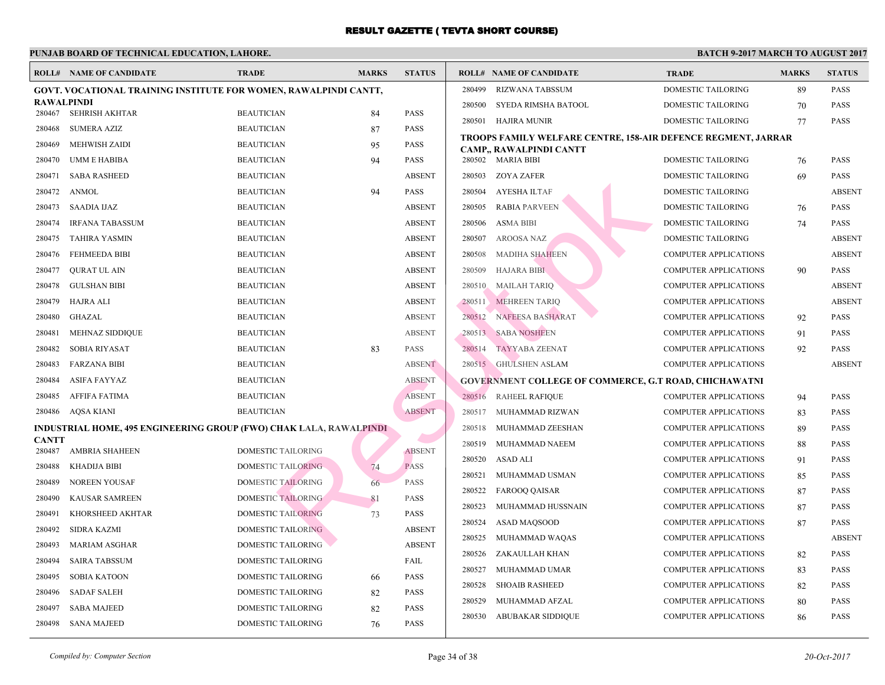# RESULT GAZETTE ( TEVTA SHORT COURSE)

**PUNJAB BOARD OF TECHNICAL EDUCATION, LAHORE.** — **BATCH 9-2017 MARCH TO AUGUST 2017**

### GOVT. VOCATIONAL TRAINING INSTITUTE FOR WOMEN, RAWALPINDI CANTT, RAWALPINDI

| ROLL# | NAME OF CANDIDATE | TRADE | MARKS | STATUS |
|---|---|---|---|---|
| 280467 | SEHRISH AKHTAR | BEAUTICIAN | 84 | PASS |
| 280468 | SUMERA AZIZ | BEAUTICIAN | 87 | PASS |
| 280469 | MEHWISH ZAIDI | BEAUTICIAN | 95 | PASS |
| 280470 | UMM E HABIBA | BEAUTICIAN | 94 | PASS |
| 280471 | SABA RASHEED | BEAUTICIAN | | ABSENT |
| 280472 | ANMOL | BEAUTICIAN | 94 | PASS |
| 280473 | SAADIA IJAZ | BEAUTICIAN | | ABSENT |
| 280474 | IRFANA TABASSUM | BEAUTICIAN | | ABSENT |
| 280475 | TAHIRA YASMIN | BEAUTICIAN | | ABSENT |
| 280476 | FEHMEEDA BIBI | BEAUTICIAN | | ABSENT |
| 280477 | QURAT UL AIN | BEAUTICIAN | | ABSENT |
| 280478 | GULSHAN BIBI | BEAUTICIAN | | ABSENT |
| 280479 | HAJRA ALI | BEAUTICIAN | | ABSENT |
| 280480 | GHAZAL | BEAUTICIAN | | ABSENT |
| 280481 | MEHNAZ SIDDIQUE | BEAUTICIAN | | ABSENT |
| 280482 | SOBIA RIYASAT | BEAUTICIAN | 83 | PASS |
| 280483 | FARZANA BIBI | BEAUTICIAN | | ABSENT |
| 280484 | ASIFA FAYYAZ | BEAUTICIAN | | ABSENT |
| 280485 | AFFIFA FATIMA | BEAUTICIAN | | ABSENT |
| 280486 | AQSA KIANI | BEAUTICIAN | | ABSENT |

### INDUSTRIAL HOME, 495 ENGINEERING GROUP (FWO) CHAK LALA, RAWALPINDI CANTT

| ROLL# | NAME OF CANDIDATE | TRADE | MARKS | STATUS |
|---|---|---|---|---|
| 280487 | AMBRIA SHAHEEN | DOMESTIC TAILORING | | ABSENT |
| 280488 | KHADIJA BIBI | DOMESTIC TAILORING | 74 | PASS |
| 280489 | NOREEN YOUSAF | DOMESTIC TAILORING | 66 | PASS |
| 280490 | KAUSAR SAMREEN | DOMESTIC TAILORING | 81 | PASS |
| 280491 | KHORSHEED AKHTAR | DOMESTIC TAILORING | 73 | PASS |
| 280492 | SIDRA KAZMI | DOMESTIC TAILORING | | ABSENT |
| 280493 | MARIAM ASGHAR | DOMESTIC TAILORING | | ABSENT |
| 280494 | SAIRA TABSSUM | DOMESTIC TAILORING | | FAIL |
| 280495 | SOBIA KATOON | DOMESTIC TAILORING | 66 | PASS |
| 280496 | SADAF SALEH | DOMESTIC TAILORING | 82 | PASS |
| 280497 | SABA MAJEED | DOMESTIC TAILORING | 82 | PASS |
| 280498 | SANA MAJEED | DOMESTIC TAILORING | 76 | PASS |
| 280499 | RIZWANA TABSSUM | DOMESTIC TAILORING | 89 | PASS |
| 280500 | SYEDA RIMSHA BATOOL | DOMESTIC TAILORING | 70 | PASS |
| 280501 | HAJIRA MUNIR | DOMESTIC TAILORING | 77 | PASS |

### TROOPS FAMILY WELFARE CENTRE, 158-AIR DEFENCE REGMENT, JARRAR CAMP,, RAWALPINDI CANTT

| ROLL# | NAME OF CANDIDATE | TRADE | MARKS | STATUS |
|---|---|---|---|---|
| 280502 | MARIA BIBI | DOMESTIC TAILORING | 76 | PASS |
| 280503 | ZOYA ZAFER | DOMESTIC TAILORING | 69 | PASS |
| 280504 | AYESHA ILTAF | DOMESTIC TAILORING | | ABSENT |
| 280505 | RABIA PARVEEN | DOMESTIC TAILORING | 76 | PASS |
| 280506 | ASMA BIBI | DOMESTIC TAILORING | 74 | PASS |
| 280507 | AROOSA NAZ | DOMESTIC TAILORING | | ABSENT |
| 280508 | MADIHA SHAHEEN | COMPUTER APPLICATIONS | | ABSENT |
| 280509 | HAJARA BIBI | COMPUTER APPLICATIONS | 90 | PASS |
| 280510 | MAILAH TARIQ | COMPUTER APPLICATIONS | | ABSENT |
| 280511 | MEHREEN TARIQ | COMPUTER APPLICATIONS | | ABSENT |
| 280512 | NAFEESA BASHARAT | COMPUTER APPLICATIONS | 92 | PASS |
| 280513 | SABA NOSHEEN | COMPUTER APPLICATIONS | 91 | PASS |
| 280514 | TAYYABA ZEENAT | COMPUTER APPLICATIONS | 92 | PASS |
| 280515 | GHULSHEN ASLAM | COMPUTER APPLICATIONS | | ABSENT |

### GOVERNMENT COLLEGE OF COMMERCE, G.T ROAD, CHICHAWATNI

| ROLL# | NAME OF CANDIDATE | TRADE | MARKS | STATUS |
|---|---|---|---|---|
| 280516 | RAHEEL RAFIQUE | COMPUTER APPLICATIONS | 94 | PASS |
| 280517 | MUHAMMAD RIZWAN | COMPUTER APPLICATIONS | 83 | PASS |
| 280518 | MUHAMMAD ZEESHAN | COMPUTER APPLICATIONS | 89 | PASS |
| 280519 | MUHAMMAD NAEEM | COMPUTER APPLICATIONS | 88 | PASS |
| 280520 | ASAD ALI | COMPUTER APPLICATIONS | 91 | PASS |
| 280521 | MUHAMMAD USMAN | COMPUTER APPLICATIONS | 85 | PASS |
| 280522 | FAROOQ QAISAR | COMPUTER APPLICATIONS | 87 | PASS |
| 280523 | MUHAMMAD HUSSNAIN | COMPUTER APPLICATIONS | 87 | PASS |
| 280524 | ASAD MAQSOOD | COMPUTER APPLICATIONS | 87 | PASS |
| 280525 | MUHAMMAD WAQAS | COMPUTER APPLICATIONS | | ABSENT |
| 280526 | ZAKAULLAH KHAN | COMPUTER APPLICATIONS | 82 | PASS |
| 280527 | MUHAMMAD UMAR | COMPUTER APPLICATIONS | 83 | PASS |
| 280528 | SHOAIB RASHEED | COMPUTER APPLICATIONS | 82 | PASS |
| 280529 | MUHAMMAD AFZAL | COMPUTER APPLICATIONS | 80 | PASS |
| 280530 | ABUBAKAR SIDDIQUE | COMPUTER APPLICATIONS | 86 | PASS |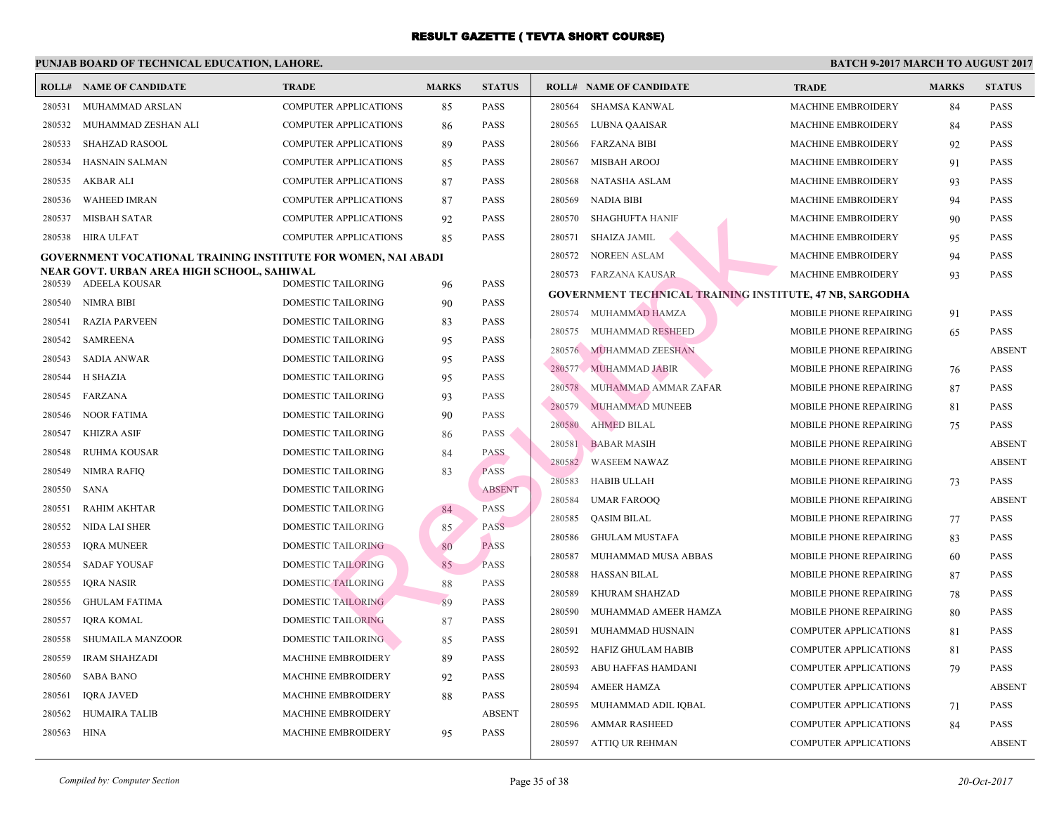# RESULT GAZETTE ( TEVTA SHORT COURSE)

## PUNJAB BOARD OF TECHNICAL EDUCATION, LAHORE.

**BATCH 9-2017 MARCH TO AUGUST 2017**

| ROLL# | NAME OF CANDIDATE | TRADE | MARKS | STATUS |
|---|---|---|---|---|
| 280531 | MUHAMMAD ARSLAN | COMPUTER APPLICATIONS | 85 | PASS |
| 280532 | MUHAMMAD ZESHAN ALI | COMPUTER APPLICATIONS | 86 | PASS |
| 280533 | SHAHZAD RASOOL | COMPUTER APPLICATIONS | 89 | PASS |
| 280534 | HASNAIN SALMAN | COMPUTER APPLICATIONS | 85 | PASS |
| 280535 | AKBAR ALI | COMPUTER APPLICATIONS | 87 | PASS |
| 280536 | WAHEED IMRAN | COMPUTER APPLICATIONS | 87 | PASS |
| 280537 | MISBAH SATAR | COMPUTER APPLICATIONS | 92 | PASS |
| 280538 | HIRA ULFAT | COMPUTER APPLICATIONS | 85 | PASS |

**GOVERNMENT VOCATIONAL TRAINING INSTITUTE FOR WOMEN, NAI ABADI NEAR GOVT. URBAN AREA HIGH SCHOOL, SAHIWAL**

| ROLL# | NAME OF CANDIDATE | TRADE | MARKS | STATUS |
|---|---|---|---|---|
| 280539 | ADEELA KOUSAR | DOMESTIC TAILORING | 96 | PASS |
| 280540 | NIMRA BIBI | DOMESTIC TAILORING | 90 | PASS |
| 280541 | RAZIA PARVEEN | DOMESTIC TAILORING | 83 | PASS |
| 280542 | SAMREENA | DOMESTIC TAILORING | 95 | PASS |
| 280543 | SADIA ANWAR | DOMESTIC TAILORING | 95 | PASS |
| 280544 | H SHAZIA | DOMESTIC TAILORING | 95 | PASS |
| 280545 | FARZANA | DOMESTIC TAILORING | 93 | PASS |
| 280546 | NOOR FATIMA | DOMESTIC TAILORING | 90 | PASS |
| 280547 | KHIZRA ASIF | DOMESTIC TAILORING | 86 | PASS |
| 280548 | RUHMA KOUSAR | DOMESTIC TAILORING | 84 | PASS |
| 280549 | NIMRA RAFIQ | DOMESTIC TAILORING | 83 | PASS |
| 280550 | SANA | DOMESTIC TAILORING | | ABSENT |
| 280551 | RAHIM AKHTAR | DOMESTIC TAILORING | 84 | PASS |
| 280552 | NIDA LAI SHER | DOMESTIC TAILORING | 85 | PASS |
| 280553 | IQRA MUNEER | DOMESTIC TAILORING | 80 | PASS |
| 280554 | SADAF YOUSAF | DOMESTIC TAILORING | 85 | PASS |
| 280555 | IQRA NASIR | DOMESTIC TAILORING | 88 | PASS |
| 280556 | GHULAM FATIMA | DOMESTIC TAILORING | 89 | PASS |
| 280557 | IQRA KOMAL | DOMESTIC TAILORING | 87 | PASS |
| 280558 | SHUMAILA MANZOOR | DOMESTIC TAILORING | 85 | PASS |
| 280559 | IRAM SHAHZADI | MACHINE EMBROIDERY | 89 | PASS |
| 280560 | SABA BANO | MACHINE EMBROIDERY | 92 | PASS |
| 280561 | IQRA JAVED | MACHINE EMBROIDERY | 88 | PASS |
| 280562 | HUMAIRA TALIB | MACHINE EMBROIDERY | | ABSENT |
| 280563 | HINA | MACHINE EMBROIDERY | 95 | PASS |
| 280564 | SHAMSA KANWAL | MACHINE EMBROIDERY | 84 | PASS |
| 280565 | LUBNA QAAISAR | MACHINE EMBROIDERY | 84 | PASS |
| 280566 | FARZANA BIBI | MACHINE EMBROIDERY | 92 | PASS |
| 280567 | MISBAH AROOJ | MACHINE EMBROIDERY | 91 | PASS |
| 280568 | NATASHA ASLAM | MACHINE EMBROIDERY | 93 | PASS |
| 280569 | NADIA BIBI | MACHINE EMBROIDERY | 94 | PASS |
| 280570 | SHAGHUFTA HANIF | MACHINE EMBROIDERY | 90 | PASS |
| 280571 | SHAIZA JAMIL | MACHINE EMBROIDERY | 95 | PASS |
| 280572 | NOREEN ASLAM | MACHINE EMBROIDERY | 94 | PASS |
| 280573 | FARZANA KAUSAR | MACHINE EMBROIDERY | 93 | PASS |

**GOVERNMENT TECHNICAL TRAINING INSTITUTE, 47 NB, SARGODHA**

| ROLL# | NAME OF CANDIDATE | TRADE | MARKS | STATUS |
|---|---|---|---|---|
| 280574 | MUHAMMAD HAMZA | MOBILE PHONE REPAIRING | 91 | PASS |
| 280575 | MUHAMMAD RESHEED | MOBILE PHONE REPAIRING | 65 | PASS |
| 280576 | MUHAMMAD ZEESHAN | MOBILE PHONE REPAIRING | | ABSENT |
| 280577 | MUHAMMAD JABIR | MOBILE PHONE REPAIRING | 76 | PASS |
| 280578 | MUHAMMAD AMMAR ZAFAR | MOBILE PHONE REPAIRING | 87 | PASS |
| 280579 | MUHAMMAD MUNEEB | MOBILE PHONE REPAIRING | 81 | PASS |
| 280580 | AHMED BILAL | MOBILE PHONE REPAIRING | 75 | PASS |
| 280581 | BABAR MASIH | MOBILE PHONE REPAIRING | | ABSENT |
| 280582 | WASEEM NAWAZ | MOBILE PHONE REPAIRING | | ABSENT |
| 280583 | HABIB ULLAH | MOBILE PHONE REPAIRING | 73 | PASS |
| 280584 | UMAR FAROOQ | MOBILE PHONE REPAIRING | | ABSENT |
| 280585 | QASIM BILAL | MOBILE PHONE REPAIRING | 77 | PASS |
| 280586 | GHULAM MUSTAFA | MOBILE PHONE REPAIRING | 83 | PASS |
| 280587 | MUHAMMAD MUSA ABBAS | MOBILE PHONE REPAIRING | 60 | PASS |
| 280588 | HASSAN BILAL | MOBILE PHONE REPAIRING | 87 | PASS |
| 280589 | KHURAM SHAHZAD | MOBILE PHONE REPAIRING | 78 | PASS |
| 280590 | MUHAMMAD AMEER HAMZA | MOBILE PHONE REPAIRING | 80 | PASS |
| 280591 | MUHAMMAD HUSNAIN | COMPUTER APPLICATIONS | 81 | PASS |
| 280592 | HAFIZ GHULAM HABIB | COMPUTER APPLICATIONS | 81 | PASS |
| 280593 | ABU HAFFAS HAMDANI | COMPUTER APPLICATIONS | 79 | PASS |
| 280594 | AMEER HAMZA | COMPUTER APPLICATIONS | | ABSENT |
| 280595 | MUHAMMAD ADIL IQBAL | COMPUTER APPLICATIONS | 71 | PASS |
| 280596 | AMMAR RASHEED | COMPUTER APPLICATIONS | 84 | PASS |
| 280597 | ATTIQ UR REHMAN | COMPUTER APPLICATIONS | | ABSENT |

*Compiled by: Computer Section*

*20-Oct-2017*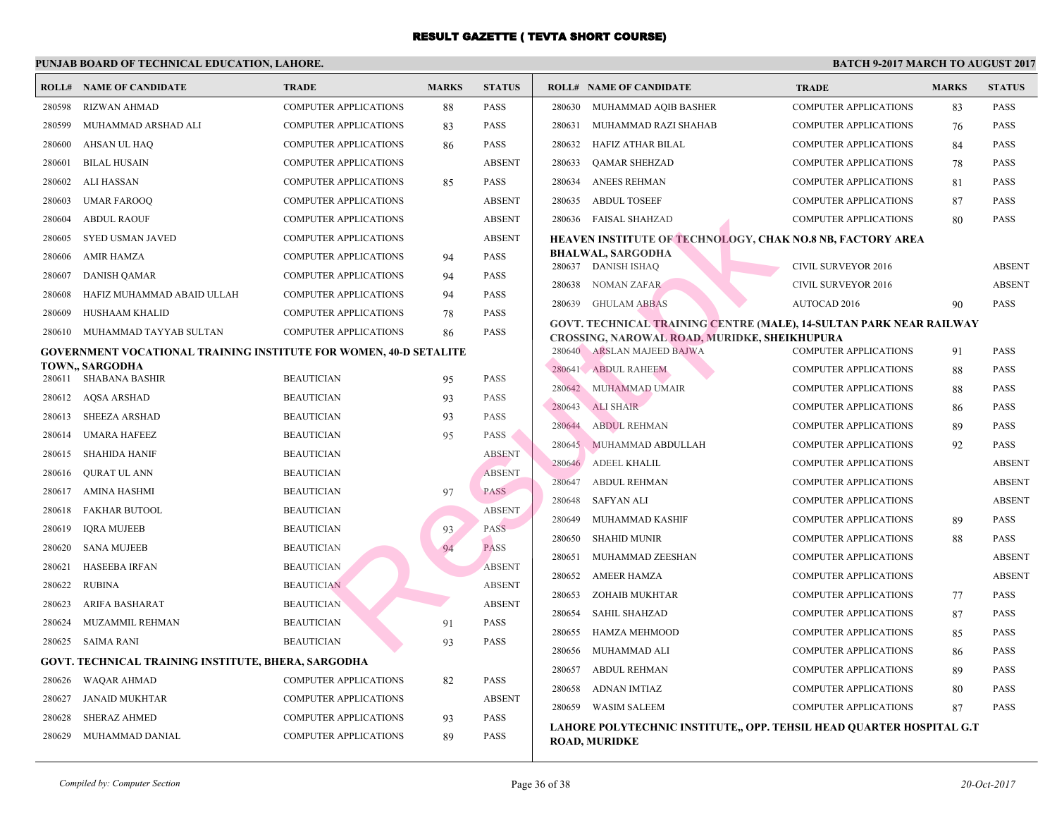# RESULT GAZETTE ( TEVTA SHORT COURSE)

**PUNJAB BOARD OF TECHNICAL EDUCATION, LAHORE.** **BATCH 9-2017 MARCH TO AUGUST 2017**

| ROLL# | NAME OF CANDIDATE | TRADE | MARKS | STATUS |
|---|---|---|---|---|
| 280598 | RIZWAN AHMAD | COMPUTER APPLICATIONS | 88 | PASS |
| 280599 | MUHAMMAD ARSHAD ALI | COMPUTER APPLICATIONS | 83 | PASS |
| 280600 | AHSAN UL HAQ | COMPUTER APPLICATIONS | 86 | PASS |
| 280601 | BILAL HUSAIN | COMPUTER APPLICATIONS | | ABSENT |
| 280602 | ALI HASSAN | COMPUTER APPLICATIONS | 85 | PASS |
| 280603 | UMAR FAROOQ | COMPUTER APPLICATIONS | | ABSENT |
| 280604 | ABDUL RAOUF | COMPUTER APPLICATIONS | | ABSENT |
| 280605 | SYED USMAN JAVED | COMPUTER APPLICATIONS | | ABSENT |
| 280606 | AMIR HAMZA | COMPUTER APPLICATIONS | 94 | PASS |
| 280607 | DANISH QAMAR | COMPUTER APPLICATIONS | 94 | PASS |
| 280608 | HAFIZ MUHAMMAD ABAID ULLAH | COMPUTER APPLICATIONS | 94 | PASS |
| 280609 | HUSHAAM KHALID | COMPUTER APPLICATIONS | 78 | PASS |
| 280610 | MUHAMMAD TAYYAB SULTAN | COMPUTER APPLICATIONS | 86 | PASS |

**GOVERNMENT VOCATIONAL TRAINING INSTITUTE FOR WOMEN, 40-D SETALITE TOWN,, SARGODHA**

| ROLL# | NAME OF CANDIDATE | TRADE | MARKS | STATUS |
|---|---|---|---|---|
| 280611 | SHABANA BASHIR | BEAUTICIAN | 95 | PASS |
| 280612 | AQSA ARSHAD | BEAUTICIAN | 93 | PASS |
| 280613 | SHEEZA ARSHAD | BEAUTICIAN | 93 | PASS |
| 280614 | UMARA HAFEEZ | BEAUTICIAN | 95 | PASS |
| 280615 | SHAHIDA HANIF | BEAUTICIAN | | ABSENT |
| 280616 | QURAT UL ANN | BEAUTICIAN | | ABSENT |
| 280617 | AMINA HASHMI | BEAUTICIAN | 97 | PASS |
| 280618 | FAKHAR BUTOOL | BEAUTICIAN | | ABSENT |
| 280619 | IQRA MUJEEB | BEAUTICIAN | 93 | PASS |
| 280620 | SANA MUJEEB | BEAUTICIAN | 94 | PASS |
| 280621 | HASEEBA IRFAN | BEAUTICIAN | | ABSENT |
| 280622 | RUBINA | BEAUTICIAN | | ABSENT |
| 280623 | ARIFA BASHARAT | BEAUTICIAN | | ABSENT |
| 280624 | MUZAMMIL REHMAN | BEAUTICIAN | 91 | PASS |
| 280625 | SAIMA RANI | BEAUTICIAN | 93 | PASS |

**GOVT. TECHNICAL TRAINING INSTITUTE, BHERA, SARGODHA**

| ROLL# | NAME OF CANDIDATE | TRADE | MARKS | STATUS |
|---|---|---|---|---|
| 280626 | WAQAR AHMAD | COMPUTER APPLICATIONS | 82 | PASS |
| 280627 | JANAID MUKHTAR | COMPUTER APPLICATIONS | | ABSENT |
| 280628 | SHERAZ AHMED | COMPUTER APPLICATIONS | 93 | PASS |
| 280629 | MUHAMMAD DANIAL | COMPUTER APPLICATIONS | 89 | PASS |
| 280630 | MUHAMMAD AQIB BASHER | COMPUTER APPLICATIONS | 83 | PASS |
| 280631 | MUHAMMAD RAZI SHAHAB | COMPUTER APPLICATIONS | 76 | PASS |
| 280632 | HAFIZ ATHAR BILAL | COMPUTER APPLICATIONS | 84 | PASS |
| 280633 | QAMAR SHEHZAD | COMPUTER APPLICATIONS | 78 | PASS |
| 280634 | ANEES REHMAN | COMPUTER APPLICATIONS | 81 | PASS |
| 280635 | ABDUL TOSEEF | COMPUTER APPLICATIONS | 87 | PASS |
| 280636 | FAISAL SHAHZAD | COMPUTER APPLICATIONS | 80 | PASS |

**HEAVEN INSTITUTE OF TECHNOLOGY, CHAK NO.8 NB, FACTORY AREA BHALWAL, SARGODHA**

| ROLL# | NAME OF CANDIDATE | TRADE | MARKS | STATUS |
|---|---|---|---|---|
| 280637 | DANISH ISHAQ | CIVIL SURVEYOR 2016 | | ABSENT |
| 280638 | NOMAN ZAFAR | CIVIL SURVEYOR 2016 | | ABSENT |
| 280639 | GHULAM ABBAS | AUTOCAD 2016 | 90 | PASS |

**GOVT. TECHNICAL TRAINING CENTRE (MALE), 14-SULTAN PARK NEAR RAILWAY CROSSING, NAROWAL ROAD, MURIDKE, SHEIKHUPURA**

| ROLL# | NAME OF CANDIDATE | TRADE | MARKS | STATUS |
|---|---|---|---|---|
| 280640 | ARSLAN MAJEED BAJWA | COMPUTER APPLICATIONS | 91 | PASS |
| 280641 | ABDUL RAHEEM | COMPUTER APPLICATIONS | 88 | PASS |
| 280642 | MUHAMMAD UMAIR | COMPUTER APPLICATIONS | 88 | PASS |
| 280643 | ALI SHAIR | COMPUTER APPLICATIONS | 86 | PASS |
| 280644 | ABDUL REHMAN | COMPUTER APPLICATIONS | 89 | PASS |
| 280645 | MUHAMMAD ABDULLAH | COMPUTER APPLICATIONS | 92 | PASS |
| 280646 | ADEEL KHALIL | COMPUTER APPLICATIONS | | ABSENT |
| 280647 | ABDUL REHMAN | COMPUTER APPLICATIONS | | ABSENT |
| 280648 | SAFYAN ALI | COMPUTER APPLICATIONS | | ABSENT |
| 280649 | MUHAMMAD KASHIF | COMPUTER APPLICATIONS | 89 | PASS |
| 280650 | SHAHID MUNIR | COMPUTER APPLICATIONS | 88 | PASS |
| 280651 | MUHAMMAD ZEESHAN | COMPUTER APPLICATIONS | | ABSENT |
| 280652 | AMEER HAMZA | COMPUTER APPLICATIONS | | ABSENT |
| 280653 | ZOHAIB MUKHTAR | COMPUTER APPLICATIONS | 77 | PASS |
| 280654 | SAHIL SHAHZAD | COMPUTER APPLICATIONS | 87 | PASS |
| 280655 | HAMZA MEHMOOD | COMPUTER APPLICATIONS | 85 | PASS |
| 280656 | MUHAMMAD ALI | COMPUTER APPLICATIONS | 86 | PASS |
| 280657 | ABDUL REHMAN | COMPUTER APPLICATIONS | 89 | PASS |
| 280658 | ADNAN IMTIAZ | COMPUTER APPLICATIONS | 80 | PASS |
| 280659 | WASIM SALEEM | COMPUTER APPLICATIONS | 87 | PASS |

**LAHORE POLYTECHNIC INSTITUTE,, OPP. TEHSIL HEAD QUARTER HOSPITAL G.T ROAD, MURIDKE**

*Compiled by: Computer Section* — *20-Oct-2017*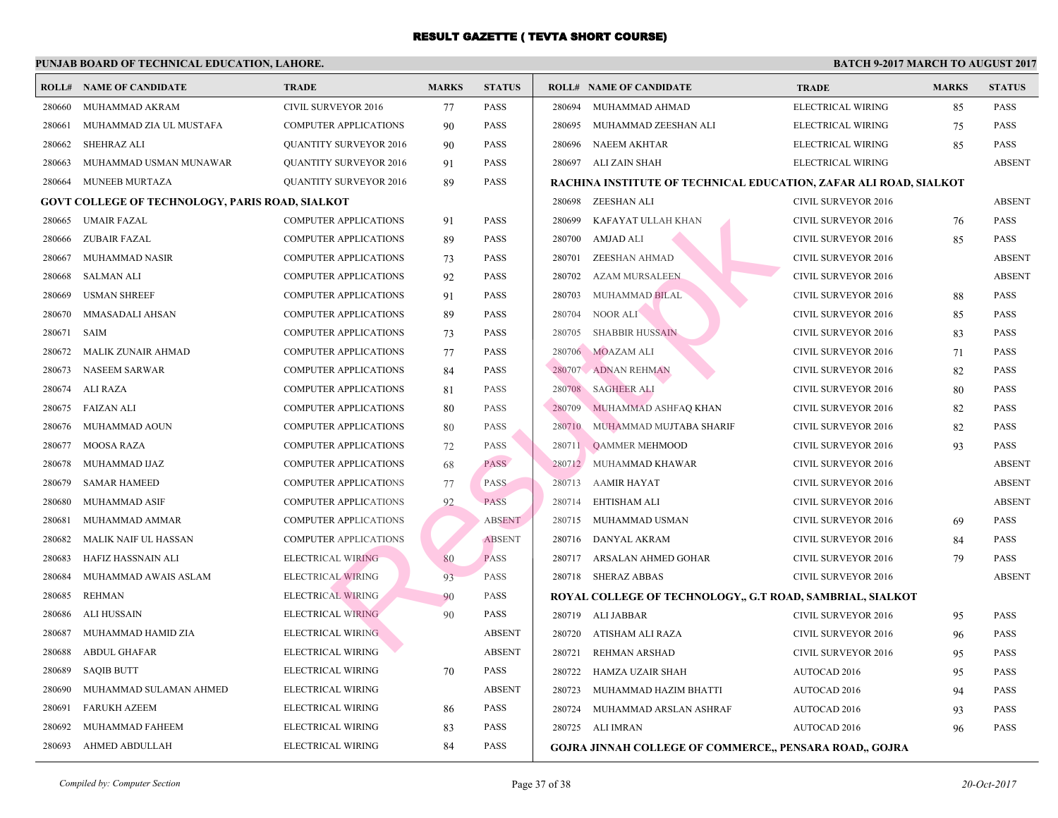# RESULT GAZETTE ( TEVTA SHORT COURSE)

**PUNJAB BOARD OF TECHNICAL EDUCATION, LAHORE.**

**BATCH 9-2017 MARCH TO AUGUST 2017**

| ROLL# | NAME OF CANDIDATE | TRADE | MARKS | STATUS |
|---|---|---|---|---|
| 280660 | MUHAMMAD AKRAM | CIVIL SURVEYOR 2016 | 77 | PASS |
| 280661 | MUHAMMAD ZIA UL MUSTAFA | COMPUTER APPLICATIONS | 90 | PASS |
| 280662 | SHEHRAZ ALI | QUANTITY SURVEYOR 2016 | 90 | PASS |
| 280663 | MUHAMMAD USMAN MUNAWAR | QUANTITY SURVEYOR 2016 | 91 | PASS |
| 280664 | MUNEEB MURTAZA | QUANTITY SURVEYOR 2016 | 89 | PASS |

**GOVT COLLEGE OF TECHNOLOGY, PARIS ROAD, SIALKOT**

| ROLL# | NAME OF CANDIDATE | TRADE | MARKS | STATUS |
|---|---|---|---|---|
| 280665 | UMAIR FAZAL | COMPUTER APPLICATIONS | 91 | PASS |
| 280666 | ZUBAIR FAZAL | COMPUTER APPLICATIONS | 89 | PASS |
| 280667 | MUHAMMAD NASIR | COMPUTER APPLICATIONS | 73 | PASS |
| 280668 | SALMAN ALI | COMPUTER APPLICATIONS | 92 | PASS |
| 280669 | USMAN SHREEF | COMPUTER APPLICATIONS | 91 | PASS |
| 280670 | MMASADALI AHSAN | COMPUTER APPLICATIONS | 89 | PASS |
| 280671 | SAIM | COMPUTER APPLICATIONS | 73 | PASS |
| 280672 | MALIK ZUNAIR AHMAD | COMPUTER APPLICATIONS | 77 | PASS |
| 280673 | NASEEM SARWAR | COMPUTER APPLICATIONS | 84 | PASS |
| 280674 | ALI RAZA | COMPUTER APPLICATIONS | 81 | PASS |
| 280675 | FAIZAN ALI | COMPUTER APPLICATIONS | 80 | PASS |
| 280676 | MUHAMMAD AOUN | COMPUTER APPLICATIONS | 80 | PASS |
| 280677 | MOOSA RAZA | COMPUTER APPLICATIONS | 72 | PASS |
| 280678 | MUHAMMAD IJAZ | COMPUTER APPLICATIONS | 68 | PASS |
| 280679 | SAMAR HAMEED | COMPUTER APPLICATIONS | 77 | PASS |
| 280680 | MUHAMMAD ASIF | COMPUTER APPLICATIONS | 92 | PASS |
| 280681 | MUHAMMAD AMMAR | COMPUTER APPLICATIONS | | ABSENT |
| 280682 | MALIK NAIF UL HASSAN | COMPUTER APPLICATIONS | | ABSENT |
| 280683 | HAFIZ HASSNAIN ALI | ELECTRICAL WIRING | 80 | PASS |
| 280684 | MUHAMMAD AWAIS ASLAM | ELECTRICAL WIRING | 93 | PASS |
| 280685 | REHMAN | ELECTRICAL WIRING | 90 | PASS |
| 280686 | ALI HUSSAIN | ELECTRICAL WIRING | 90 | PASS |
| 280687 | MUHAMMAD HAMID ZIA | ELECTRICAL WIRING | | ABSENT |
| 280688 | ABDUL GHAFAR | ELECTRICAL WIRING | | ABSENT |
| 280689 | SAQIB BUTT | ELECTRICAL WIRING | 70 | PASS |
| 280690 | MUHAMMAD SULAMAN AHMED | ELECTRICAL WIRING | | ABSENT |
| 280691 | FARUKH AZEEM | ELECTRICAL WIRING | 86 | PASS |
| 280692 | MUHAMMAD FAHEEM | ELECTRICAL WIRING | 83 | PASS |
| 280693 | AHMED ABDULLAH | ELECTRICAL WIRING | 84 | PASS |
| 280694 | MUHAMMAD AHMAD | ELECTRICAL WIRING | 85 | PASS |
| 280695 | MUHAMMAD ZEESHAN ALI | ELECTRICAL WIRING | 75 | PASS |
| 280696 | NAEEM AKHTAR | ELECTRICAL WIRING | 85 | PASS |
| 280697 | ALI ZAIN SHAH | ELECTRICAL WIRING | | ABSENT |

**RACHINA INSTITUTE OF TECHNICAL EDUCATION, ZAFAR ALI ROAD, SIALKOT**

| ROLL# | NAME OF CANDIDATE | TRADE | MARKS | STATUS |
|---|---|---|---|---|
| 280698 | ZEESHAN ALI | CIVIL SURVEYOR 2016 | | ABSENT |
| 280699 | KAFAYAT ULLAH KHAN | CIVIL SURVEYOR 2016 | 76 | PASS |
| 280700 | AMJAD ALI | CIVIL SURVEYOR 2016 | 85 | PASS |
| 280701 | ZEESHAN AHMAD | CIVIL SURVEYOR 2016 | | ABSENT |
| 280702 | AZAM MURSALEEN | CIVIL SURVEYOR 2016 | | ABSENT |
| 280703 | MUHAMMAD BILAL | CIVIL SURVEYOR 2016 | 88 | PASS |
| 280704 | NOOR ALI | CIVIL SURVEYOR 2016 | 85 | PASS |
| 280705 | SHABBIR HUSSAIN | CIVIL SURVEYOR 2016 | 83 | PASS |
| 280706 | MOAZAM ALI | CIVIL SURVEYOR 2016 | 71 | PASS |
| 280707 | ADNAN REHMAN | CIVIL SURVEYOR 2016 | 82 | PASS |
| 280708 | SAGHEER ALI | CIVIL SURVEYOR 2016 | 80 | PASS |
| 280709 | MUHAMMAD ASHFAQ KHAN | CIVIL SURVEYOR 2016 | 82 | PASS |
| 280710 | MUHAMMAD MUJTABA SHARIF | CIVIL SURVEYOR 2016 | 82 | PASS |
| 280711 | QAMMER MEHMOOD | CIVIL SURVEYOR 2016 | 93 | PASS |
| 280712 | MUHAMMAD KHAWAR | CIVIL SURVEYOR 2016 | | ABSENT |
| 280713 | AAMIR HAYAT | CIVIL SURVEYOR 2016 | | ABSENT |
| 280714 | EHTISHAM ALI | CIVIL SURVEYOR 2016 | | ABSENT |
| 280715 | MUHAMMAD USMAN | CIVIL SURVEYOR 2016 | 69 | PASS |
| 280716 | DANYAL AKRAM | CIVIL SURVEYOR 2016 | 84 | PASS |
| 280717 | ARSALAN AHMED GOHAR | CIVIL SURVEYOR 2016 | 79 | PASS |
| 280718 | SHERAZ ABBAS | CIVIL SURVEYOR 2016 | | ABSENT |

**ROYAL COLLEGE OF TECHNOLOGY,, G.T ROAD, SAMBRIAL, SIALKOT**

| ROLL# | NAME OF CANDIDATE | TRADE | MARKS | STATUS |
|---|---|---|---|---|
| 280719 | ALI JABBAR | CIVIL SURVEYOR 2016 | 95 | PASS |
| 280720 | ATISHAM ALI RAZA | CIVIL SURVEYOR 2016 | 96 | PASS |
| 280721 | REHMAN ARSHAD | CIVIL SURVEYOR 2016 | 95 | PASS |
| 280722 | HAMZA UZAIR SHAH | AUTOCAD 2016 | 95 | PASS |
| 280723 | MUHAMMAD HAZIM BHATTI | AUTOCAD 2016 | 94 | PASS |
| 280724 | MUHAMMAD ARSLAN ASHRAF | AUTOCAD 2016 | 93 | PASS |
| 280725 | ALI IMRAN | AUTOCAD 2016 | 96 | PASS |

**GOJRA JINNAH COLLEGE OF COMMERCE,, PENSARA ROAD,, GOJRA**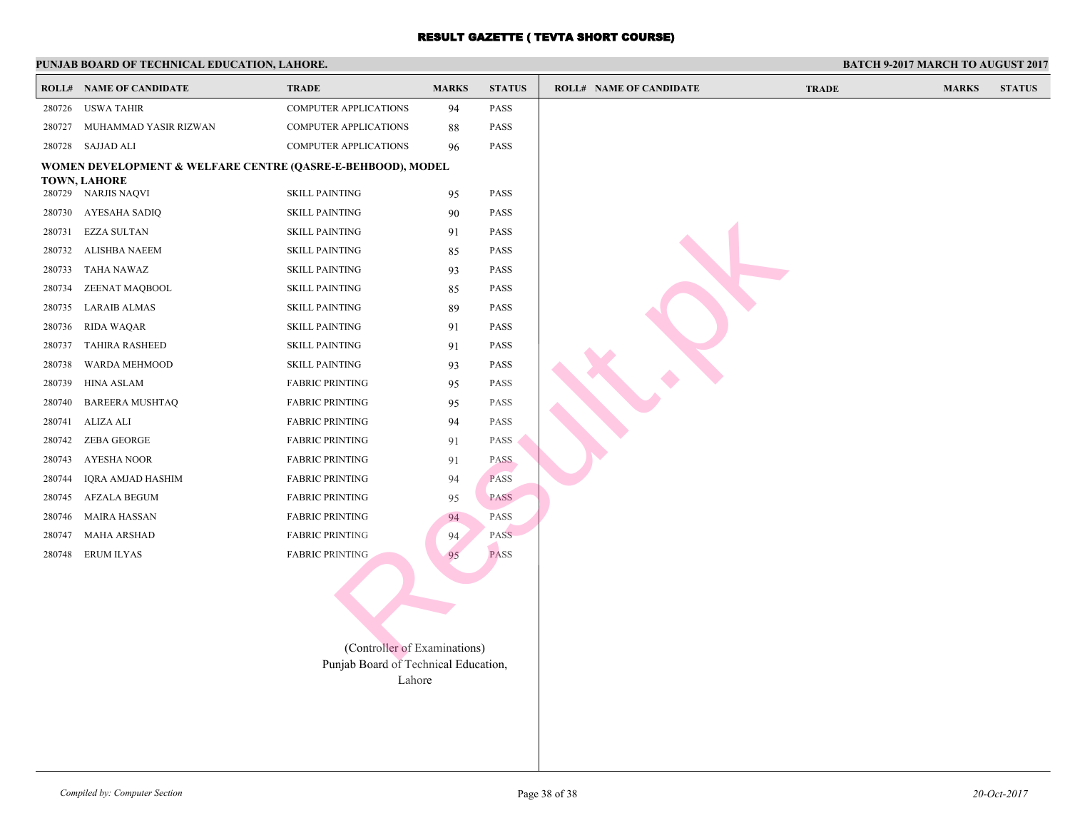# RESULT GAZETTE ( TEVTA SHORT COURSE)

**PUNJAB BOARD OF TECHNICAL EDUCATION, LAHORE.** — **BATCH 9-2017 MARCH TO AUGUST 2017**

| ROLL# | NAME OF CANDIDATE | TRADE | MARKS | STATUS |
|---|---|---|---|---|
| 280726 | USWA TAHIR | COMPUTER APPLICATIONS | 94 | PASS |
| 280727 | MUHAMMAD YASIR RIZWAN | COMPUTER APPLICATIONS | 88 | PASS |
| 280728 | SAJJAD ALI | COMPUTER APPLICATIONS | 96 | PASS |

**WOMEN DEVELOPMENT & WELFARE CENTRE (QASRE-E-BEHBOOD), MODEL TOWN, LAHORE**

| ROLL# | NAME OF CANDIDATE | TRADE | MARKS | STATUS |
|---|---|---|---|---|
| 280729 | NARJIS NAQVI | SKILL PAINTING | 95 | PASS |
| 280730 | AYESAHA SADIQ | SKILL PAINTING | 90 | PASS |
| 280731 | EZZA SULTAN | SKILL PAINTING | 91 | PASS |
| 280732 | ALISHBA NAEEM | SKILL PAINTING | 85 | PASS |
| 280733 | TAHA NAWAZ | SKILL PAINTING | 93 | PASS |
| 280734 | ZEENAT MAQBOOL | SKILL PAINTING | 85 | PASS |
| 280735 | LARAIB ALMAS | SKILL PAINTING | 89 | PASS |
| 280736 | RIDA WAQAR | SKILL PAINTING | 91 | PASS |
| 280737 | TAHIRA RASHEED | SKILL PAINTING | 91 | PASS |
| 280738 | WARDA MEHMOOD | SKILL PAINTING | 93 | PASS |
| 280739 | HINA ASLAM | FABRIC PRINTING | 95 | PASS |
| 280740 | BAREERA MUSHTAQ | FABRIC PRINTING | 95 | PASS |
| 280741 | ALIZA ALI | FABRIC PRINTING | 94 | PASS |
| 280742 | ZEBA GEORGE | FABRIC PRINTING | 91 | PASS |
| 280743 | AYESHA NOOR | FABRIC PRINTING | 91 | PASS |
| 280744 | IQRA AMJAD HASHIM | FABRIC PRINTING | 94 | PASS |
| 280745 | AFZALA BEGUM | FABRIC PRINTING | 95 | PASS |
| 280746 | MAIRA HASSAN | FABRIC PRINTING | 94 | PASS |
| 280747 | MAHA ARSHAD | FABRIC PRINTING | 94 | PASS |
| 280748 | ERUM ILYAS | FABRIC PRINTING | 95 | PASS |

(Controller of Examinations)
Punjab Board of Technical Education,
Lahore

*Compiled by: Computer Section* — *20-Oct-2017*